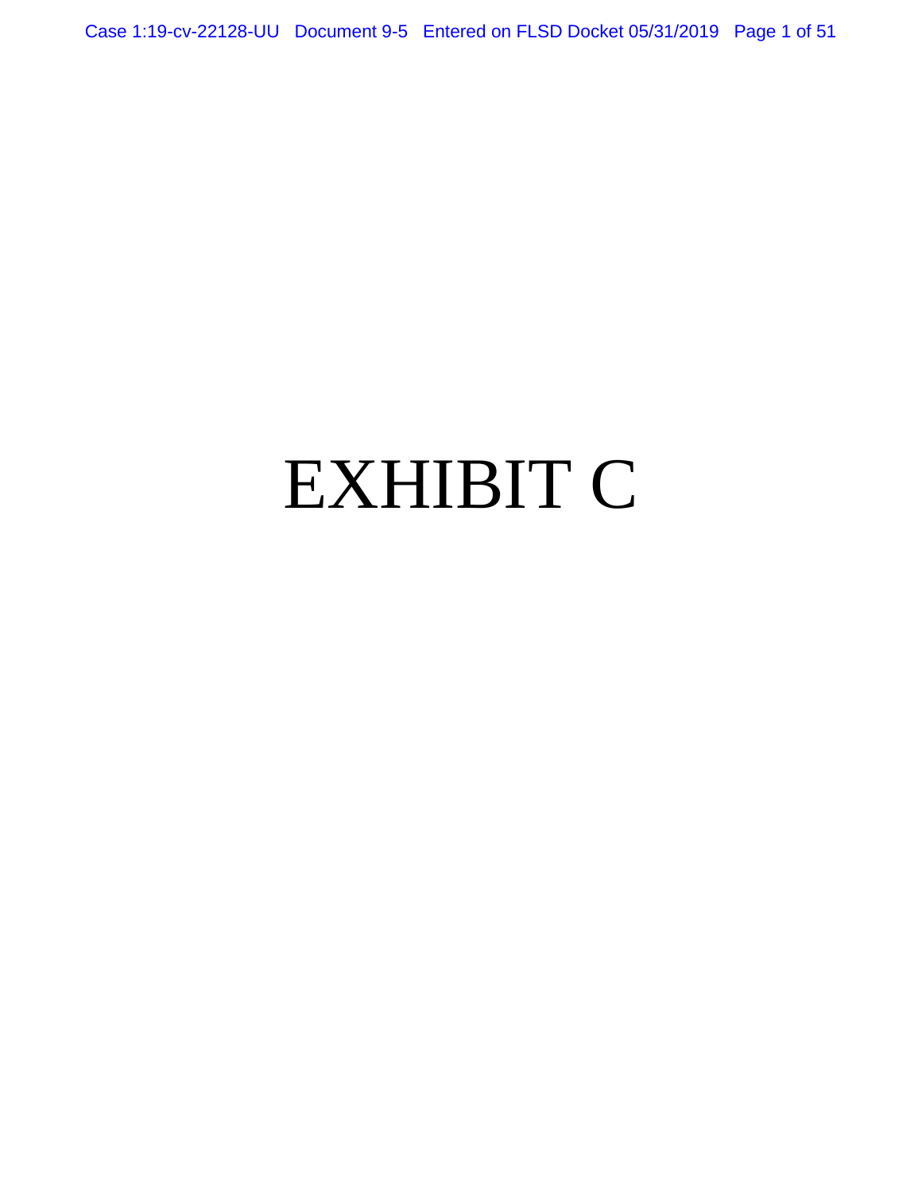# EXHIBIT C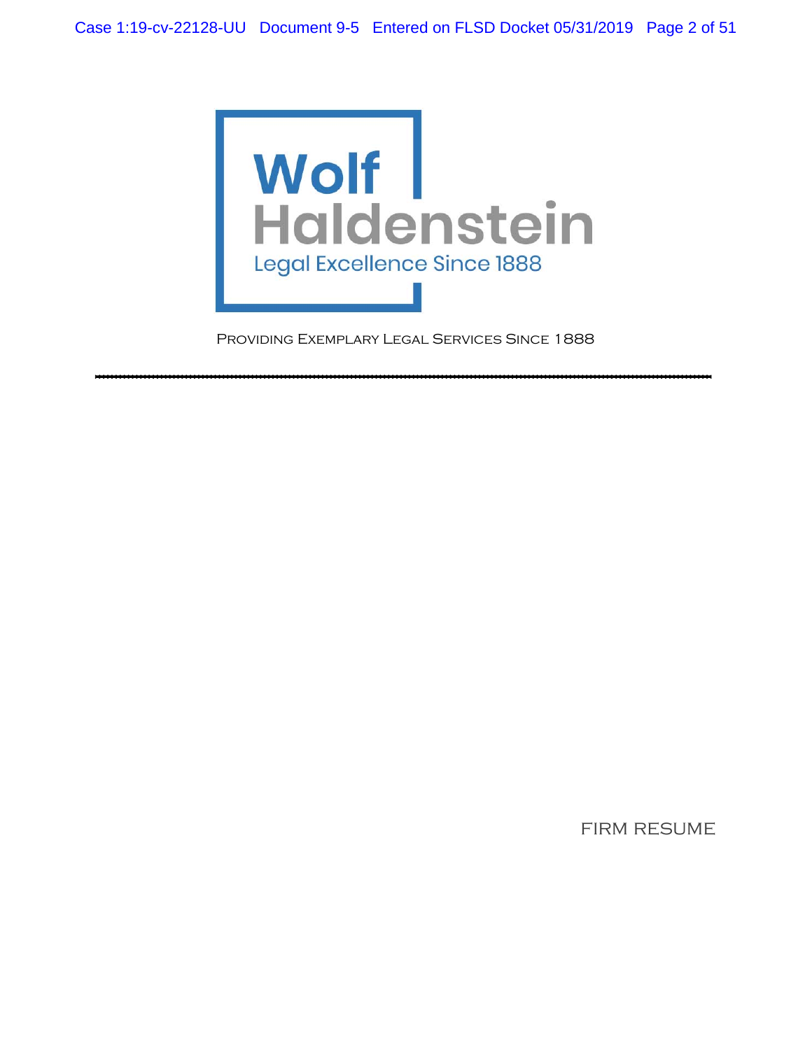Wolf
Haldenstein
Legal Excellence Since 1888

PROVIDING EXEMPLARY LEGAL SERVICES SINCE 1888

---

FIRM RESUME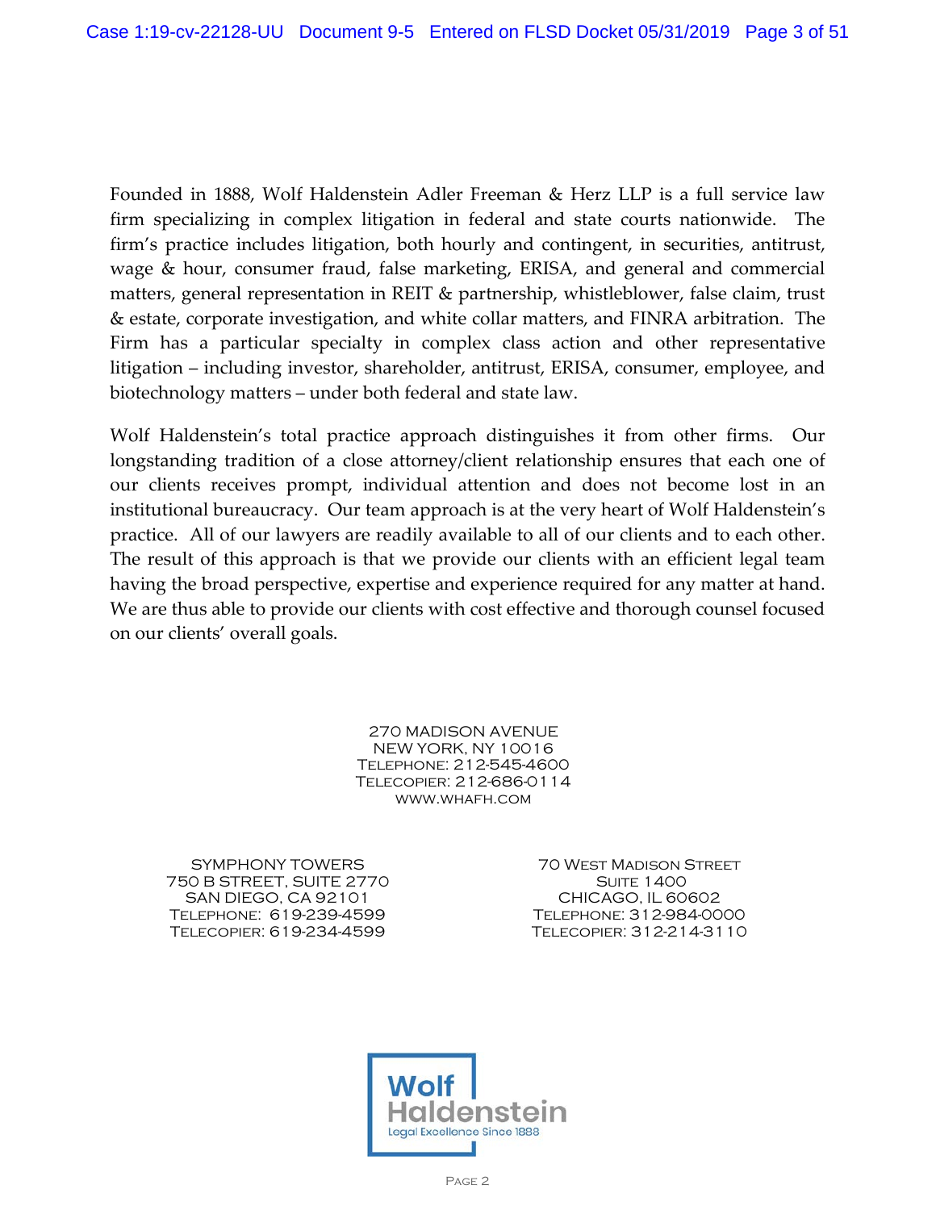Founded in 1888, Wolf Haldenstein Adler Freeman & Herz LLP is a full service law firm specializing in complex litigation in federal and state courts nationwide. The firm's practice includes litigation, both hourly and contingent, in securities, antitrust, wage & hour, consumer fraud, false marketing, ERISA, and general and commercial matters, general representation in REIT & partnership, whistleblower, false claim, trust & estate, corporate investigation, and white collar matters, and FINRA arbitration. The Firm has a particular specialty in complex class action and other representative litigation – including investor, shareholder, antitrust, ERISA, consumer, employee, and biotechnology matters – under both federal and state law.

Wolf Haldenstein's total practice approach distinguishes it from other firms. Our longstanding tradition of a close attorney/client relationship ensures that each one of our clients receives prompt, individual attention and does not become lost in an institutional bureaucracy. Our team approach is at the very heart of Wolf Haldenstein's practice. All of our lawyers are readily available to all of our clients and to each other. The result of this approach is that we provide our clients with an efficient legal team having the broad perspective, expertise and experience required for any matter at hand. We are thus able to provide our clients with cost effective and thorough counsel focused on our clients' overall goals.

270 MADISON AVENUE
NEW YORK, NY 10016
TELEPHONE: 212-545-4600
TELECOPIER: 212-686-0114
WWW.WHAFH.COM

SYMPHONY TOWERS
750 B STREET, SUITE 2770
SAN DIEGO, CA 92101
TELEPHONE: 619-239-4599
TELECOPIER: 619-234-4599

70 WEST MADISON STREET
SUITE 1400
CHICAGO, IL 60602
TELEPHONE: 312-984-0000
TELECOPIER: 312-214-3110

Wolf Haldenstein
Legal Excellence Since 1888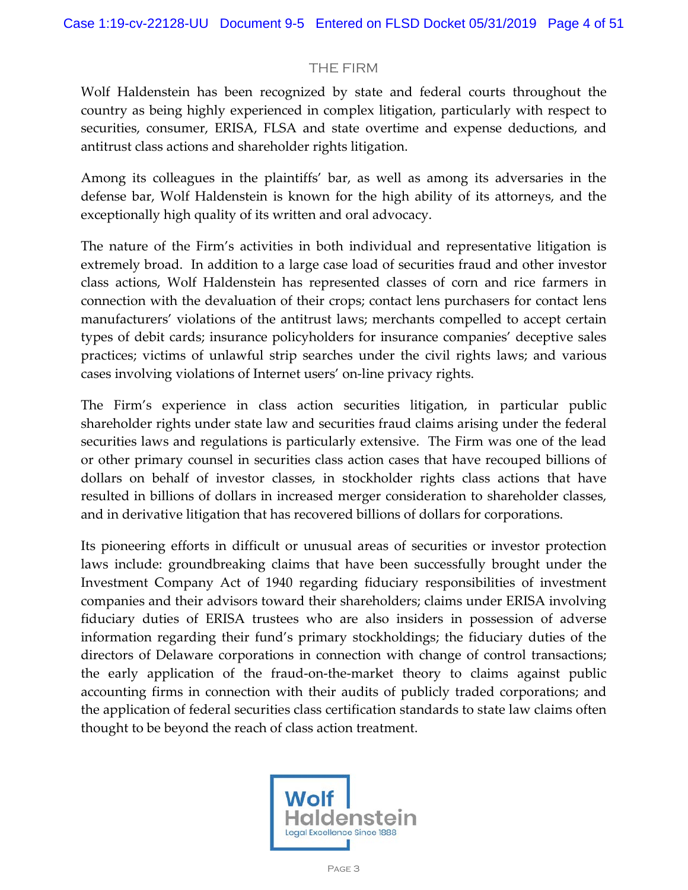## THE FIRM

Wolf Haldenstein has been recognized by state and federal courts throughout the country as being highly experienced in complex litigation, particularly with respect to securities, consumer, ERISA, FLSA and state overtime and expense deductions, and antitrust class actions and shareholder rights litigation.

Among its colleagues in the plaintiffs' bar, as well as among its adversaries in the defense bar, Wolf Haldenstein is known for the high ability of its attorneys, and the exceptionally high quality of its written and oral advocacy.

The nature of the Firm's activities in both individual and representative litigation is extremely broad. In addition to a large case load of securities fraud and other investor class actions, Wolf Haldenstein has represented classes of corn and rice farmers in connection with the devaluation of their crops; contact lens purchasers for contact lens manufacturers' violations of the antitrust laws; merchants compelled to accept certain types of debit cards; insurance policyholders for insurance companies' deceptive sales practices; victims of unlawful strip searches under the civil rights laws; and various cases involving violations of Internet users' on-line privacy rights.

The Firm's experience in class action securities litigation, in particular public shareholder rights under state law and securities fraud claims arising under the federal securities laws and regulations is particularly extensive. The Firm was one of the lead or other primary counsel in securities class action cases that have recouped billions of dollars on behalf of investor classes, in stockholder rights class actions that have resulted in billions of dollars in increased merger consideration to shareholder classes, and in derivative litigation that has recovered billions of dollars for corporations.

Its pioneering efforts in difficult or unusual areas of securities or investor protection laws include: groundbreaking claims that have been successfully brought under the Investment Company Act of 1940 regarding fiduciary responsibilities of investment companies and their advisors toward their shareholders; claims under ERISA involving fiduciary duties of ERISA trustees who are also insiders in possession of adverse information regarding their fund's primary stockholdings; the fiduciary duties of the directors of Delaware corporations in connection with change of control transactions; the early application of the fraud-on-the-market theory to claims against public accounting firms in connection with their audits of publicly traded corporations; and the application of federal securities class certification standards to state law claims often thought to be beyond the reach of class action treatment.

Wolf Haldenstein
Legal Excellence Since 1888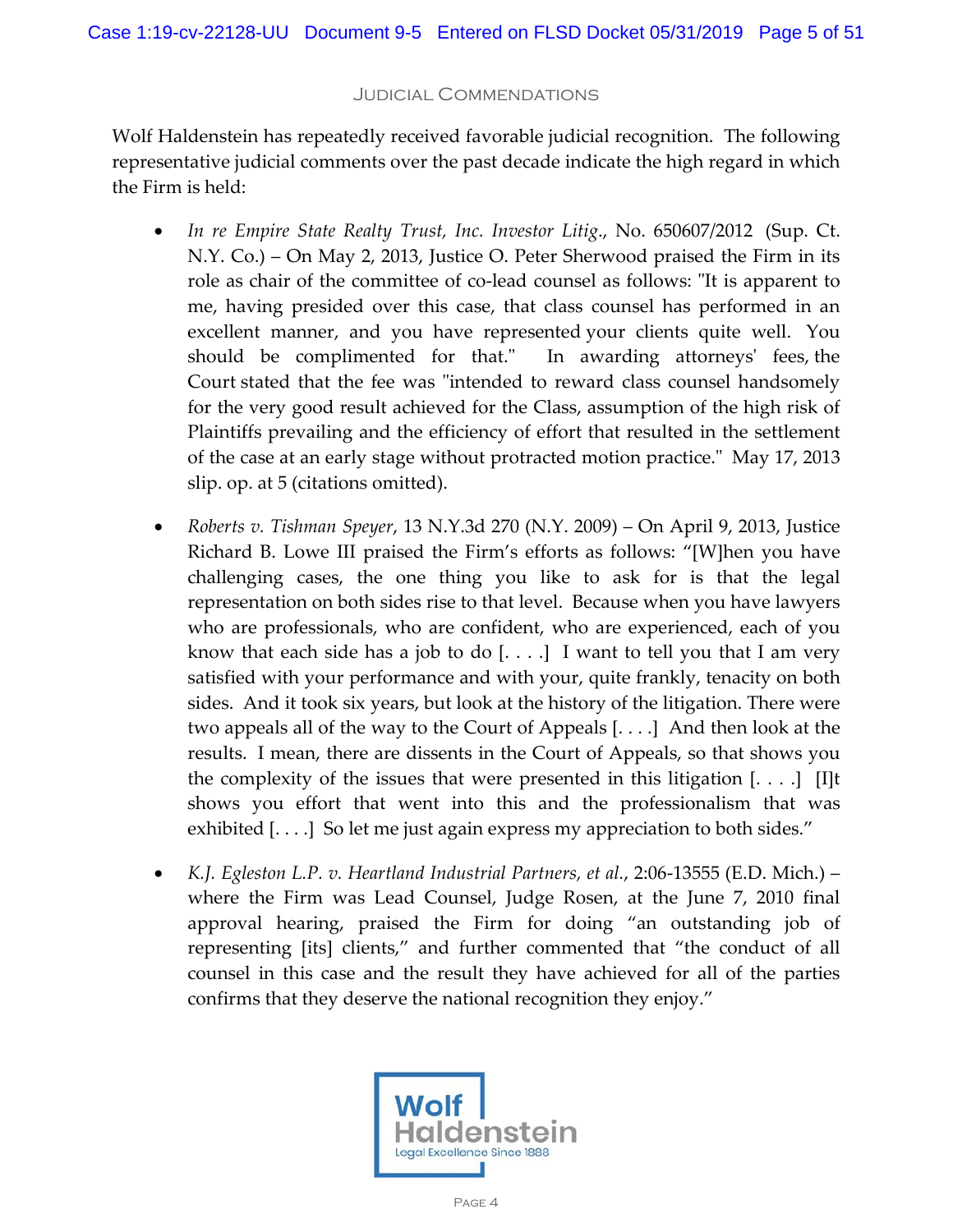## Judicial Commendations

Wolf Haldenstein has repeatedly received favorable judicial recognition. The following representative judicial comments over the past decade indicate the high regard in which the Firm is held:

- *In re Empire State Realty Trust, Inc. Investor Litig.*, No. 650607/2012 (Sup. Ct. N.Y. Co.) – On May 2, 2013, Justice O. Peter Sherwood praised the Firm in its role as chair of the committee of co-lead counsel as follows: "It is apparent to me, having presided over this case, that class counsel has performed in an excellent manner, and you have represented your clients quite well. You should be complimented for that." In awarding attorneys' fees, the Court stated that the fee was "intended to reward class counsel handsomely for the very good result achieved for the Class, assumption of the high risk of Plaintiffs prevailing and the efficiency of effort that resulted in the settlement of the case at an early stage without protracted motion practice." May 17, 2013 slip. op. at 5 (citations omitted).

- *Roberts v. Tishman Speyer*, 13 N.Y.3d 270 (N.Y. 2009) – On April 9, 2013, Justice Richard B. Lowe III praised the Firm's efforts as follows: "[W]hen you have challenging cases, the one thing you like to ask for is that the legal representation on both sides rise to that level. Because when you have lawyers who are professionals, who are confident, who are experienced, each of you know that each side has a job to do [. . . .] I want to tell you that I am very satisfied with your performance and with your, quite frankly, tenacity on both sides. And it took six years, but look at the history of the litigation. There were two appeals all of the way to the Court of Appeals [. . . .] And then look at the results. I mean, there are dissents in the Court of Appeals, so that shows you the complexity of the issues that were presented in this litigation [. . . .] [I]t shows you effort that went into this and the professionalism that was exhibited [. . . .] So let me just again express my appreciation to both sides."

- *K.J. Egleston L.P. v. Heartland Industrial Partners, et al.*, 2:06-13555 (E.D. Mich.) – where the Firm was Lead Counsel, Judge Rosen, at the June 7, 2010 final approval hearing, praised the Firm for doing "an outstanding job of representing [its] clients," and further commented that "the conduct of all counsel in this case and the result they have achieved for all of the parties confirms that they deserve the national recognition they enjoy."

Wolf Haldenstein
Legal Excellence Since 1888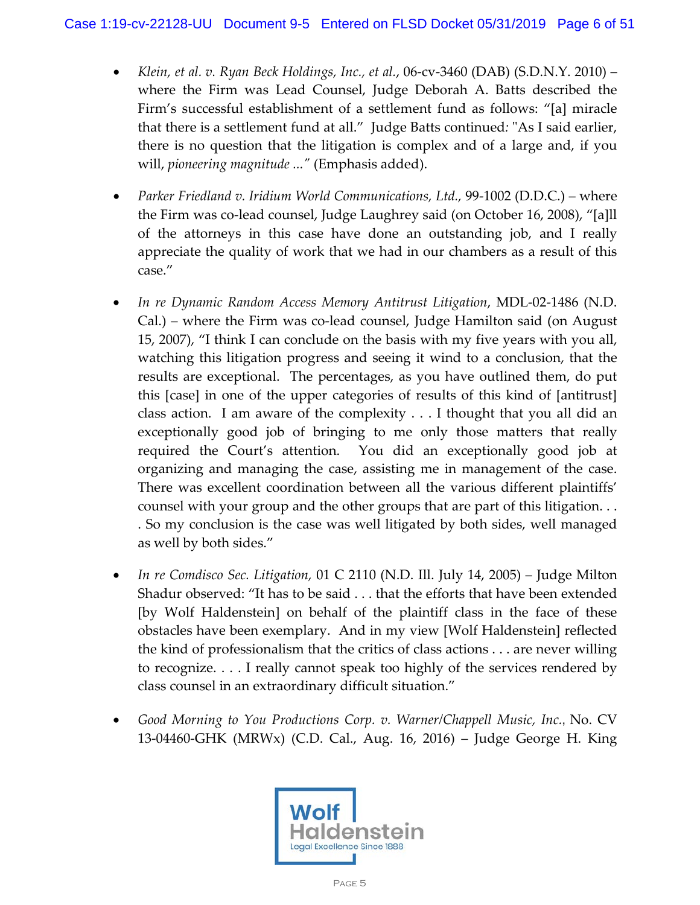- *Klein, et al. v. Ryan Beck Holdings, Inc., et al.*, 06-cv-3460 (DAB) (S.D.N.Y. 2010) – where the Firm was Lead Counsel, Judge Deborah A. Batts described the Firm's successful establishment of a settlement fund as follows: "[a] miracle that there is a settlement fund at all." Judge Batts continued*:* "As I said earlier, there is no question that the litigation is complex and of a large and, if you will, *pioneering magnitude ..."* (Emphasis added).

- *Parker Friedland v. Iridium World Communications, Ltd.,* 99-1002 (D.D.C.) – where the Firm was co-lead counsel, Judge Laughrey said (on October 16, 2008), "[a]ll of the attorneys in this case have done an outstanding job, and I really appreciate the quality of work that we had in our chambers as a result of this case."

- *In re Dynamic Random Access Memory Antitrust Litigation*, MDL-02-1486 (N.D. Cal.) – where the Firm was co-lead counsel, Judge Hamilton said (on August 15, 2007), "I think I can conclude on the basis with my five years with you all, watching this litigation progress and seeing it wind to a conclusion, that the results are exceptional. The percentages, as you have outlined them, do put this [case] in one of the upper categories of results of this kind of [antitrust] class action. I am aware of the complexity . . . I thought that you all did an exceptionally good job of bringing to me only those matters that really required the Court's attention. You did an exceptionally good job at organizing and managing the case, assisting me in management of the case. There was excellent coordination between all the various different plaintiffs' counsel with your group and the other groups that are part of this litigation. . . . So my conclusion is the case was well litigated by both sides, well managed as well by both sides."

- *In re Comdisco Sec. Litigation,* 01 C 2110 (N.D. Ill. July 14, 2005) – Judge Milton Shadur observed: "It has to be said . . . that the efforts that have been extended [by Wolf Haldenstein] on behalf of the plaintiff class in the face of these obstacles have been exemplary. And in my view [Wolf Haldenstein] reflected the kind of professionalism that the critics of class actions . . . are never willing to recognize. . . . I really cannot speak too highly of the services rendered by class counsel in an extraordinary difficult situation."

- *Good Morning to You Productions Corp. v. Warner/Chappell Music, Inc.*, No. CV 13-04460-GHK (MRWx) (C.D. Cal., Aug. 16, 2016) – Judge George H. King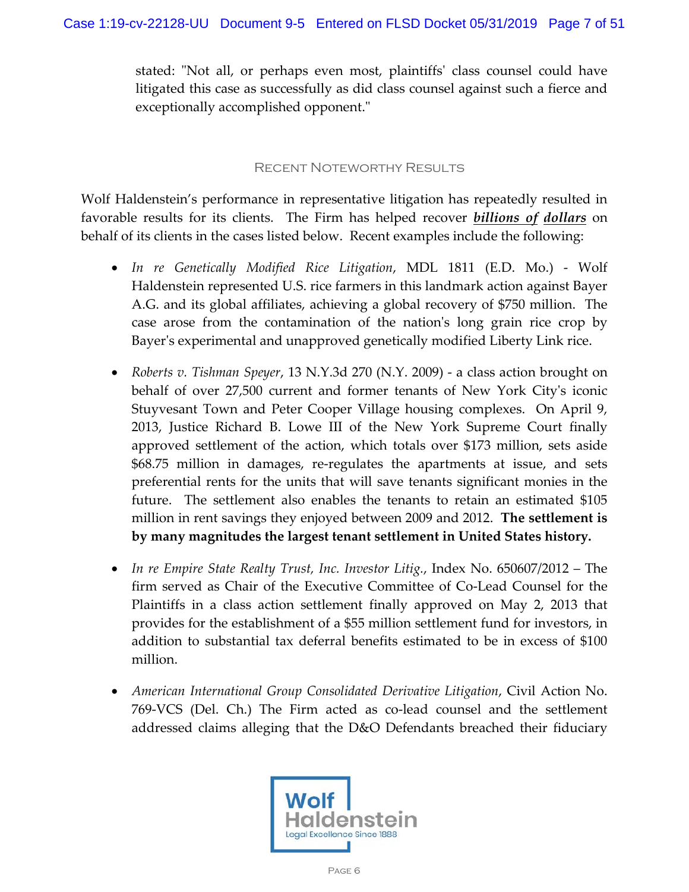stated: "Not all, or perhaps even most, plaintiffs' class counsel could have litigated this case as successfully as did class counsel against such a fierce and exceptionally accomplished opponent."

## Recent Noteworthy Results

Wolf Haldenstein's performance in representative litigation has repeatedly resulted in favorable results for its clients. The Firm has helped recover ***billions of dollars*** on behalf of its clients in the cases listed below. Recent examples include the following:

- *In re Genetically Modified Rice Litigation*, MDL 1811 (E.D. Mo.) - Wolf Haldenstein represented U.S. rice farmers in this landmark action against Bayer A.G. and its global affiliates, achieving a global recovery of $750 million. The case arose from the contamination of the nation's long grain rice crop by Bayer's experimental and unapproved genetically modified Liberty Link rice.

- *Roberts v. Tishman Speyer*, 13 N.Y.3d 270 (N.Y. 2009) - a class action brought on behalf of over 27,500 current and former tenants of New York City's iconic Stuyvesant Town and Peter Cooper Village housing complexes. On April 9, 2013, Justice Richard B. Lowe III of the New York Supreme Court finally approved settlement of the action, which totals over $173 million, sets aside $68.75 million in damages, re-regulates the apartments at issue, and sets preferential rents for the units that will save tenants significant monies in the future. The settlement also enables the tenants to retain an estimated $105 million in rent savings they enjoyed between 2009 and 2012. **The settlement is by many magnitudes the largest tenant settlement in United States history.**

- *In re Empire State Realty Trust, Inc. Investor Litig.*, Index No. 650607/2012 – The firm served as Chair of the Executive Committee of Co-Lead Counsel for the Plaintiffs in a class action settlement finally approved on May 2, 2013 that provides for the establishment of a $55 million settlement fund for investors, in addition to substantial tax deferral benefits estimated to be in excess of $100 million.

- *American International Group Consolidated Derivative Litigation*, Civil Action No. 769-VCS (Del. Ch.) The Firm acted as co-lead counsel and the settlement addressed claims alleging that the D&O Defendants breached their fiduciary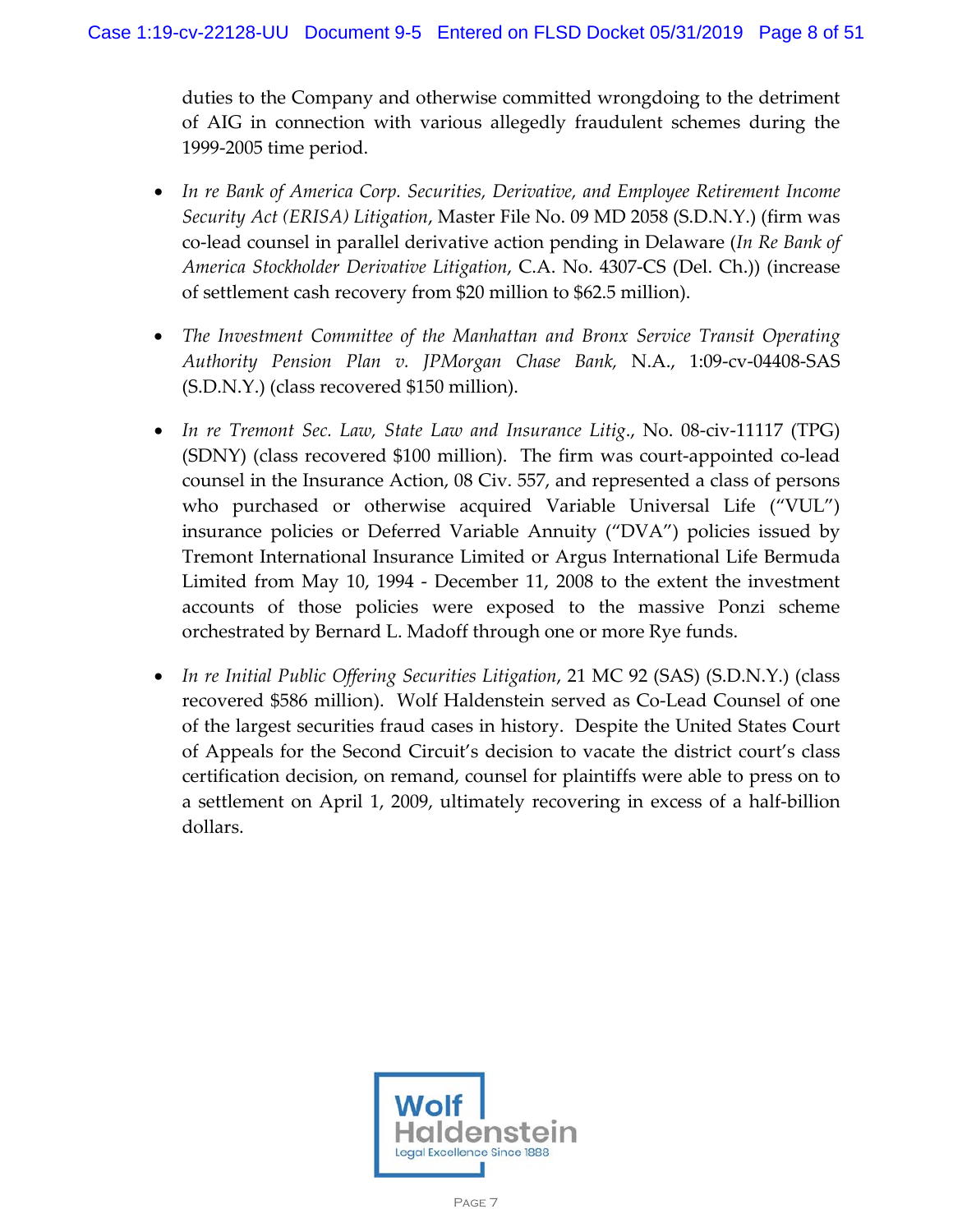duties to the Company and otherwise committed wrongdoing to the detriment of AIG in connection with various allegedly fraudulent schemes during the 1999-2005 time period.

- *In re Bank of America Corp. Securities, Derivative, and Employee Retirement Income Security Act (ERISA) Litigation*, Master File No. 09 MD 2058 (S.D.N.Y.) (firm was co-lead counsel in parallel derivative action pending in Delaware (*In Re Bank of America Stockholder Derivative Litigation*, C.A. No. 4307-CS (Del. Ch.)) (increase of settlement cash recovery from $20 million to $62.5 million).

- *The Investment Committee of the Manhattan and Bronx Service Transit Operating Authority Pension Plan v. JPMorgan Chase Bank,* N.A., 1:09-cv-04408-SAS (S.D.N.Y.) (class recovered $150 million).

- *In re Tremont Sec. Law, State Law and Insurance Litig*., No. 08-civ-11117 (TPG) (SDNY) (class recovered $100 million). The firm was court-appointed co-lead counsel in the Insurance Action, 08 Civ. 557, and represented a class of persons who purchased or otherwise acquired Variable Universal Life ("VUL") insurance policies or Deferred Variable Annuity ("DVA") policies issued by Tremont International Insurance Limited or Argus International Life Bermuda Limited from May 10, 1994 - December 11, 2008 to the extent the investment accounts of those policies were exposed to the massive Ponzi scheme orchestrated by Bernard L. Madoff through one or more Rye funds.

- *In re Initial Public Offering Securities Litigation*, 21 MC 92 (SAS) (S.D.N.Y.) (class recovered $586 million). Wolf Haldenstein served as Co-Lead Counsel of one of the largest securities fraud cases in history. Despite the United States Court of Appeals for the Second Circuit's decision to vacate the district court's class certification decision, on remand, counsel for plaintiffs were able to press on to a settlement on April 1, 2009, ultimately recovering in excess of a half-billion dollars.

Wolf Haldenstein
Legal Excellence Since 1888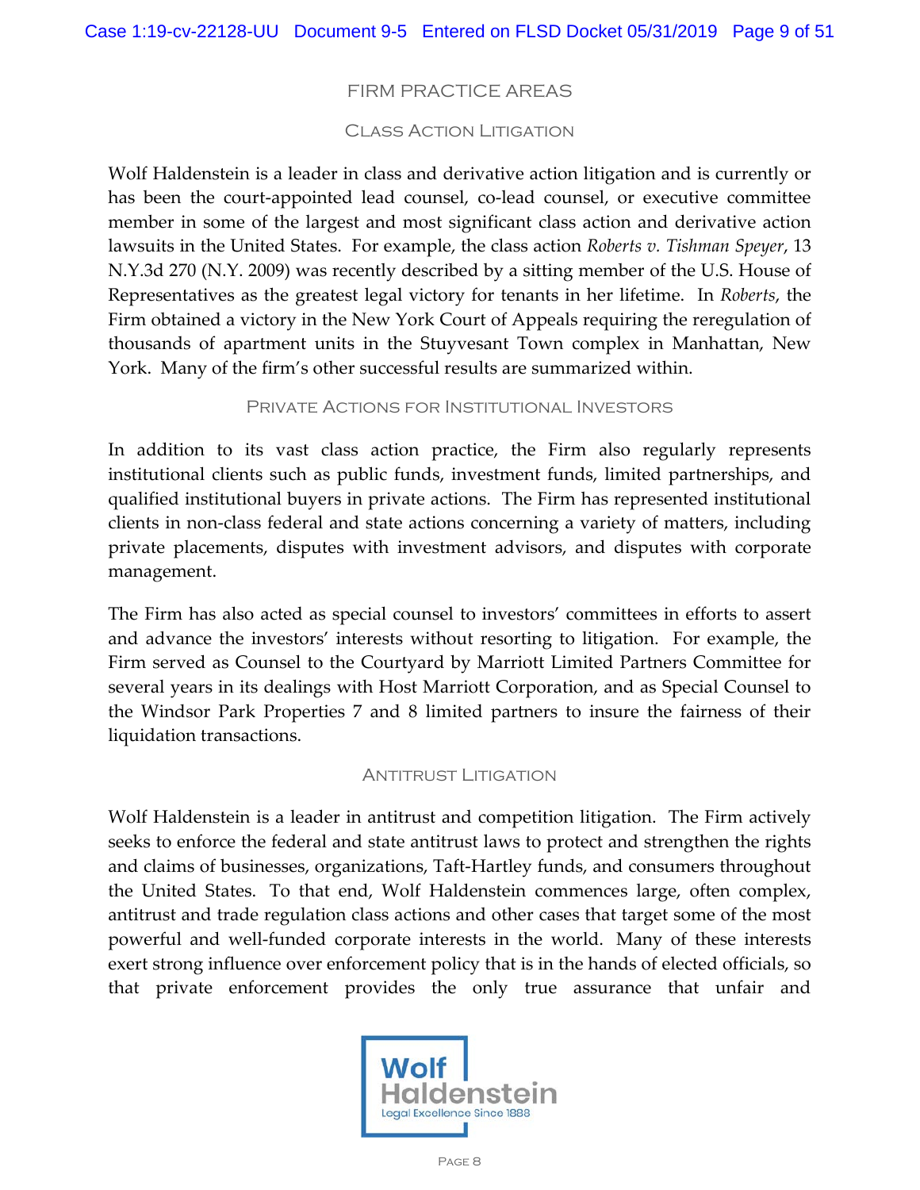# FIRM PRACTICE AREAS

## CLASS ACTION LITIGATION

Wolf Haldenstein is a leader in class and derivative action litigation and is currently or has been the court-appointed lead counsel, co-lead counsel, or executive committee member in some of the largest and most significant class action and derivative action lawsuits in the United States. For example, the class action *Roberts v. Tishman Speyer*, 13 N.Y.3d 270 (N.Y. 2009) was recently described by a sitting member of the U.S. House of Representatives as the greatest legal victory for tenants in her lifetime. In *Roberts*, the Firm obtained a victory in the New York Court of Appeals requiring the reregulation of thousands of apartment units in the Stuyvesant Town complex in Manhattan, New York. Many of the firm's other successful results are summarized within.

## PRIVATE ACTIONS FOR INSTITUTIONAL INVESTORS

In addition to its vast class action practice, the Firm also regularly represents institutional clients such as public funds, investment funds, limited partnerships, and qualified institutional buyers in private actions. The Firm has represented institutional clients in non-class federal and state actions concerning a variety of matters, including private placements, disputes with investment advisors, and disputes with corporate management.

The Firm has also acted as special counsel to investors' committees in efforts to assert and advance the investors' interests without resorting to litigation. For example, the Firm served as Counsel to the Courtyard by Marriott Limited Partners Committee for several years in its dealings with Host Marriott Corporation, and as Special Counsel to the Windsor Park Properties 7 and 8 limited partners to insure the fairness of their liquidation transactions.

## ANTITRUST LITIGATION

Wolf Haldenstein is a leader in antitrust and competition litigation. The Firm actively seeks to enforce the federal and state antitrust laws to protect and strengthen the rights and claims of businesses, organizations, Taft-Hartley funds, and consumers throughout the United States. To that end, Wolf Haldenstein commences large, often complex, antitrust and trade regulation class actions and other cases that target some of the most powerful and well-funded corporate interests in the world. Many of these interests exert strong influence over enforcement policy that is in the hands of elected officials, so that private enforcement provides the only true assurance that unfair and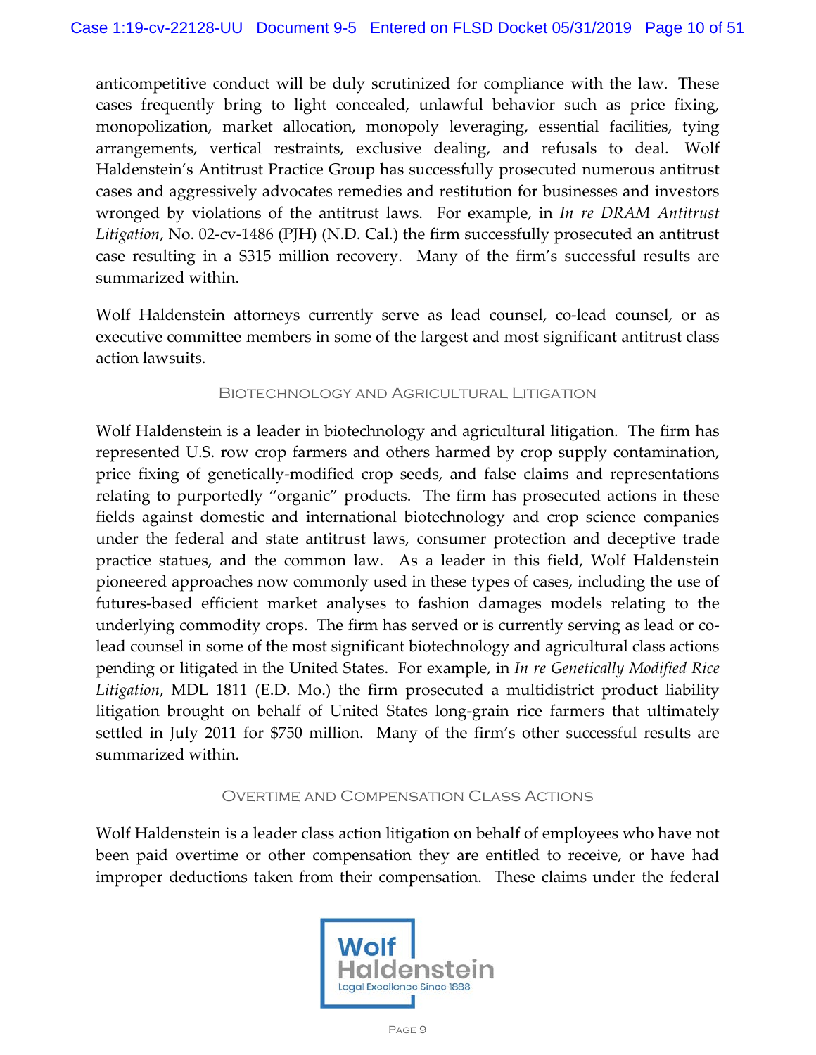anticompetitive conduct will be duly scrutinized for compliance with the law. These cases frequently bring to light concealed, unlawful behavior such as price fixing, monopolization, market allocation, monopoly leveraging, essential facilities, tying arrangements, vertical restraints, exclusive dealing, and refusals to deal. Wolf Haldenstein's Antitrust Practice Group has successfully prosecuted numerous antitrust cases and aggressively advocates remedies and restitution for businesses and investors wronged by violations of the antitrust laws. For example, in *In re DRAM Antitrust Litigation*, No. 02-cv-1486 (PJH) (N.D. Cal.) the firm successfully prosecuted an antitrust case resulting in a $315 million recovery. Many of the firm's successful results are summarized within.

Wolf Haldenstein attorneys currently serve as lead counsel, co-lead counsel, or as executive committee members in some of the largest and most significant antitrust class action lawsuits.

## Biotechnology and Agricultural Litigation

Wolf Haldenstein is a leader in biotechnology and agricultural litigation. The firm has represented U.S. row crop farmers and others harmed by crop supply contamination, price fixing of genetically-modified crop seeds, and false claims and representations relating to purportedly "organic" products. The firm has prosecuted actions in these fields against domestic and international biotechnology and crop science companies under the federal and state antitrust laws, consumer protection and deceptive trade practice statues, and the common law. As a leader in this field, Wolf Haldenstein pioneered approaches now commonly used in these types of cases, including the use of futures-based efficient market analyses to fashion damages models relating to the underlying commodity crops. The firm has served or is currently serving as lead or co-lead counsel in some of the most significant biotechnology and agricultural class actions pending or litigated in the United States. For example, in *In re Genetically Modified Rice Litigation*, MDL 1811 (E.D. Mo.) the firm prosecuted a multidistrict product liability litigation brought on behalf of United States long-grain rice farmers that ultimately settled in July 2011 for $750 million. Many of the firm's other successful results are summarized within.

## Overtime and Compensation Class Actions

Wolf Haldenstein is a leader class action litigation on behalf of employees who have not been paid overtime or other compensation they are entitled to receive, or have had improper deductions taken from their compensation. These claims under the federal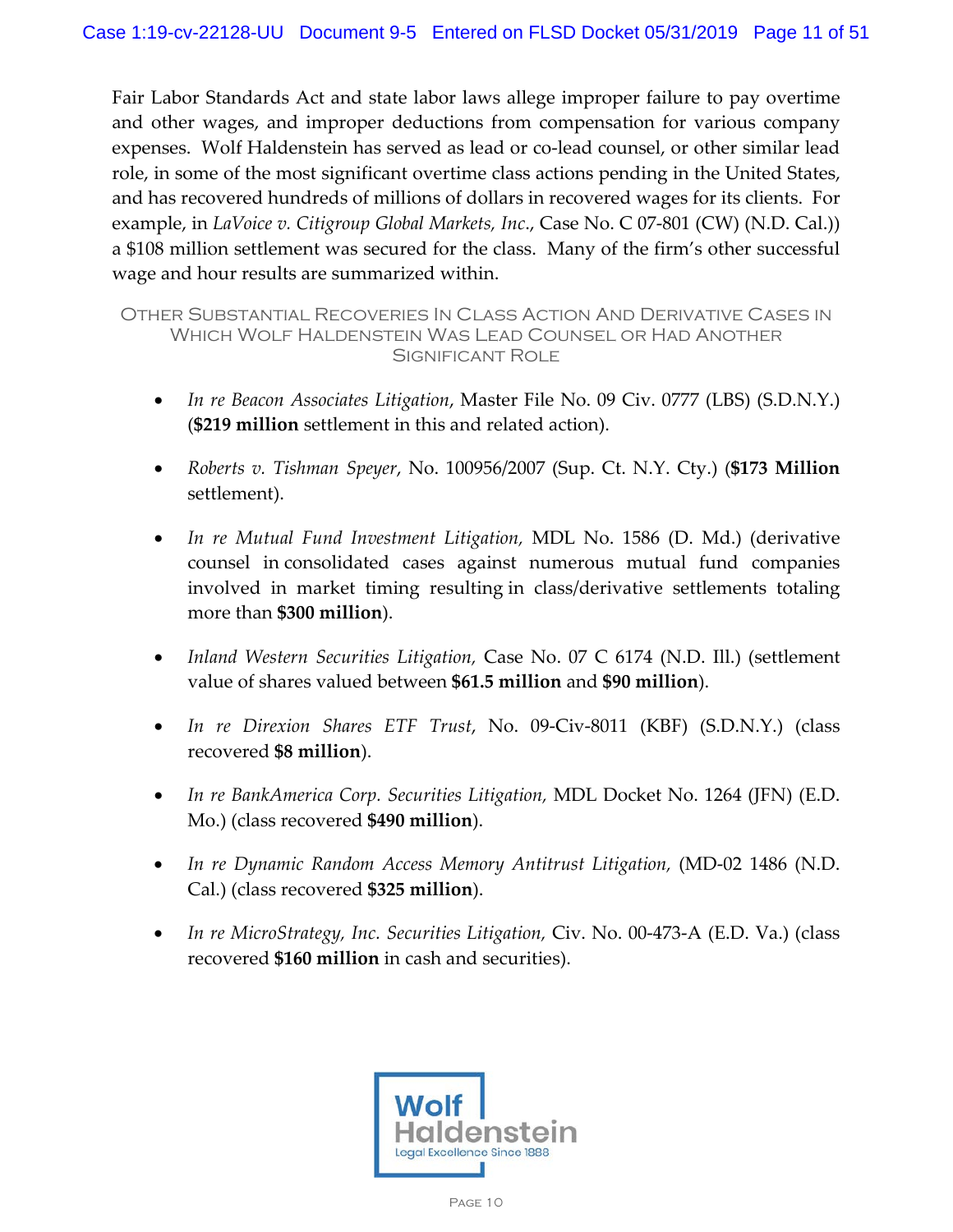Fair Labor Standards Act and state labor laws allege improper failure to pay overtime and other wages, and improper deductions from compensation for various company expenses. Wolf Haldenstein has served as lead or co-lead counsel, or other similar lead role, in some of the most significant overtime class actions pending in the United States, and has recovered hundreds of millions of dollars in recovered wages for its clients. For example, in *LaVoice v. Citigroup Global Markets, Inc*., Case No. C 07-801 (CW) (N.D. Cal.)) a $108 million settlement was secured for the class. Many of the firm's other successful wage and hour results are summarized within.

## Other Substantial Recoveries In Class Action And Derivative Cases In Which Wolf Haldenstein Was Lead Counsel or Had Another Significant Role

- *In re Beacon Associates Litigation*, Master File No. 09 Civ. 0777 (LBS) (S.D.N.Y.) (**$219 million** settlement in this and related action).
- *Roberts v. Tishman Speyer*, No. 100956/2007 (Sup. Ct. N.Y. Cty.) (**$173 Million** settlement).
- *In re Mutual Fund Investment Litigation,* MDL No. 1586 (D. Md.) (derivative counsel in consolidated cases against numerous mutual fund companies involved in market timing resulting in class/derivative settlements totaling more than **$300 million**).
- *Inland Western Securities Litigation,* Case No. 07 C 6174 (N.D. Ill.) (settlement value of shares valued between **$61.5 million** and **$90 million**).
- *In re Direxion Shares ETF Trust*, No. 09-Civ-8011 (KBF) (S.D.N.Y.) (class recovered **$8 million**).
- *In re BankAmerica Corp. Securities Litigation,* MDL Docket No. 1264 (JFN) (E.D. Mo.) (class recovered **$490 million**).
- *In re Dynamic Random Access Memory Antitrust Litigation,* (MD-02 1486 (N.D. Cal.) (class recovered **$325 million**).
- *In re MicroStrategy, Inc. Securities Litigation,* Civ. No. 00-473-A (E.D. Va.) (class recovered **$160 million** in cash and securities).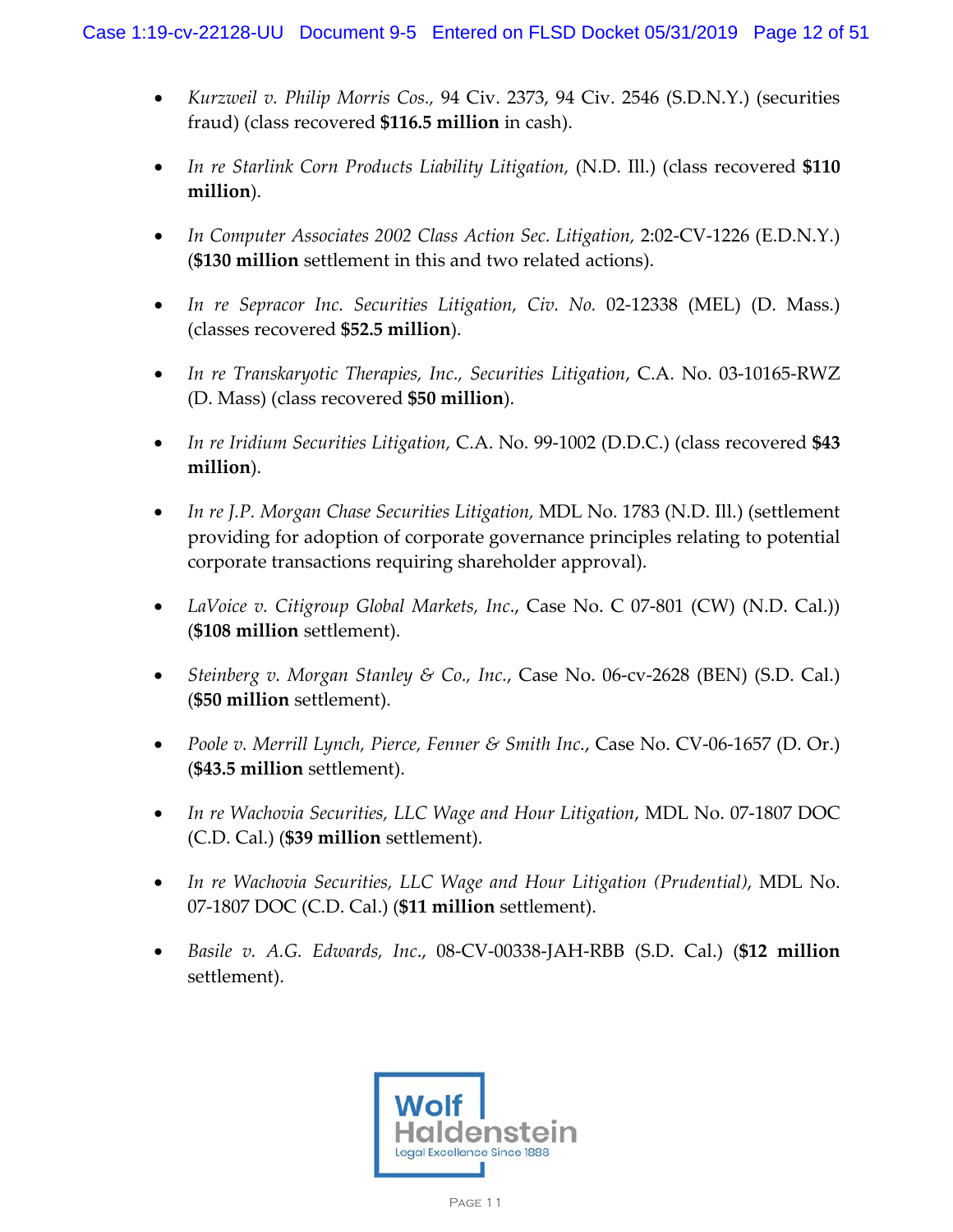- *Kurzweil v. Philip Morris Cos.*, 94 Civ. 2373, 94 Civ. 2546 (S.D.N.Y.) (securities fraud) (class recovered **$116.5 million** in cash).

- *In re Starlink Corn Products Liability Litigation*, (N.D. Ill.) (class recovered **$110 million**).

- *In Computer Associates 2002 Class Action Sec. Litigation*, 2:02-CV-1226 (E.D.N.Y.) (**$130 million** settlement in this and two related actions).

- *In re Sepracor Inc. Securities Litigation, Civ. No.* 02-12338 (MEL) (D. Mass.) (classes recovered **$52.5 million**).

- *In re Transkaryotic Therapies, Inc., Securities Litigation*, C.A. No. 03-10165-RWZ (D. Mass) (class recovered **$50 million**).

- *In re Iridium Securities Litigation*, C.A. No. 99-1002 (D.D.C.) (class recovered **$43 million**).

- *In re J.P. Morgan Chase Securities Litigation*, MDL No. 1783 (N.D. Ill.) (settlement providing for adoption of corporate governance principles relating to potential corporate transactions requiring shareholder approval).

- *LaVoice v. Citigroup Global Markets, Inc.*, Case No. C 07-801 (CW) (N.D. Cal.)) (**$108 million** settlement).

- *Steinberg v. Morgan Stanley & Co., Inc.*, Case No. 06-cv-2628 (BEN) (S.D. Cal.) (**$50 million** settlement).

- *Poole v. Merrill Lynch, Pierce, Fenner & Smith Inc.*, Case No. CV-06-1657 (D. Or.) (**$43.5 million** settlement).

- *In re Wachovia Securities, LLC Wage and Hour Litigation*, MDL No. 07-1807 DOC (C.D. Cal.) (**$39 million** settlement).

- *In re Wachovia Securities, LLC Wage and Hour Litigation (Prudential)*, MDL No. 07-1807 DOC (C.D. Cal.) (**$11 million** settlement).

- *Basile v. A.G. Edwards, Inc.*, 08-CV-00338-JAH-RBB (S.D. Cal.) (**$12 million** settlement).

Wolf Haldenstein
Legal Excellence Since 1888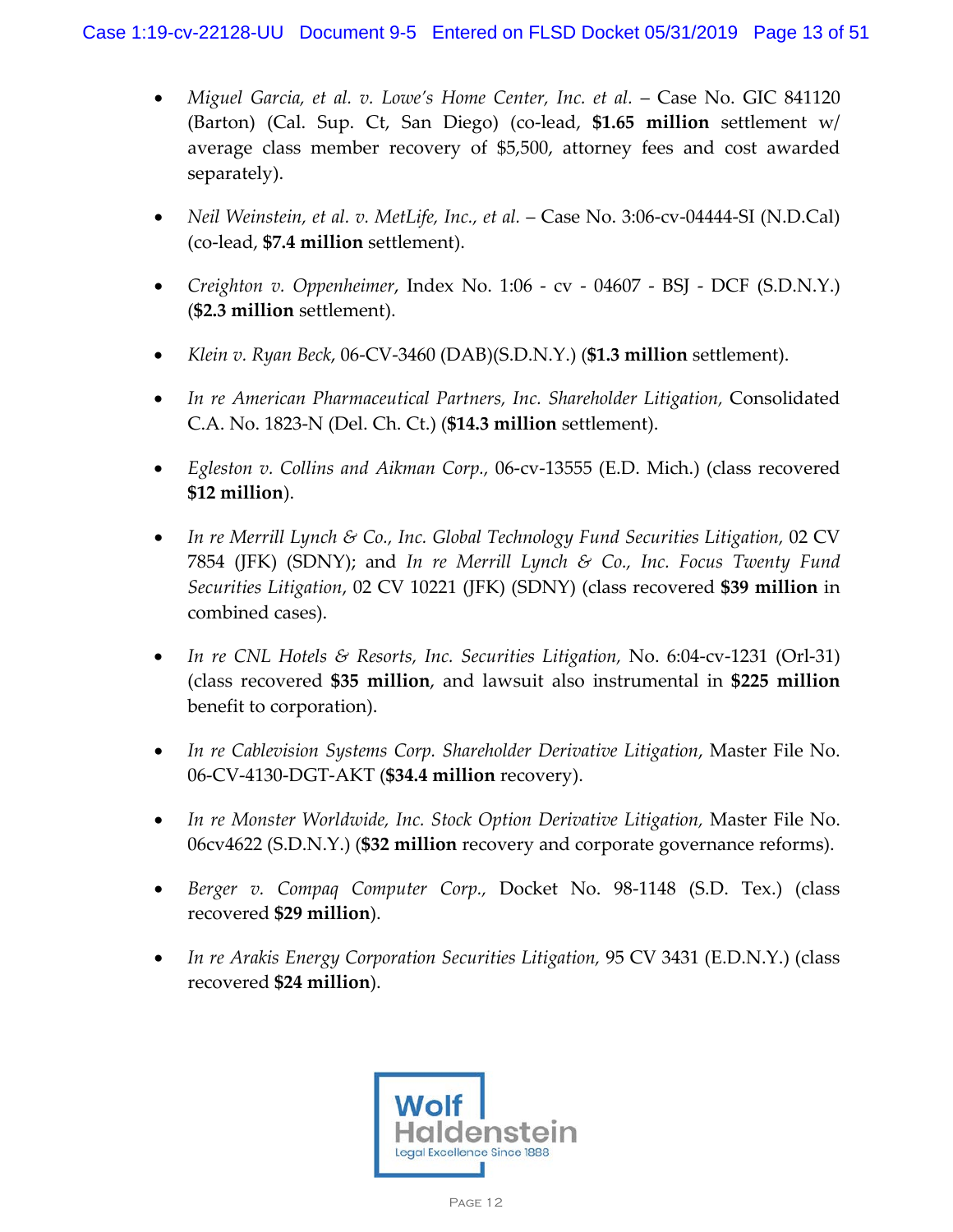- *Miguel Garcia, et al. v. Lowe's Home Center, Inc. et al.* – Case No. GIC 841120 (Barton) (Cal. Sup. Ct, San Diego) (co-lead, **$1.65 million** settlement w/ average class member recovery of $5,500, attorney fees and cost awarded separately).

- *Neil Weinstein, et al. v. MetLife, Inc., et al.* – Case No. 3:06-cv-04444-SI (N.D.Cal) (co-lead, **$7.4 million** settlement).

- *Creighton v. Oppenheimer*, Index No. 1:06 - cv - 04607 - BSJ - DCF (S.D.N.Y.) (**$2.3 million** settlement).

- *Klein v. Ryan Beck*, 06-CV-3460 (DAB)(S.D.N.Y.) (**$1.3 million** settlement).

- *In re American Pharmaceutical Partners, Inc. Shareholder Litigation*, Consolidated C.A. No. 1823-N (Del. Ch. Ct.) (**$14.3 million** settlement).

- *Egleston v. Collins and Aikman Corp.*, 06-cv-13555 (E.D. Mich.) (class recovered **$12 million**).

- *In re Merrill Lynch & Co., Inc. Global Technology Fund Securities Litigation*, 02 CV 7854 (JFK) (SDNY); and *In re Merrill Lynch & Co., Inc. Focus Twenty Fund Securities Litigation*, 02 CV 10221 (JFK) (SDNY) (class recovered **$39 million** in combined cases).

- *In re CNL Hotels & Resorts, Inc. Securities Litigation*, No. 6:04-cv-1231 (Orl-31) (class recovered **$35 million**, and lawsuit also instrumental in **$225 million** benefit to corporation).

- *In re Cablevision Systems Corp. Shareholder Derivative Litigation*, Master File No. 06-CV-4130-DGT-AKT (**$34.4 million** recovery).

- *In re Monster Worldwide, Inc. Stock Option Derivative Litigation*, Master File No. 06cv4622 (S.D.N.Y.) (**$32 million** recovery and corporate governance reforms).

- *Berger v. Compaq Computer Corp.*, Docket No. 98-1148 (S.D. Tex.) (class recovered **$29 million**).

- *In re Arakis Energy Corporation Securities Litigation*, 95 CV 3431 (E.D.N.Y.) (class recovered **$24 million**).

Wolf Haldenstein
Legal Excellence Since 1888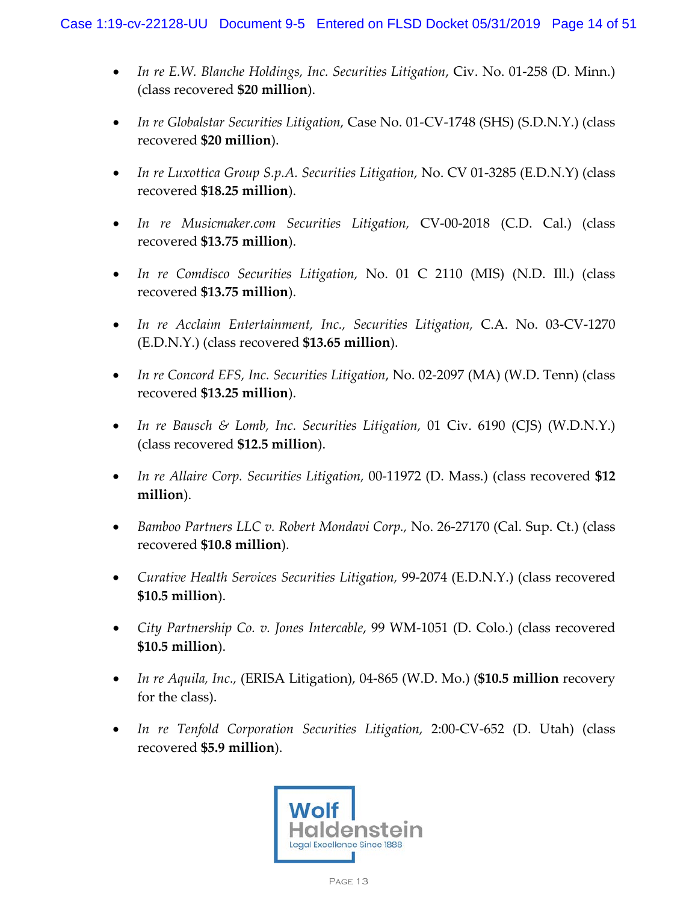- *In re E.W. Blanche Holdings, Inc. Securities Litigation*, Civ. No. 01-258 (D. Minn.) (class recovered **$20 million**).

- *In re Globalstar Securities Litigation,* Case No. 01-CV-1748 (SHS) (S.D.N.Y.) (class recovered **$20 million**).

- *In re Luxottica Group S.p.A. Securities Litigation,* No. CV 01-3285 (E.D.N.Y) (class recovered **$18.25 million**).

- *In re Musicmaker.com Securities Litigation,* CV-00-2018 (C.D. Cal.) (class recovered **$13.75 million**).

- *In re Comdisco Securities Litigation,* No. 01 C 2110 (MIS) (N.D. Ill.) (class recovered **$13.75 million**).

- *In re Acclaim Entertainment, Inc., Securities Litigation,* C.A. No. 03-CV-1270 (E.D.N.Y.) (class recovered **$13.65 million**).

- *In re Concord EFS, Inc. Securities Litigation*, No. 02-2097 (MA) (W.D. Tenn) (class recovered **$13.25 million**).

- *In re Bausch & Lomb, Inc. Securities Litigation,* 01 Civ. 6190 (CJS) (W.D.N.Y.) (class recovered **$12.5 million**).

- *In re Allaire Corp. Securities Litigation,* 00-11972 (D. Mass.) (class recovered **$12 million**).

- *Bamboo Partners LLC v. Robert Mondavi Corp.,* No. 26-27170 (Cal. Sup. Ct.) (class recovered **$10.8 million**).

- *Curative Health Services Securities Litigation,* 99-2074 (E.D.N.Y.) (class recovered **$10.5 million**).

- *City Partnership Co. v. Jones Intercable*, 99 WM-1051 (D. Colo.) (class recovered **$10.5 million**).

- *In re Aquila, Inc.,* (ERISA Litigation), 04-865 (W.D. Mo.) (**$10.5 million** recovery for the class).

- *In re Tenfold Corporation Securities Litigation,* 2:00-CV-652 (D. Utah) (class recovered **$5.9 million**).

Wolf Haldenstein
Legal Excellence Since 1888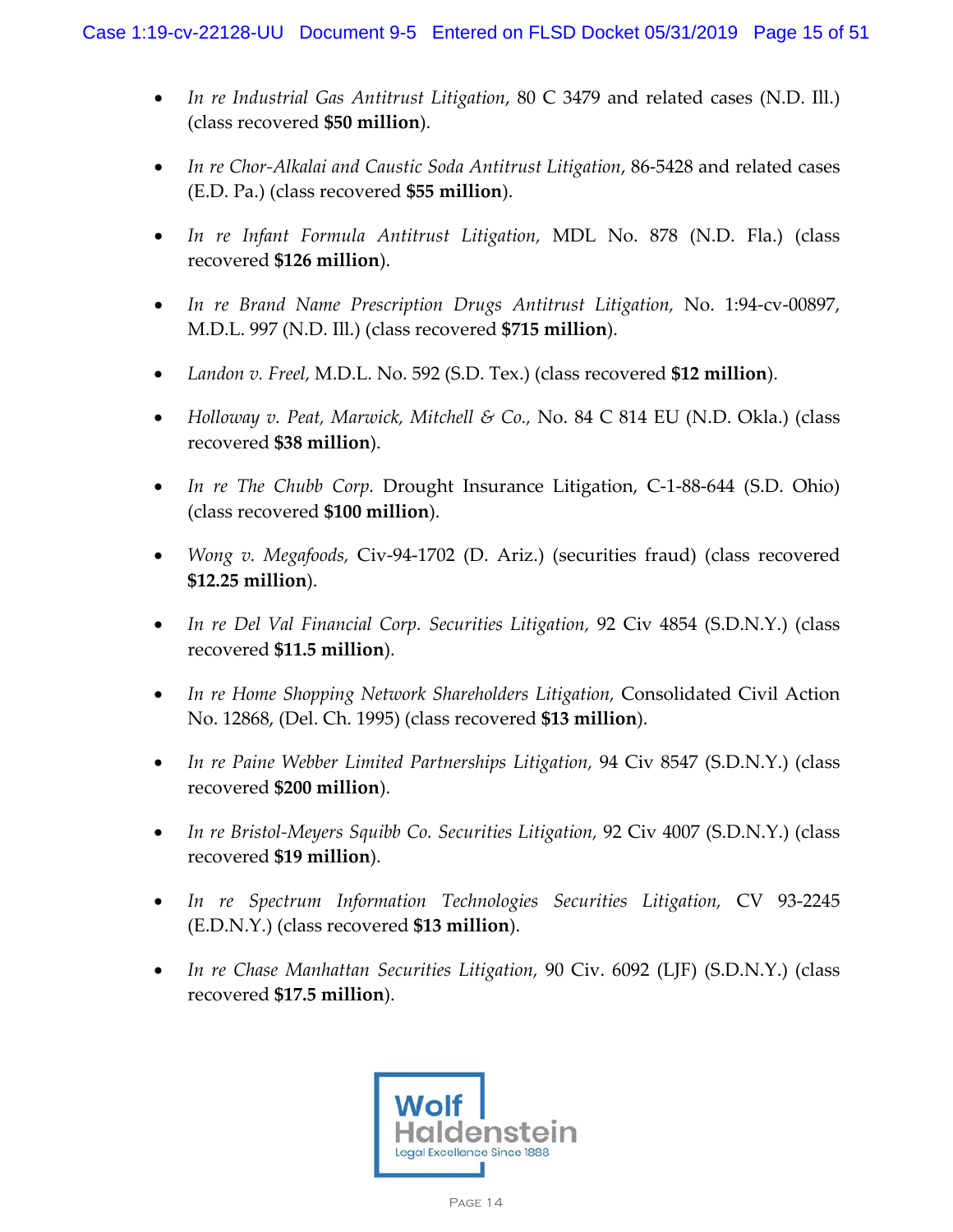- *In re Industrial Gas Antitrust Litigation*, 80 C 3479 and related cases (N.D. Ill.) (class recovered **$50 million**).

- *In re Chor-Alkalai and Caustic Soda Antitrust Litigation*, 86-5428 and related cases (E.D. Pa.) (class recovered **$55 million**).

- *In re Infant Formula Antitrust Litigation*, MDL No. 878 (N.D. Fla.) (class recovered **$126 million**).

- *In re Brand Name Prescription Drugs Antitrust Litigation*, No. 1:94-cv-00897, M.D.L. 997 (N.D. Ill.) (class recovered **$715 million**).

- *Landon v. Freel*, M.D.L. No. 592 (S.D. Tex.) (class recovered **$12 million**).

- *Holloway v. Peat, Marwick, Mitchell & Co.*, No. 84 C 814 EU (N.D. Okla.) (class recovered **$38 million**).

- *In re The Chubb Corp.* Drought Insurance Litigation, C-1-88-644 (S.D. Ohio) (class recovered **$100 million**).

- *Wong v. Megafoods*, Civ-94-1702 (D. Ariz.) (securities fraud) (class recovered **$12.25 million**).

- *In re Del Val Financial Corp. Securities Litigation*, 92 Civ 4854 (S.D.N.Y.) (class recovered **$11.5 million**).

- *In re Home Shopping Network Shareholders Litigation*, Consolidated Civil Action No. 12868, (Del. Ch. 1995) (class recovered **$13 million**).

- *In re Paine Webber Limited Partnerships Litigation*, 94 Civ 8547 (S.D.N.Y.) (class recovered **$200 million**).

- *In re Bristol-Meyers Squibb Co. Securities Litigation*, 92 Civ 4007 (S.D.N.Y.) (class recovered **$19 million**).

- *In re Spectrum Information Technologies Securities Litigation*, CV 93-2245 (E.D.N.Y.) (class recovered **$13 million**).

- *In re Chase Manhattan Securities Litigation*, 90 Civ. 6092 (LJF) (S.D.N.Y.) (class recovered **$17.5 million**).

Wolf Haldenstein
Legal Excellence Since 1888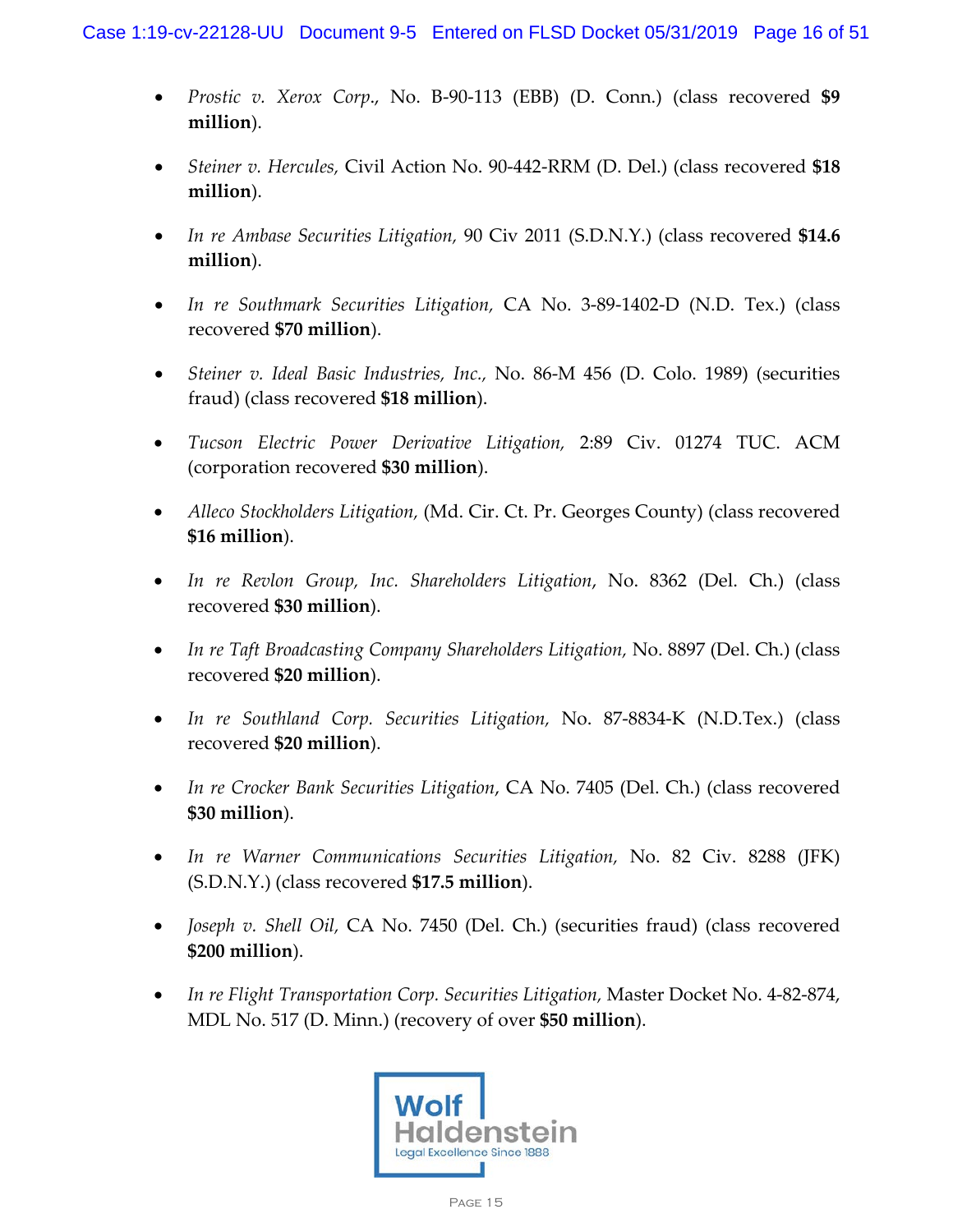- *Prostic v. Xerox Corp.*, No. B-90-113 (EBB) (D. Conn.) (class recovered **$9 million**).
- *Steiner v. Hercules*, Civil Action No. 90-442-RRM (D. Del.) (class recovered **$18 million**).
- *In re Ambase Securities Litigation*, 90 Civ 2011 (S.D.N.Y.) (class recovered **$14.6 million**).
- *In re Southmark Securities Litigation*, CA No. 3-89-1402-D (N.D. Tex.) (class recovered **$70 million**).
- *Steiner v. Ideal Basic Industries, Inc.*, No. 86-M 456 (D. Colo. 1989) (securities fraud) (class recovered **$18 million**).
- *Tucson Electric Power Derivative Litigation*, 2:89 Civ. 01274 TUC. ACM (corporation recovered **$30 million**).
- *Alleco Stockholders Litigation*, (Md. Cir. Ct. Pr. Georges County) (class recovered **$16 million**).
- *In re Revlon Group, Inc. Shareholders Litigation*, No. 8362 (Del. Ch.) (class recovered **$30 million**).
- *In re Taft Broadcasting Company Shareholders Litigation*, No. 8897 (Del. Ch.) (class recovered **$20 million**).
- *In re Southland Corp. Securities Litigation*, No. 87-8834-K (N.D.Tex.) (class recovered **$20 million**).
- *In re Crocker Bank Securities Litigation*, CA No. 7405 (Del. Ch.) (class recovered **$30 million**).
- *In re Warner Communications Securities Litigation*, No. 82 Civ. 8288 (JFK) (S.D.N.Y.) (class recovered **$17.5 million**).
- *Joseph v. Shell Oil*, CA No. 7450 (Del. Ch.) (securities fraud) (class recovered **$200 million**).
- *In re Flight Transportation Corp. Securities Litigation*, Master Docket No. 4-82-874, MDL No. 517 (D. Minn.) (recovery of over **$50 million**).

Wolf Haldenstein
Legal Excellence Since 1888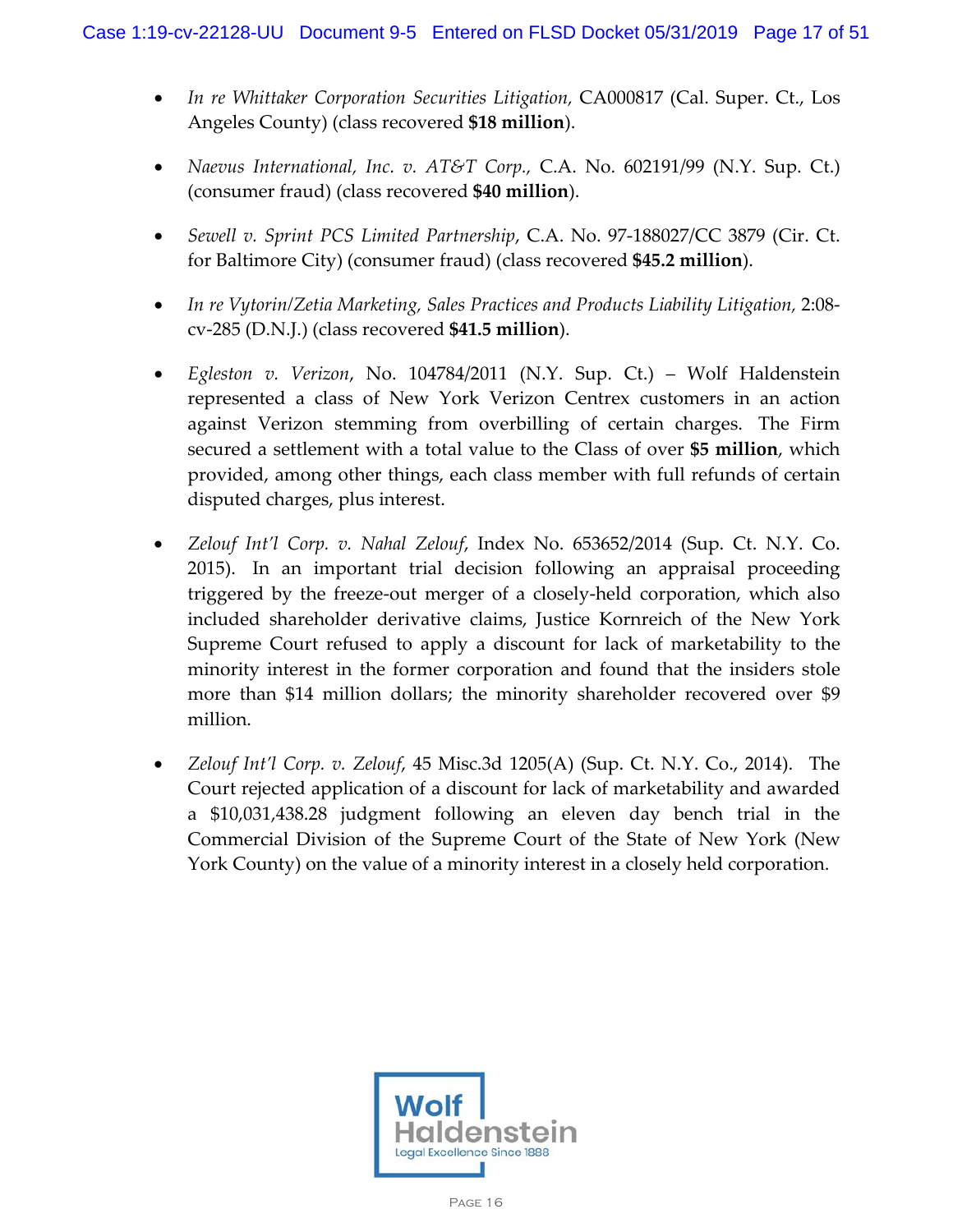- *In re Whittaker Corporation Securities Litigation,* CA000817 (Cal. Super. Ct., Los Angeles County) (class recovered **$18 million**).

- *Naevus International, Inc. v. AT&T Corp.,* C.A. No. 602191/99 (N.Y. Sup. Ct.) (consumer fraud) (class recovered **$40 million**).

- *Sewell v. Sprint PCS Limited Partnership*, C.A. No. 97-188027/CC 3879 (Cir. Ct. for Baltimore City) (consumer fraud) (class recovered **$45.2 million**).

- *In re Vytorin/Zetia Marketing, Sales Practices and Products Liability Litigation*, 2:08-cv-285 (D.N.J.) (class recovered **$41.5 million**).

- *Egleston v. Verizon*, No. 104784/2011 (N.Y. Sup. Ct.) – Wolf Haldenstein represented a class of New York Verizon Centrex customers in an action against Verizon stemming from overbilling of certain charges. The Firm secured a settlement with a total value to the Class of over **$5 million**, which provided, among other things, each class member with full refunds of certain disputed charges, plus interest.

- *Zelouf Int'l Corp. v. Nahal Zelouf*, Index No. 653652/2014 (Sup. Ct. N.Y. Co. 2015). In an important trial decision following an appraisal proceeding triggered by the freeze-out merger of a closely-held corporation, which also included shareholder derivative claims, Justice Kornreich of the New York Supreme Court refused to apply a discount for lack of marketability to the minority interest in the former corporation and found that the insiders stole more than $14 million dollars; the minority shareholder recovered over $9 million.

- *Zelouf Int'l Corp. v. Zelouf*, 45 Misc.3d 1205(A) (Sup. Ct. N.Y. Co., 2014). The Court rejected application of a discount for lack of marketability and awarded a $10,031,438.28 judgment following an eleven day bench trial in the Commercial Division of the Supreme Court of the State of New York (New York County) on the value of a minority interest in a closely held corporation.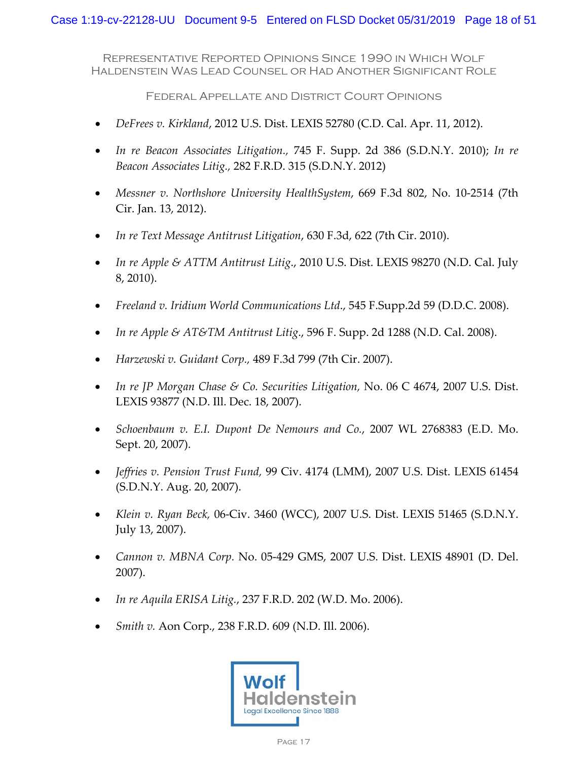## Representative Reported Opinions Since 1990 in Which Wolf Haldenstein Was Lead Counsel or Had Another Significant Role

### Federal Appellate and District Court Opinions

- *DeFrees v. Kirkland*, 2012 U.S. Dist. LEXIS 52780 (C.D. Cal. Apr. 11, 2012).
- *In re Beacon Associates Litigation.*, 745 F. Supp. 2d 386 (S.D.N.Y. 2010); *In re Beacon Associates Litig.*, 282 F.R.D. 315 (S.D.N.Y. 2012)
- *Messner v. Northshore University HealthSystem*, 669 F.3d 802, No. 10-2514 (7th Cir. Jan. 13, 2012).
- *In re Text Message Antitrust Litigation*, 630 F.3d, 622 (7th Cir. 2010).
- *In re Apple & ATTM Antitrust Litig.*, 2010 U.S. Dist. LEXIS 98270 (N.D. Cal. July 8, 2010).
- *Freeland v. Iridium World Communications Ltd.*, 545 F.Supp.2d 59 (D.D.C. 2008).
- *In re Apple & AT&TM Antitrust Litig.*, 596 F. Supp. 2d 1288 (N.D. Cal. 2008).
- *Harzewski v. Guidant Corp.*, 489 F.3d 799 (7th Cir. 2007).
- *In re JP Morgan Chase & Co. Securities Litigation,* No. 06 C 4674, 2007 U.S. Dist. LEXIS 93877 (N.D. Ill. Dec. 18, 2007).
- *Schoenbaum v. E.I. Dupont De Nemours and Co.*, 2007 WL 2768383 (E.D. Mo. Sept. 20, 2007).
- *Jeffries v. Pension Trust Fund,* 99 Civ. 4174 (LMM), 2007 U.S. Dist. LEXIS 61454 (S.D.N.Y. Aug. 20, 2007).
- *Klein v. Ryan Beck,* 06-Civ. 3460 (WCC), 2007 U.S. Dist. LEXIS 51465 (S.D.N.Y. July 13, 2007).
- *Cannon v. MBNA Corp.* No. 05-429 GMS, 2007 U.S. Dist. LEXIS 48901 (D. Del. 2007).
- *In re Aquila ERISA Litig.*, 237 F.R.D. 202 (W.D. Mo. 2006).
- *Smith v.* Aon Corp., 238 F.R.D. 609 (N.D. Ill. 2006).

Wolf Haldenstein
Legal Excellence Since 1888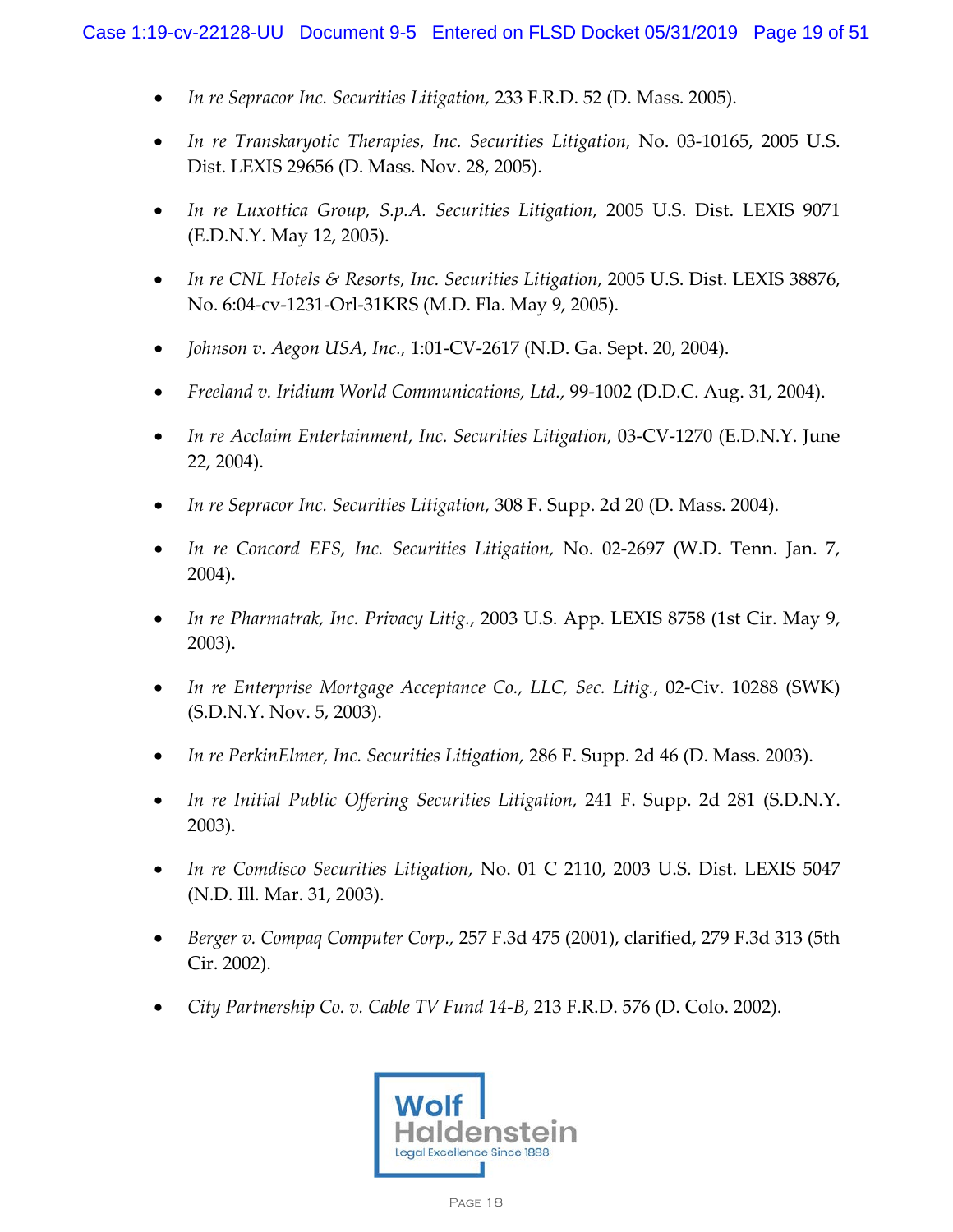- *In re Sepracor Inc. Securities Litigation,* 233 F.R.D. 52 (D. Mass. 2005).
- *In re Transkaryotic Therapies, Inc. Securities Litigation,* No. 03-10165, 2005 U.S. Dist. LEXIS 29656 (D. Mass. Nov. 28, 2005).
- *In re Luxottica Group, S.p.A. Securities Litigation,* 2005 U.S. Dist. LEXIS 9071 (E.D.N.Y. May 12, 2005).
- *In re CNL Hotels & Resorts, Inc. Securities Litigation,* 2005 U.S. Dist. LEXIS 38876, No. 6:04-cv-1231-Orl-31KRS (M.D. Fla. May 9, 2005).
- *Johnson v. Aegon USA, Inc.,* 1:01-CV-2617 (N.D. Ga. Sept. 20, 2004).
- *Freeland v. Iridium World Communications, Ltd.,* 99-1002 (D.D.C. Aug. 31, 2004).
- *In re Acclaim Entertainment, Inc. Securities Litigation,* 03-CV-1270 (E.D.N.Y. June 22, 2004).
- *In re Sepracor Inc. Securities Litigation,* 308 F. Supp. 2d 20 (D. Mass. 2004).
- *In re Concord EFS, Inc. Securities Litigation,* No. 02-2697 (W.D. Tenn. Jan. 7, 2004).
- *In re Pharmatrak, Inc. Privacy Litig.*, 2003 U.S. App. LEXIS 8758 (1st Cir. May 9, 2003).
- *In re Enterprise Mortgage Acceptance Co., LLC, Sec. Litig.*, 02-Civ. 10288 (SWK) (S.D.N.Y. Nov. 5, 2003).
- *In re PerkinElmer, Inc. Securities Litigation,* 286 F. Supp. 2d 46 (D. Mass. 2003).
- *In re Initial Public Offering Securities Litigation,* 241 F. Supp. 2d 281 (S.D.N.Y. 2003).
- *In re Comdisco Securities Litigation,* No. 01 C 2110, 2003 U.S. Dist. LEXIS 5047 (N.D. Ill. Mar. 31, 2003).
- *Berger v. Compaq Computer Corp.,* 257 F.3d 475 (2001), clarified, 279 F.3d 313 (5th Cir. 2002).
- *City Partnership Co. v. Cable TV Fund 14-B*, 213 F.R.D. 576 (D. Colo. 2002).

Wolf Haldenstein
Legal Excellence Since 1888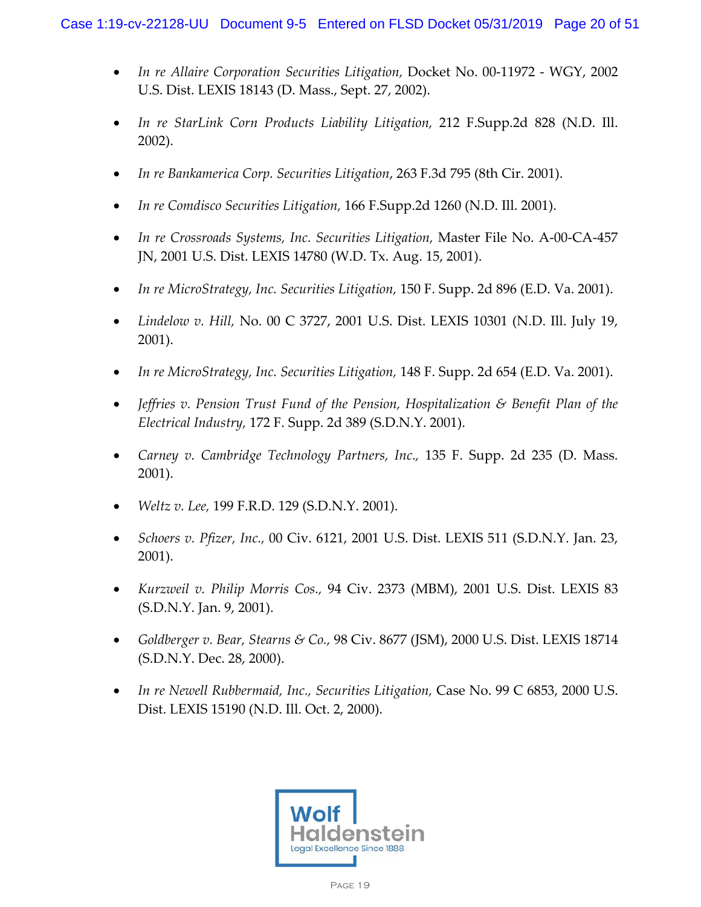- *In re Allaire Corporation Securities Litigation,* Docket No. 00-11972 - WGY, 2002 U.S. Dist. LEXIS 18143 (D. Mass., Sept. 27, 2002).

- *In re StarLink Corn Products Liability Litigation,* 212 F.Supp.2d 828 (N.D. Ill. 2002).

- *In re Bankamerica Corp. Securities Litigation*, 263 F.3d 795 (8th Cir. 2001).

- *In re Comdisco Securities Litigation,* 166 F.Supp.2d 1260 (N.D. Ill. 2001).

- *In re Crossroads Systems, Inc. Securities Litigation,* Master File No. A-00-CA-457 JN, 2001 U.S. Dist. LEXIS 14780 (W.D. Tx. Aug. 15, 2001).

- *In re MicroStrategy, Inc. Securities Litigation,* 150 F. Supp. 2d 896 (E.D. Va. 2001).

- *Lindelow v. Hill,* No. 00 C 3727, 2001 U.S. Dist. LEXIS 10301 (N.D. Ill. July 19, 2001).

- *In re MicroStrategy, Inc. Securities Litigation,* 148 F. Supp. 2d 654 (E.D. Va. 2001).

- *Jeffries v. Pension Trust Fund of the Pension, Hospitalization & Benefit Plan of the Electrical Industry,* 172 F. Supp. 2d 389 (S.D.N.Y. 2001).

- *Carney v. Cambridge Technology Partners, Inc.,* 135 F. Supp. 2d 235 (D. Mass. 2001).

- *Weltz v. Lee,* 199 F.R.D. 129 (S.D.N.Y. 2001).

- *Schoers v. Pfizer, Inc.,* 00 Civ. 6121, 2001 U.S. Dist. LEXIS 511 (S.D.N.Y. Jan. 23, 2001).

- *Kurzweil v. Philip Morris Cos.,* 94 Civ. 2373 (MBM), 2001 U.S. Dist. LEXIS 83 (S.D.N.Y. Jan. 9, 2001).

- *Goldberger v. Bear, Stearns & Co.,* 98 Civ. 8677 (JSM), 2000 U.S. Dist. LEXIS 18714 (S.D.N.Y. Dec. 28, 2000).

- *In re Newell Rubbermaid, Inc., Securities Litigation,* Case No. 99 C 6853, 2000 U.S. Dist. LEXIS 15190 (N.D. Ill. Oct. 2, 2000).

Wolf Haldenstein
Legal Excellence Since 1888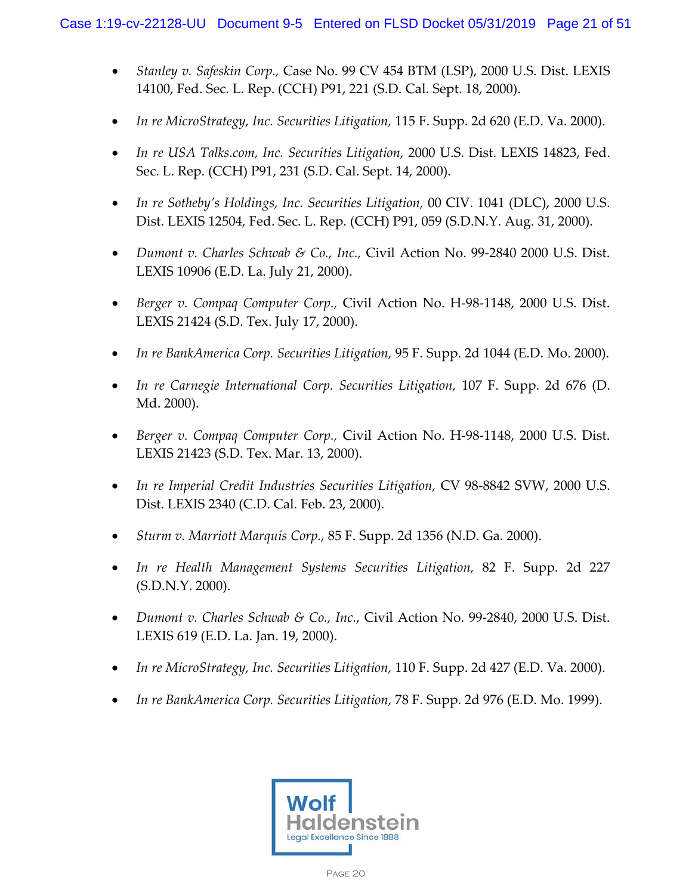- *Stanley v. Safeskin Corp.,* Case No. 99 CV 454 BTM (LSP), 2000 U.S. Dist. LEXIS 14100, Fed. Sec. L. Rep. (CCH) P91, 221 (S.D. Cal. Sept. 18, 2000).

- *In re MicroStrategy, Inc. Securities Litigation,* 115 F. Supp. 2d 620 (E.D. Va. 2000).

- *In re USA Talks.com, Inc. Securities Litigation,* 2000 U.S. Dist. LEXIS 14823, Fed. Sec. L. Rep. (CCH) P91, 231 (S.D. Cal. Sept. 14, 2000).

- *In re Sotheby's Holdings, Inc. Securities Litigation,* 00 CIV. 1041 (DLC), 2000 U.S. Dist. LEXIS 12504, Fed. Sec. L. Rep. (CCH) P91, 059 (S.D.N.Y. Aug. 31, 2000).

- *Dumont v. Charles Schwab & Co., Inc.,* Civil Action No. 99-2840 2000 U.S. Dist. LEXIS 10906 (E.D. La. July 21, 2000).

- *Berger v. Compaq Computer Corp.,* Civil Action No. H-98-1148, 2000 U.S. Dist. LEXIS 21424 (S.D. Tex. July 17, 2000).

- *In re BankAmerica Corp. Securities Litigation,* 95 F. Supp. 2d 1044 (E.D. Mo. 2000).

- *In re Carnegie International Corp. Securities Litigation,* 107 F. Supp. 2d 676 (D. Md. 2000).

- *Berger v. Compaq Computer Corp.,* Civil Action No. H-98-1148, 2000 U.S. Dist. LEXIS 21423 (S.D. Tex. Mar. 13, 2000).

- *In re Imperial Credit Industries Securities Litigation,* CV 98-8842 SVW, 2000 U.S. Dist. LEXIS 2340 (C.D. Cal. Feb. 23, 2000).

- *Sturm v. Marriott Marquis Corp.,* 85 F. Supp. 2d 1356 (N.D. Ga. 2000).

- *In re Health Management Systems Securities Litigation,* 82 F. Supp. 2d 227 (S.D.N.Y. 2000).

- *Dumont v. Charles Schwab & Co., Inc.*, Civil Action No. 99-2840, 2000 U.S. Dist. LEXIS 619 (E.D. La. Jan. 19, 2000).

- *In re MicroStrategy, Inc. Securities Litigation,* 110 F. Supp. 2d 427 (E.D. Va. 2000).

- *In re BankAmerica Corp. Securities Litigation,* 78 F. Supp. 2d 976 (E.D. Mo. 1999).

Wolf Haldenstein
Legal Excellence Since 1888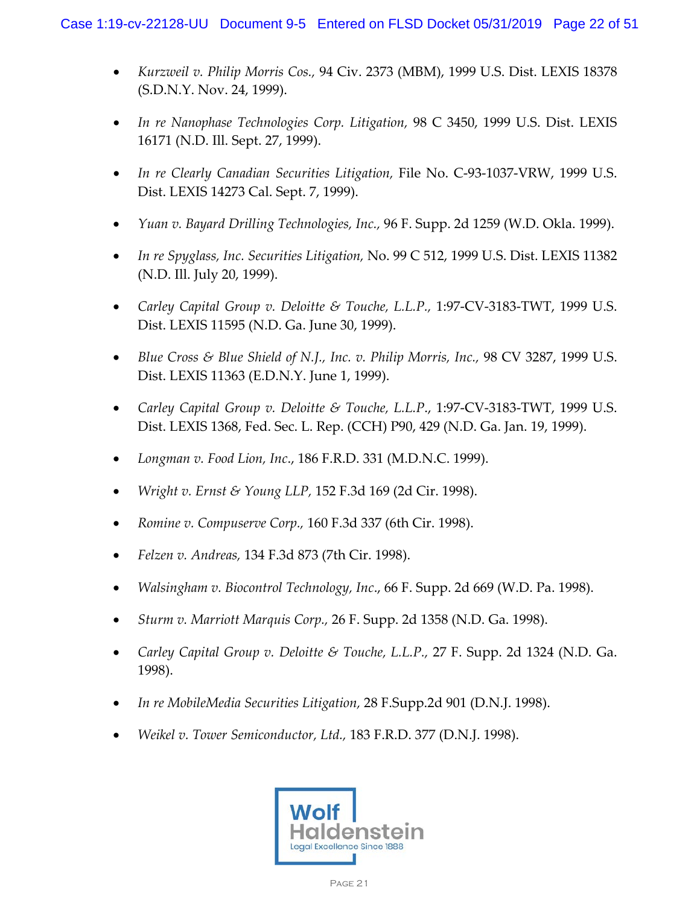- *Kurzweil v. Philip Morris Cos.,* 94 Civ. 2373 (MBM), 1999 U.S. Dist. LEXIS 18378 (S.D.N.Y. Nov. 24, 1999).

- *In re Nanophase Technologies Corp. Litigation,* 98 C 3450, 1999 U.S. Dist. LEXIS 16171 (N.D. Ill. Sept. 27, 1999).

- *In re Clearly Canadian Securities Litigation,* File No. C-93-1037-VRW, 1999 U.S. Dist. LEXIS 14273 Cal. Sept. 7, 1999).

- *Yuan v. Bayard Drilling Technologies, Inc.,* 96 F. Supp. 2d 1259 (W.D. Okla. 1999).

- *In re Spyglass, Inc. Securities Litigation,* No. 99 C 512, 1999 U.S. Dist. LEXIS 11382 (N.D. Ill. July 20, 1999).

- *Carley Capital Group v. Deloitte & Touche, L.L.P.,* 1:97-CV-3183-TWT, 1999 U.S. Dist. LEXIS 11595 (N.D. Ga. June 30, 1999).

- *Blue Cross & Blue Shield of N.J., Inc. v. Philip Morris, Inc.,* 98 CV 3287, 1999 U.S. Dist. LEXIS 11363 (E.D.N.Y. June 1, 1999).

- *Carley Capital Group v. Deloitte & Touche, L.L.P.*, 1:97-CV-3183-TWT, 1999 U.S. Dist. LEXIS 1368, Fed. Sec. L. Rep. (CCH) P90, 429 (N.D. Ga. Jan. 19, 1999).

- *Longman v. Food Lion, Inc*., 186 F.R.D. 331 (M.D.N.C. 1999).

- *Wright v. Ernst & Young LLP,* 152 F.3d 169 (2d Cir. 1998).

- *Romine v. Compuserve Corp.,* 160 F.3d 337 (6th Cir. 1998).

- *Felzen v. Andreas,* 134 F.3d 873 (7th Cir. 1998).

- *Walsingham v. Biocontrol Technology, Inc*., 66 F. Supp. 2d 669 (W.D. Pa. 1998).

- *Sturm v. Marriott Marquis Corp.,* 26 F. Supp. 2d 1358 (N.D. Ga. 1998).

- *Carley Capital Group v. Deloitte & Touche, L.L.P.,* 27 F. Supp. 2d 1324 (N.D. Ga. 1998).

- *In re MobileMedia Securities Litigation,* 28 F.Supp.2d 901 (D.N.J. 1998).

- *Weikel v. Tower Semiconductor, Ltd.,* 183 F.R.D. 377 (D.N.J. 1998).

Wolf Haldenstein
Legal Excellence Since 1888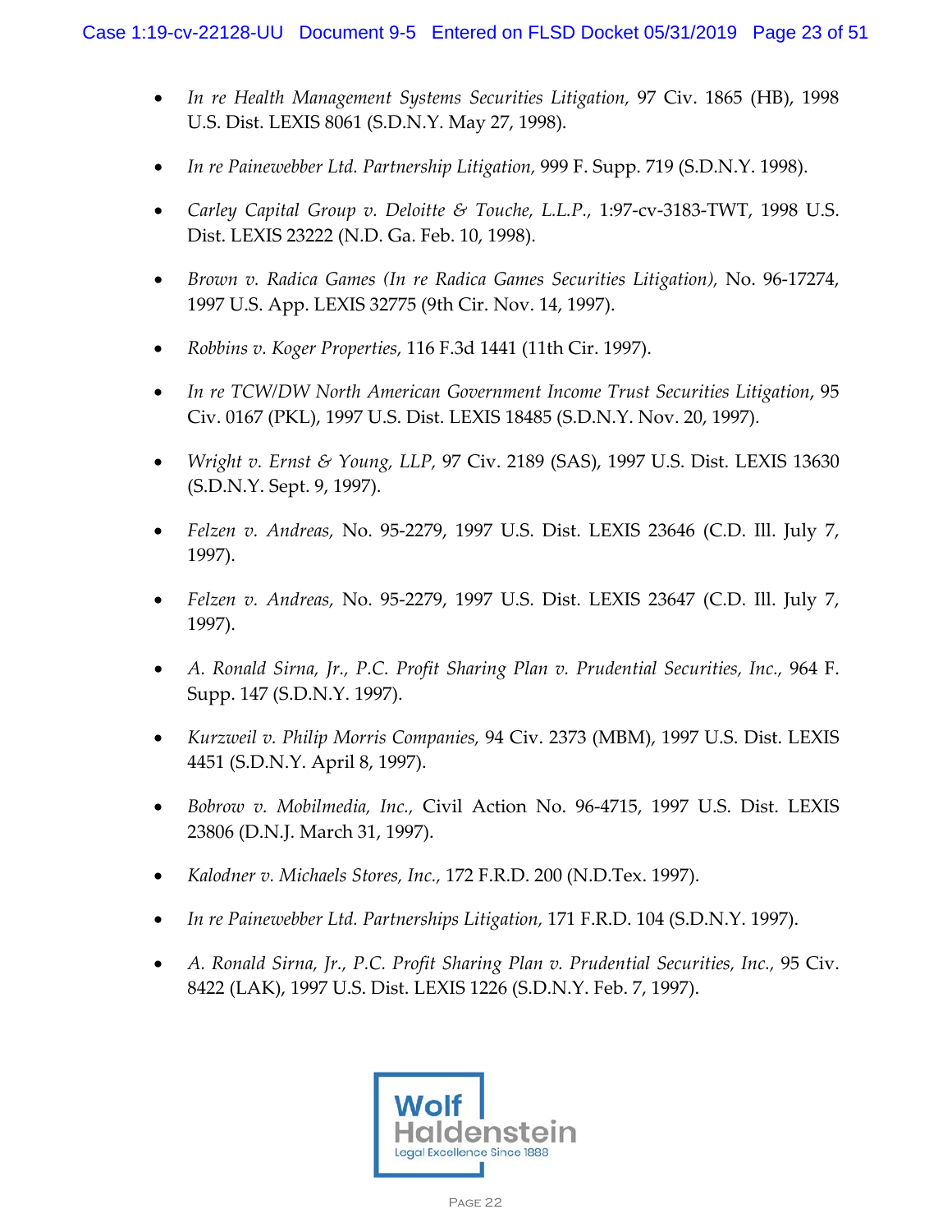- *In re Health Management Systems Securities Litigation,* 97 Civ. 1865 (HB), 1998 U.S. Dist. LEXIS 8061 (S.D.N.Y. May 27, 1998).

- *In re Painewebber Ltd. Partnership Litigation,* 999 F. Supp. 719 (S.D.N.Y. 1998).

- *Carley Capital Group v. Deloitte & Touche, L.L.P.,* 1:97-cv-3183-TWT, 1998 U.S. Dist. LEXIS 23222 (N.D. Ga. Feb. 10, 1998).

- *Brown v. Radica Games (In re Radica Games Securities Litigation),* No. 96-17274, 1997 U.S. App. LEXIS 32775 (9th Cir. Nov. 14, 1997).

- *Robbins v. Koger Properties*, 116 F.3d 1441 (11th Cir. 1997).

- *In re TCW/DW North American Government Income Trust Securities Litigation*, 95 Civ. 0167 (PKL), 1997 U.S. Dist. LEXIS 18485 (S.D.N.Y. Nov. 20, 1997).

- *Wright v. Ernst & Young, LLP,* 97 Civ. 2189 (SAS), 1997 U.S. Dist. LEXIS 13630 (S.D.N.Y. Sept. 9, 1997).

- *Felzen v. Andreas,* No. 95-2279, 1997 U.S. Dist. LEXIS 23646 (C.D. Ill. July 7, 1997).

- *Felzen v. Andreas,* No. 95-2279, 1997 U.S. Dist. LEXIS 23647 (C.D. Ill. July 7, 1997).

- *A. Ronald Sirna, Jr., P.C. Profit Sharing Plan v. Prudential Securities, Inc.,* 964 F. Supp. 147 (S.D.N.Y. 1997).

- *Kurzweil v. Philip Morris Companies,* 94 Civ. 2373 (MBM), 1997 U.S. Dist. LEXIS 4451 (S.D.N.Y. April 8, 1997).

- *Bobrow v. Mobilmedia, Inc.,* Civil Action No. 96-4715, 1997 U.S. Dist. LEXIS 23806 (D.N.J. March 31, 1997).

- *Kalodner v. Michaels Stores, Inc.,* 172 F.R.D. 200 (N.D.Tex. 1997).

- *In re Painewebber Ltd. Partnerships Litigation,* 171 F.R.D. 104 (S.D.N.Y. 1997).

- *A. Ronald Sirna, Jr., P.C. Profit Sharing Plan v. Prudential Securities, Inc.,* 95 Civ. 8422 (LAK), 1997 U.S. Dist. LEXIS 1226 (S.D.N.Y. Feb. 7, 1997).

Wolf Haldenstein
Legal Excellence Since 1888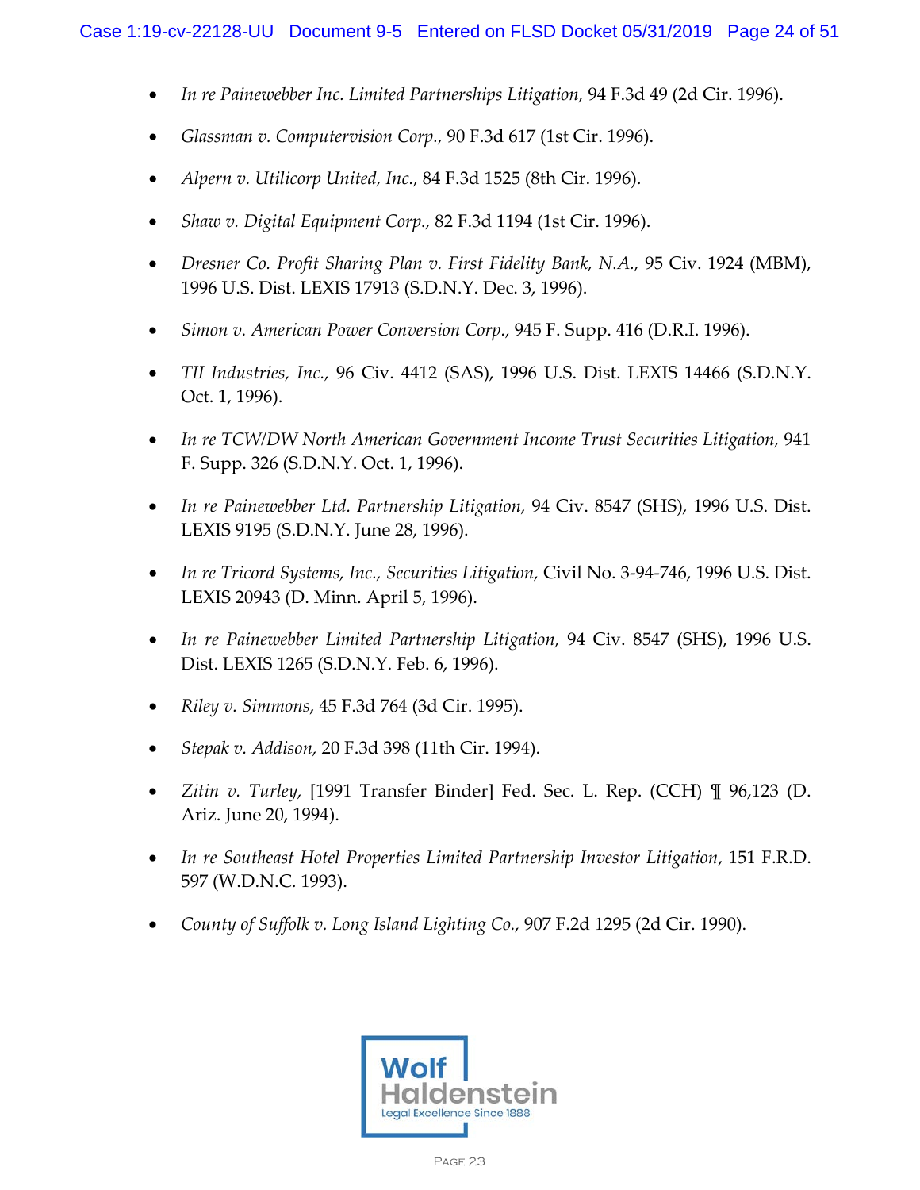- *In re Painewebber Inc. Limited Partnerships Litigation,* 94 F.3d 49 (2d Cir. 1996).
- *Glassman v. Computervision Corp.,* 90 F.3d 617 (1st Cir. 1996).
- *Alpern v. Utilicorp United, Inc.,* 84 F.3d 1525 (8th Cir. 1996).
- *Shaw v. Digital Equipment Corp.,* 82 F.3d 1194 (1st Cir. 1996).
- *Dresner Co. Profit Sharing Plan v. First Fidelity Bank, N.A.,* 95 Civ. 1924 (MBM), 1996 U.S. Dist. LEXIS 17913 (S.D.N.Y. Dec. 3, 1996).
- *Simon v. American Power Conversion Corp.,* 945 F. Supp. 416 (D.R.I. 1996).
- *TII Industries, Inc.,* 96 Civ. 4412 (SAS), 1996 U.S. Dist. LEXIS 14466 (S.D.N.Y. Oct. 1, 1996).
- *In re TCW/DW North American Government Income Trust Securities Litigation,* 941 F. Supp. 326 (S.D.N.Y. Oct. 1, 1996).
- *In re Painewebber Ltd. Partnership Litigation,* 94 Civ. 8547 (SHS), 1996 U.S. Dist. LEXIS 9195 (S.D.N.Y. June 28, 1996).
- *In re Tricord Systems, Inc., Securities Litigation,* Civil No. 3-94-746, 1996 U.S. Dist. LEXIS 20943 (D. Minn. April 5, 1996).
- *In re Painewebber Limited Partnership Litigation,* 94 Civ. 8547 (SHS), 1996 U.S. Dist. LEXIS 1265 (S.D.N.Y. Feb. 6, 1996).
- *Riley v. Simmons*, 45 F.3d 764 (3d Cir. 1995).
- *Stepak v. Addison,* 20 F.3d 398 (11th Cir. 1994).
- *Zitin v. Turley,* [1991 Transfer Binder] Fed. Sec. L. Rep. (CCH) ¶ 96,123 (D. Ariz. June 20, 1994).
- *In re Southeast Hotel Properties Limited Partnership Investor Litigation*, 151 F.R.D. 597 (W.D.N.C. 1993).
- *County of Suffolk v. Long Island Lighting Co.,* 907 F.2d 1295 (2d Cir. 1990).

Wolf Haldenstein
Legal Excellence Since 1888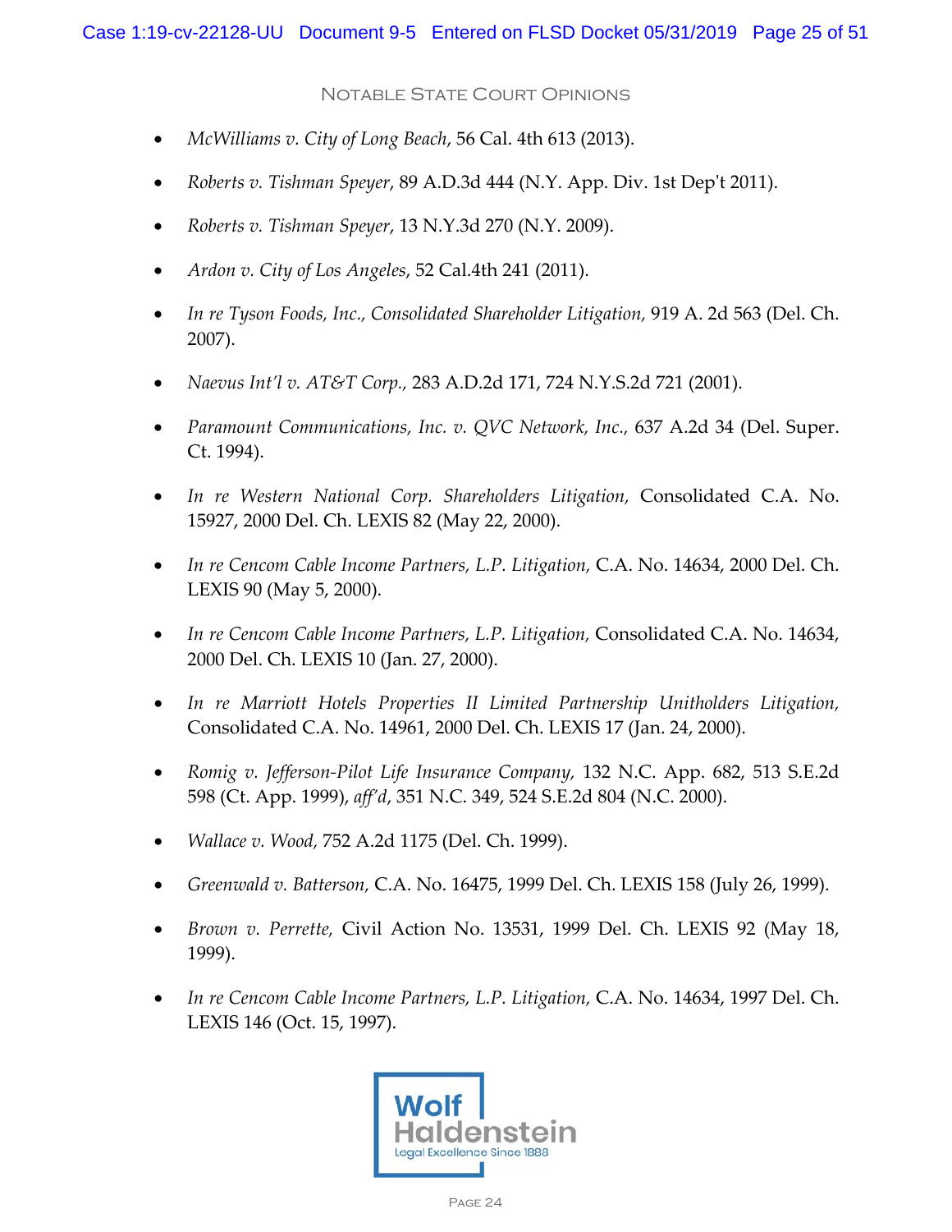## Notable State Court Opinions

- *McWilliams v. City of Long Beach*, 56 Cal. 4th 613 (2013).
- *Roberts v. Tishman Speyer*, 89 A.D.3d 444 (N.Y. App. Div. 1st Dep't 2011).
- *Roberts v. Tishman Speyer*, 13 N.Y.3d 270 (N.Y. 2009).
- *Ardon v. City of Los Angeles*, 52 Cal.4th 241 (2011).
- *In re Tyson Foods, Inc., Consolidated Shareholder Litigation*, 919 A. 2d 563 (Del. Ch. 2007).
- *Naevus Int'l v. AT&T Corp.*, 283 A.D.2d 171, 724 N.Y.S.2d 721 (2001).
- *Paramount Communications, Inc. v. QVC Network, Inc.*, 637 A.2d 34 (Del. Super. Ct. 1994).
- *In re Western National Corp. Shareholders Litigation*, Consolidated C.A. No. 15927, 2000 Del. Ch. LEXIS 82 (May 22, 2000).
- *In re Cencom Cable Income Partners, L.P. Litigation*, C.A. No. 14634, 2000 Del. Ch. LEXIS 90 (May 5, 2000).
- *In re Cencom Cable Income Partners, L.P. Litigation*, Consolidated C.A. No. 14634, 2000 Del. Ch. LEXIS 10 (Jan. 27, 2000).
- *In re Marriott Hotels Properties II Limited Partnership Unitholders Litigation*, Consolidated C.A. No. 14961, 2000 Del. Ch. LEXIS 17 (Jan. 24, 2000).
- *Romig v. Jefferson-Pilot Life Insurance Company*, 132 N.C. App. 682, 513 S.E.2d 598 (Ct. App. 1999), *aff'd*, 351 N.C. 349, 524 S.E.2d 804 (N.C. 2000).
- *Wallace v. Wood*, 752 A.2d 1175 (Del. Ch. 1999).
- *Greenwald v. Batterson*, C.A. No. 16475, 1999 Del. Ch. LEXIS 158 (July 26, 1999).
- *Brown v. Perrette*, Civil Action No. 13531, 1999 Del. Ch. LEXIS 92 (May 18, 1999).
- *In re Cencom Cable Income Partners, L.P. Litigation*, C.A. No. 14634, 1997 Del. Ch. LEXIS 146 (Oct. 15, 1997).

Wolf Haldenstein
Legal Excellence Since 1888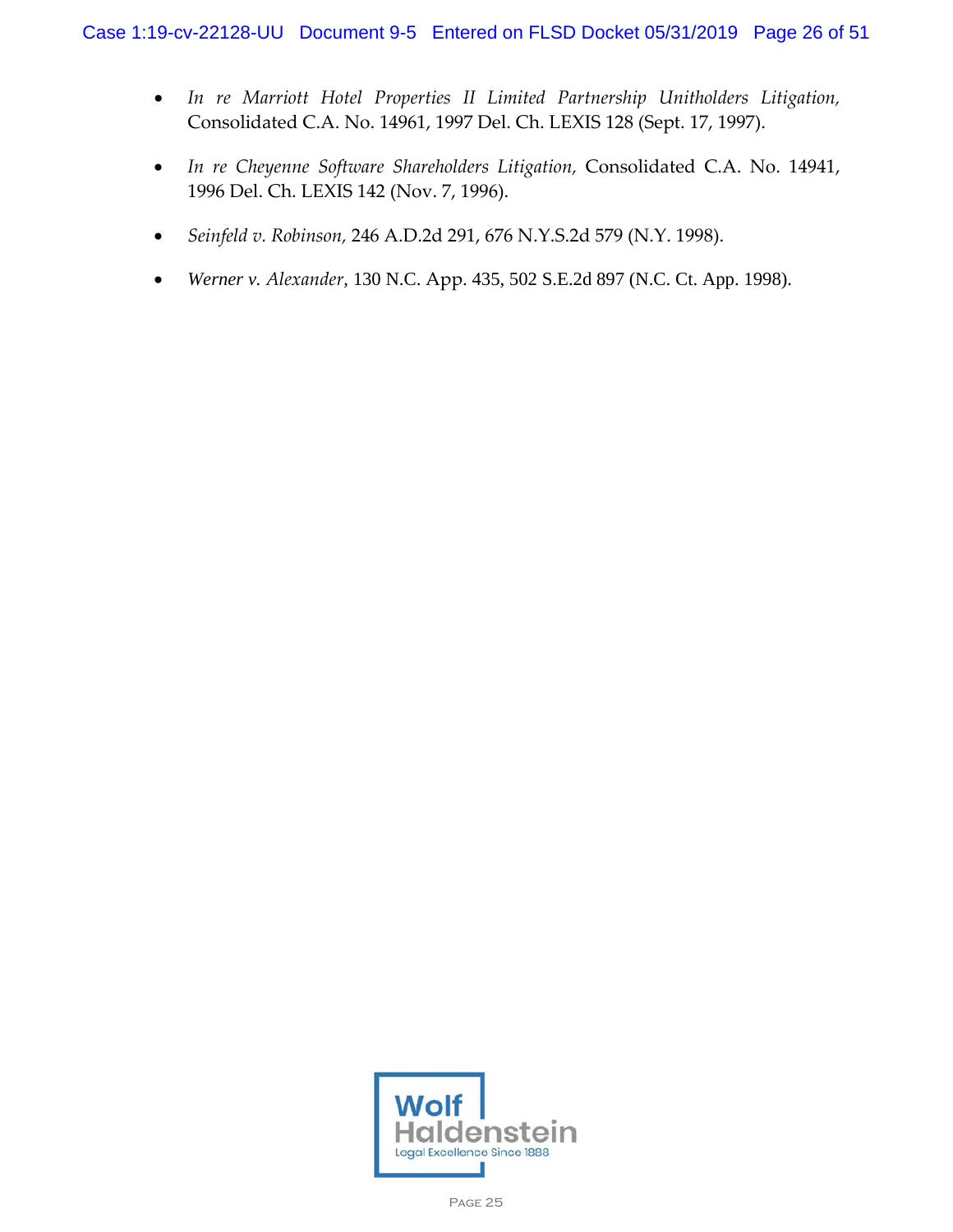- *In re Marriott Hotel Properties II Limited Partnership Unitholders Litigation,* Consolidated C.A. No. 14961, 1997 Del. Ch. LEXIS 128 (Sept. 17, 1997).
- *In re Cheyenne Software Shareholders Litigation,* Consolidated C.A. No. 14941, 1996 Del. Ch. LEXIS 142 (Nov. 7, 1996).
- *Seinfeld v. Robinson,* 246 A.D.2d 291, 676 N.Y.S.2d 579 (N.Y. 1998).
- *Werner v. Alexander*, 130 N.C. App. 435, 502 S.E.2d 897 (N.C. Ct. App. 1998).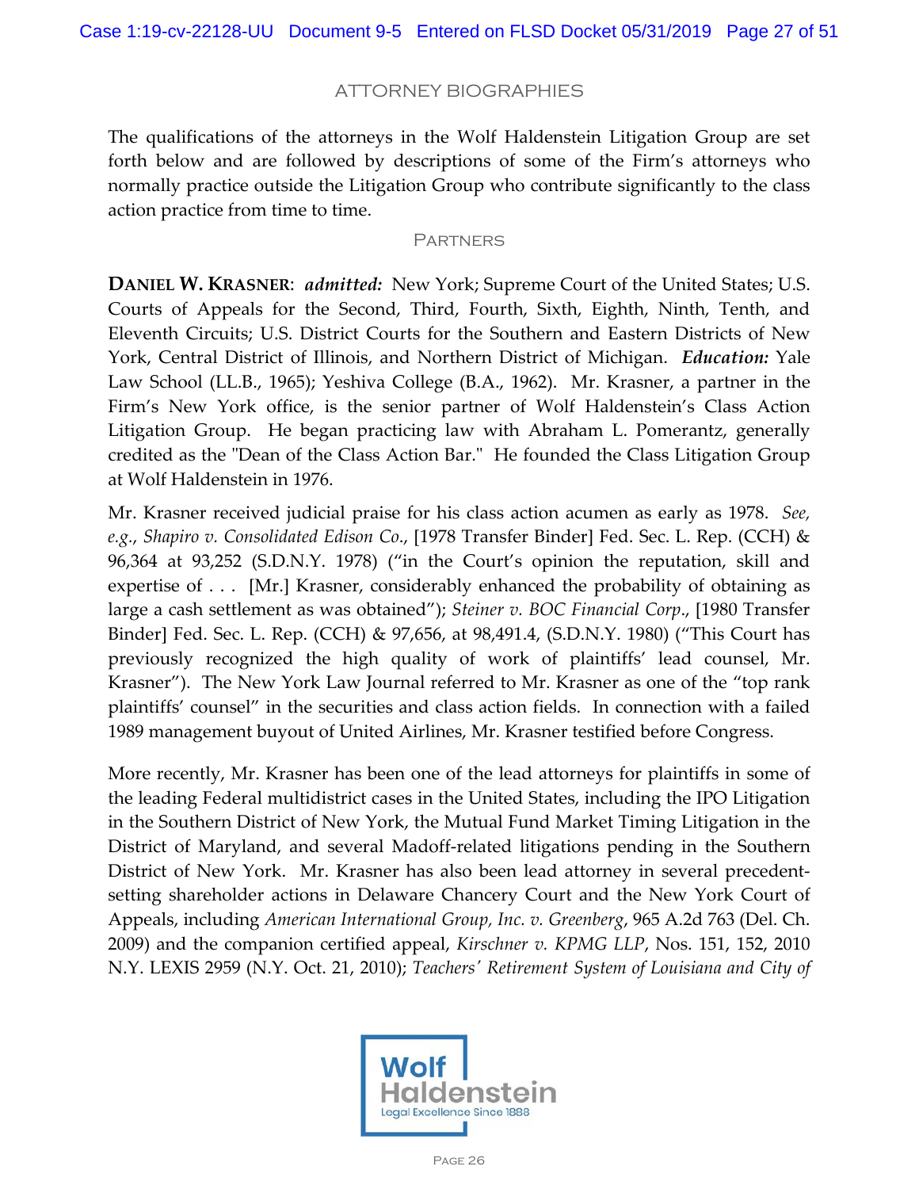## ATTORNEY BIOGRAPHIES

The qualifications of the attorneys in the Wolf Haldenstein Litigation Group are set forth below and are followed by descriptions of some of the Firm's attorneys who normally practice outside the Litigation Group who contribute significantly to the class action practice from time to time.

### PARTNERS

**DANIEL W. KRASNER**: ***admitted:*** New York; Supreme Court of the United States; U.S. Courts of Appeals for the Second, Third, Fourth, Sixth, Eighth, Ninth, Tenth, and Eleventh Circuits; U.S. District Courts for the Southern and Eastern Districts of New York, Central District of Illinois, and Northern District of Michigan. ***Education:*** Yale Law School (LL.B., 1965); Yeshiva College (B.A., 1962). Mr. Krasner, a partner in the Firm's New York office, is the senior partner of Wolf Haldenstein's Class Action Litigation Group. He began practicing law with Abraham L. Pomerantz, generally credited as the "Dean of the Class Action Bar." He founded the Class Litigation Group at Wolf Haldenstein in 1976.

Mr. Krasner received judicial praise for his class action acumen as early as 1978. *See, e.g.*, *Shapiro v. Consolidated Edison Co.*, [1978 Transfer Binder] Fed. Sec. L. Rep. (CCH) & 96,364 at 93,252 (S.D.N.Y. 1978) ("in the Court's opinion the reputation, skill and expertise of . . . [Mr.] Krasner, considerably enhanced the probability of obtaining as large a cash settlement as was obtained"); *Steiner v. BOC Financial Corp.*, [1980 Transfer Binder] Fed. Sec. L. Rep. (CCH) & 97,656, at 98,491.4, (S.D.N.Y. 1980) ("This Court has previously recognized the high quality of work of plaintiffs' lead counsel, Mr. Krasner"). The New York Law Journal referred to Mr. Krasner as one of the "top rank plaintiffs' counsel" in the securities and class action fields. In connection with a failed 1989 management buyout of United Airlines, Mr. Krasner testified before Congress.

More recently, Mr. Krasner has been one of the lead attorneys for plaintiffs in some of the leading Federal multidistrict cases in the United States, including the IPO Litigation in the Southern District of New York, the Mutual Fund Market Timing Litigation in the District of Maryland, and several Madoff-related litigations pending in the Southern District of New York. Mr. Krasner has also been lead attorney in several precedent-setting shareholder actions in Delaware Chancery Court and the New York Court of Appeals, including *American International Group, Inc. v. Greenberg*, 965 A.2d 763 (Del. Ch. 2009) and the companion certified appeal, *Kirschner v. KPMG LLP*, Nos. 151, 152, 2010 N.Y. LEXIS 2959 (N.Y. Oct. 21, 2010); *Teachers' Retirement System of Louisiana and City of*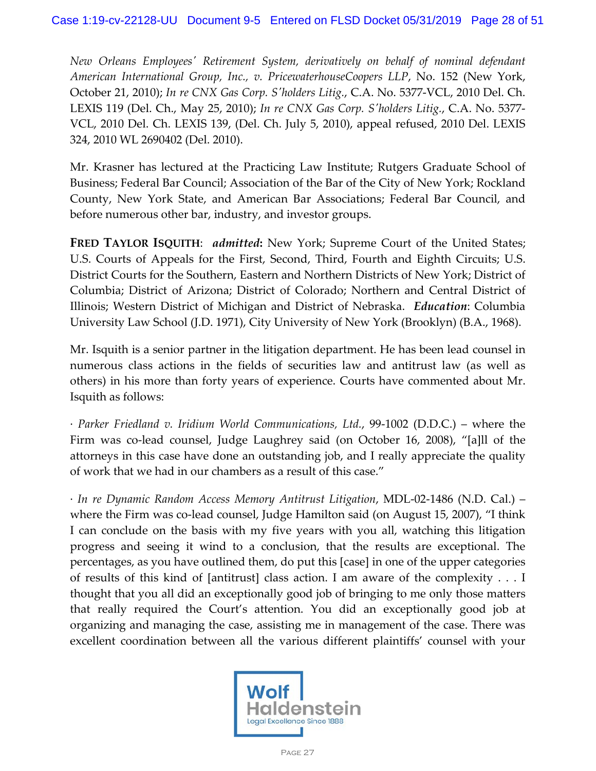*New Orleans Employees' Retirement System, derivatively on behalf of nominal defendant American International Group, Inc., v. PricewaterhouseCoopers LLP*, No. 152 (New York, October 21, 2010); *In re CNX Gas Corp. S'holders Litig.*, C.A. No. 5377-VCL, 2010 Del. Ch. LEXIS 119 (Del. Ch., May 25, 2010); *In re CNX Gas Corp. S'holders Litig.*, C.A. No. 5377-VCL, 2010 Del. Ch. LEXIS 139, (Del. Ch. July 5, 2010), appeal refused, 2010 Del. LEXIS 324, 2010 WL 2690402 (Del. 2010).

Mr. Krasner has lectured at the Practicing Law Institute; Rutgers Graduate School of Business; Federal Bar Council; Association of the Bar of the City of New York; Rockland County, New York State, and American Bar Associations; Federal Bar Council, and before numerous other bar, industry, and investor groups.

**FRED TAYLOR ISQUITH**: ***admitted*:** New York; Supreme Court of the United States; U.S. Courts of Appeals for the First, Second, Third, Fourth and Eighth Circuits; U.S. District Courts for the Southern, Eastern and Northern Districts of New York; District of Columbia; District of Arizona; District of Colorado; Northern and Central District of Illinois; Western District of Michigan and District of Nebraska. ***Education***: Columbia University Law School (J.D. 1971), City University of New York (Brooklyn) (B.A., 1968).

Mr. Isquith is a senior partner in the litigation department. He has been lead counsel in numerous class actions in the fields of securities law and antitrust law (as well as others) in his more than forty years of experience. Courts have commented about Mr. Isquith as follows:

· *Parker Friedland v. Iridium World Communications, Ltd.*, 99-1002 (D.D.C.) – where the Firm was co-lead counsel, Judge Laughrey said (on October 16, 2008), "[a]ll of the attorneys in this case have done an outstanding job, and I really appreciate the quality of work that we had in our chambers as a result of this case."

· *In re Dynamic Random Access Memory Antitrust Litigation*, MDL-02-1486 (N.D. Cal.) – where the Firm was co-lead counsel, Judge Hamilton said (on August 15, 2007), "I think I can conclude on the basis with my five years with you all, watching this litigation progress and seeing it wind to a conclusion, that the results are exceptional. The percentages, as you have outlined them, do put this [case] in one of the upper categories of results of this kind of [antitrust] class action. I am aware of the complexity . . . I thought that you all did an exceptionally good job of bringing to me only those matters that really required the Court's attention. You did an exceptionally good job at organizing and managing the case, assisting me in management of the case. There was excellent coordination between all the various different plaintiffs' counsel with your

Wolf Haldenstein
Legal Excellence Since 1888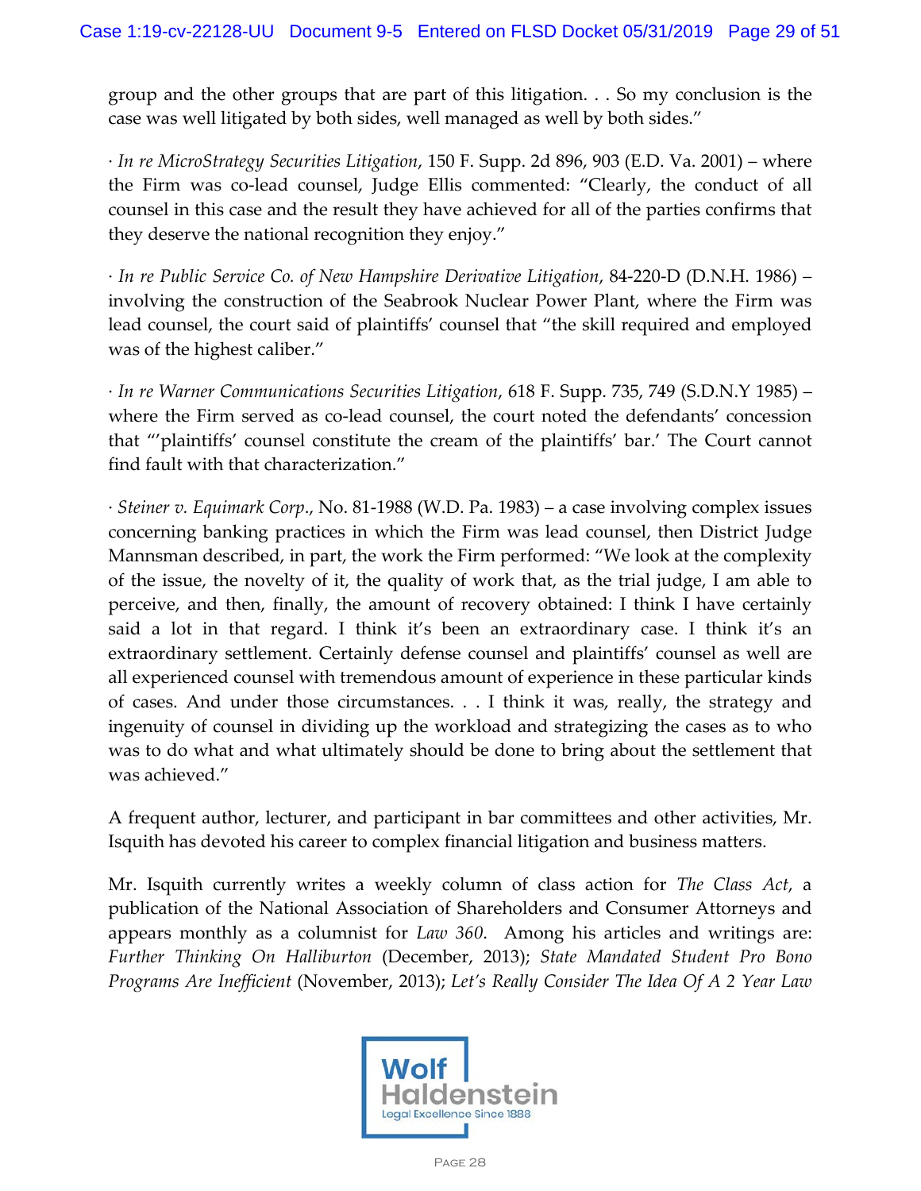group and the other groups that are part of this litigation. . . So my conclusion is the case was well litigated by both sides, well managed as well by both sides."

· *In re MicroStrategy Securities Litigation*, 150 F. Supp. 2d 896, 903 (E.D. Va. 2001) – where the Firm was co-lead counsel, Judge Ellis commented: "Clearly, the conduct of all counsel in this case and the result they have achieved for all of the parties confirms that they deserve the national recognition they enjoy."

· *In re Public Service Co. of New Hampshire Derivative Litigation*, 84-220-D (D.N.H. 1986) – involving the construction of the Seabrook Nuclear Power Plant, where the Firm was lead counsel, the court said of plaintiffs' counsel that "the skill required and employed was of the highest caliber."

· *In re Warner Communications Securities Litigation*, 618 F. Supp. 735, 749 (S.D.N.Y 1985) – where the Firm served as co-lead counsel, the court noted the defendants' concession that "'plaintiffs' counsel constitute the cream of the plaintiffs' bar.' The Court cannot find fault with that characterization."

· *Steiner v. Equimark Corp*., No. 81-1988 (W.D. Pa. 1983) – a case involving complex issues concerning banking practices in which the Firm was lead counsel, then District Judge Mannsman described, in part, the work the Firm performed: "We look at the complexity of the issue, the novelty of it, the quality of work that, as the trial judge, I am able to perceive, and then, finally, the amount of recovery obtained: I think I have certainly said a lot in that regard. I think it's been an extraordinary case. I think it's an extraordinary settlement. Certainly defense counsel and plaintiffs' counsel as well are all experienced counsel with tremendous amount of experience in these particular kinds of cases. And under those circumstances. . . I think it was, really, the strategy and ingenuity of counsel in dividing up the workload and strategizing the cases as to who was to do what and what ultimately should be done to bring about the settlement that was achieved."

A frequent author, lecturer, and participant in bar committees and other activities, Mr. Isquith has devoted his career to complex financial litigation and business matters.

Mr. Isquith currently writes a weekly column of class action for *The Class Act*, a publication of the National Association of Shareholders and Consumer Attorneys and appears monthly as a columnist for *Law 360*. Among his articles and writings are: *Further Thinking On Halliburton* (December, 2013); *State Mandated Student Pro Bono Programs Are Inefficient* (November, 2013); *Let's Really Consider The Idea Of A 2 Year Law*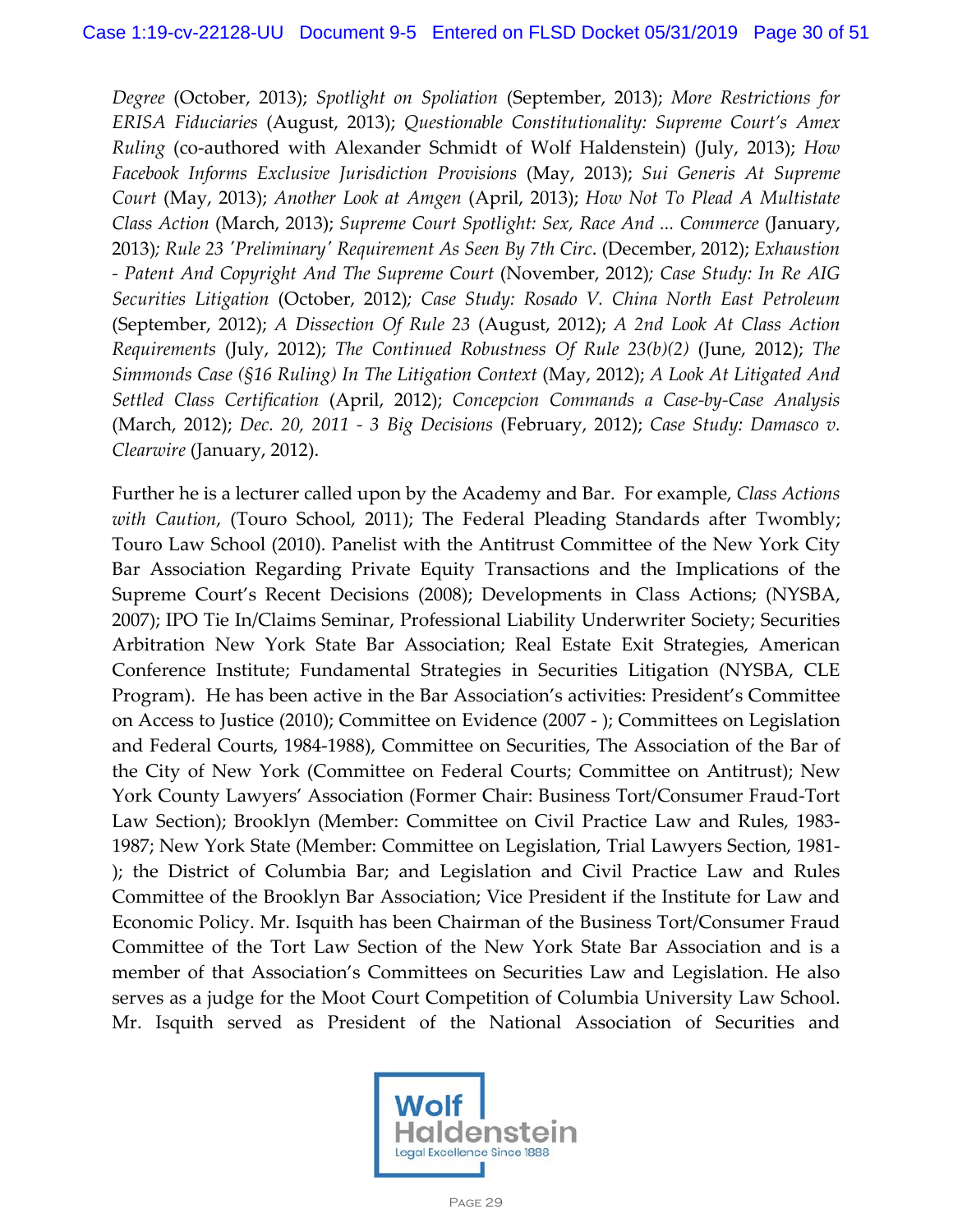*Degree* (October, 2013); *Spotlight on Spoliation* (September, 2013); *More Restrictions for ERISA Fiduciaries* (August, 2013); *Questionable Constitutionality: Supreme Court's Amex Ruling* (co-authored with Alexander Schmidt of Wolf Haldenstein) (July, 2013); *How Facebook Informs Exclusive Jurisdiction Provisions* (May, 2013); *Sui Generis At Supreme Court* (May, 2013); *Another Look at Amgen* (April, 2013); *How Not To Plead A Multistate Class Action* (March, 2013); *Supreme Court Spotlight: Sex, Race And ... Commerce* (January, 2013); *Rule 23 'Preliminary' Requirement As Seen By 7th Circ*. (December, 2012); *Exhaustion - Patent And Copyright And The Supreme Court* (November, 2012); *Case Study: In Re AIG Securities Litigation* (October, 2012); *Case Study: Rosado V. China North East Petroleum* (September, 2012); *A Dissection Of Rule 23* (August, 2012); *A 2nd Look At Class Action Requirements* (July, 2012); *The Continued Robustness Of Rule 23(b)(2)* (June, 2012); *The Simmonds Case (§16 Ruling) In The Litigation Context* (May, 2012); *A Look At Litigated And Settled Class Certification* (April, 2012); *Concepcion Commands a Case-by-Case Analysis* (March, 2012); *Dec. 20, 2011 - 3 Big Decisions* (February, 2012); *Case Study: Damasco v. Clearwire* (January, 2012).

Further he is a lecturer called upon by the Academy and Bar. For example, *Class Actions with Caution*, (Touro School, 2011); The Federal Pleading Standards after Twombly; Touro Law School (2010). Panelist with the Antitrust Committee of the New York City Bar Association Regarding Private Equity Transactions and the Implications of the Supreme Court's Recent Decisions (2008); Developments in Class Actions; (NYSBA, 2007); IPO Tie In/Claims Seminar, Professional Liability Underwriter Society; Securities Arbitration New York State Bar Association; Real Estate Exit Strategies, American Conference Institute; Fundamental Strategies in Securities Litigation (NYSBA, CLE Program). He has been active in the Bar Association's activities: President's Committee on Access to Justice (2010); Committee on Evidence (2007 - ); Committees on Legislation and Federal Courts, 1984-1988), Committee on Securities, The Association of the Bar of the City of New York (Committee on Federal Courts; Committee on Antitrust); New York County Lawyers' Association (Former Chair: Business Tort/Consumer Fraud-Tort Law Section); Brooklyn (Member: Committee on Civil Practice Law and Rules, 1983-1987; New York State (Member: Committee on Legislation, Trial Lawyers Section, 1981- ); the District of Columbia Bar; and Legislation and Civil Practice Law and Rules Committee of the Brooklyn Bar Association; Vice President if the Institute for Law and Economic Policy. Mr. Isquith has been Chairman of the Business Tort/Consumer Fraud Committee of the Tort Law Section of the New York State Bar Association and is a member of that Association's Committees on Securities Law and Legislation. He also serves as a judge for the Moot Court Competition of Columbia University Law School. Mr. Isquith served as President of the National Association of Securities and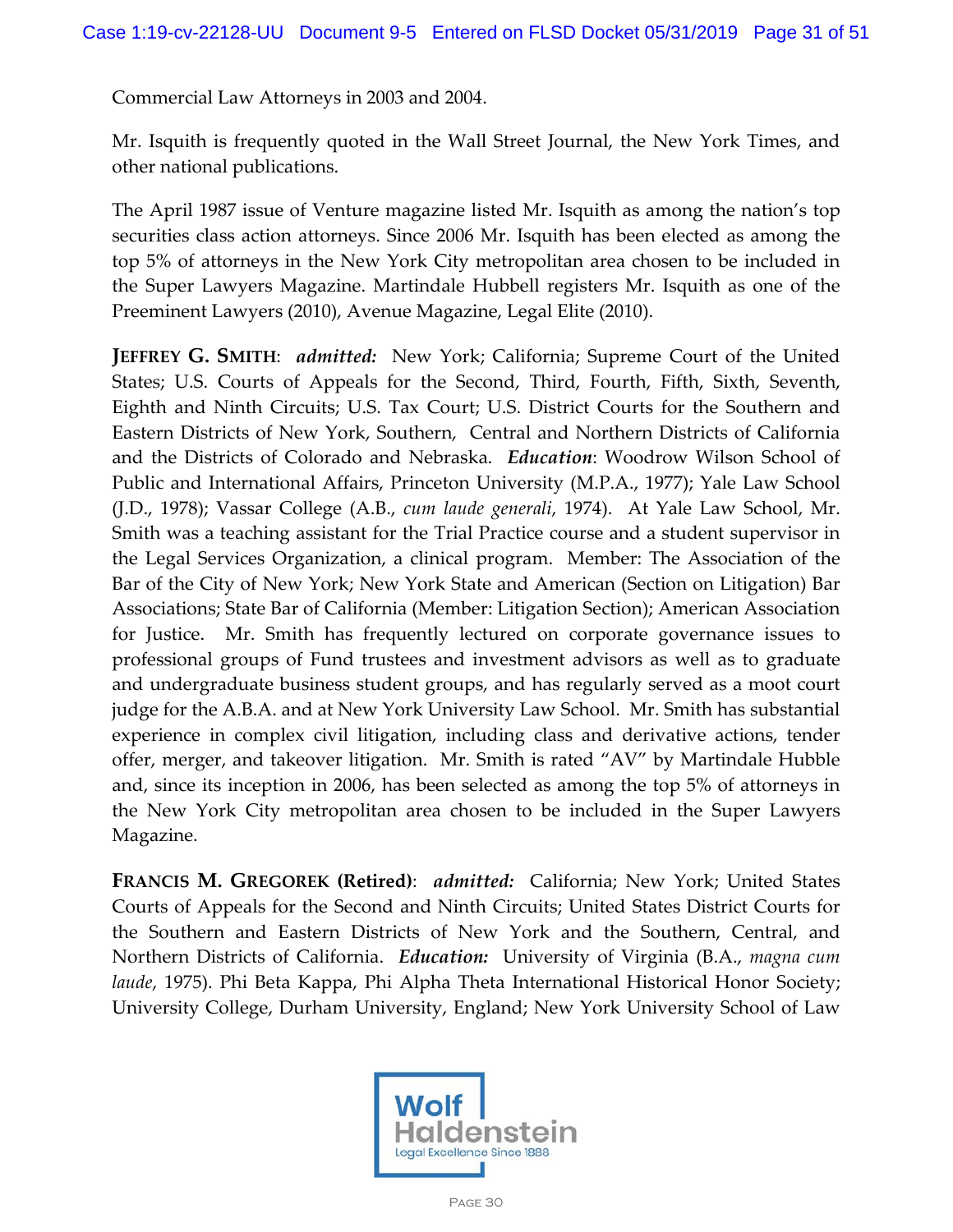Commercial Law Attorneys in 2003 and 2004.

Mr. Isquith is frequently quoted in the Wall Street Journal, the New York Times, and other national publications.

The April 1987 issue of Venture magazine listed Mr. Isquith as among the nation's top securities class action attorneys. Since 2006 Mr. Isquith has been elected as among the top 5% of attorneys in the New York City metropolitan area chosen to be included in the Super Lawyers Magazine. Martindale Hubbell registers Mr. Isquith as one of the Preeminent Lawyers (2010), Avenue Magazine, Legal Elite (2010).

**JEFFREY G. SMITH**: ***admitted:*** New York; California; Supreme Court of the United States; U.S. Courts of Appeals for the Second, Third, Fourth, Fifth, Sixth, Seventh, Eighth and Ninth Circuits; U.S. Tax Court; U.S. District Courts for the Southern and Eastern Districts of New York, Southern, Central and Northern Districts of California and the Districts of Colorado and Nebraska. ***Education***: Woodrow Wilson School of Public and International Affairs, Princeton University (M.P.A., 1977); Yale Law School (J.D., 1978); Vassar College (A.B., *cum laude generali*, 1974). At Yale Law School, Mr. Smith was a teaching assistant for the Trial Practice course and a student supervisor in the Legal Services Organization, a clinical program. Member: The Association of the Bar of the City of New York; New York State and American (Section on Litigation) Bar Associations; State Bar of California (Member: Litigation Section); American Association for Justice. Mr. Smith has frequently lectured on corporate governance issues to professional groups of Fund trustees and investment advisors as well as to graduate and undergraduate business student groups, and has regularly served as a moot court judge for the A.B.A. and at New York University Law School. Mr. Smith has substantial experience in complex civil litigation, including class and derivative actions, tender offer, merger, and takeover litigation. Mr. Smith is rated "AV" by Martindale Hubble and, since its inception in 2006, has been selected as among the top 5% of attorneys in the New York City metropolitan area chosen to be included in the Super Lawyers Magazine.

**FRANCIS M. GREGOREK (Retired)**: ***admitted:*** California; New York; United States Courts of Appeals for the Second and Ninth Circuits; United States District Courts for the Southern and Eastern Districts of New York and the Southern, Central, and Northern Districts of California. ***Education:*** University of Virginia (B.A., *magna cum laude*, 1975). Phi Beta Kappa, Phi Alpha Theta International Historical Honor Society; University College, Durham University, England; New York University School of Law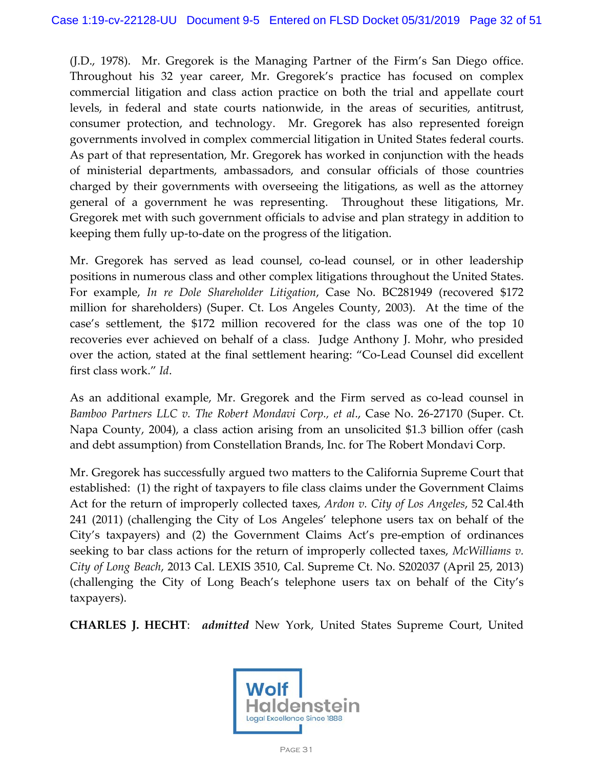(J.D., 1978). Mr. Gregorek is the Managing Partner of the Firm's San Diego office. Throughout his 32 year career, Mr. Gregorek's practice has focused on complex commercial litigation and class action practice on both the trial and appellate court levels, in federal and state courts nationwide, in the areas of securities, antitrust, consumer protection, and technology. Mr. Gregorek has also represented foreign governments involved in complex commercial litigation in United States federal courts. As part of that representation, Mr. Gregorek has worked in conjunction with the heads of ministerial departments, ambassadors, and consular officials of those countries charged by their governments with overseeing the litigations, as well as the attorney general of a government he was representing. Throughout these litigations, Mr. Gregorek met with such government officials to advise and plan strategy in addition to keeping them fully up-to-date on the progress of the litigation.

Mr. Gregorek has served as lead counsel, co-lead counsel, or in other leadership positions in numerous class and other complex litigations throughout the United States. For example, *In re Dole Shareholder Litigation*, Case No. BC281949 (recovered $172 million for shareholders) (Super. Ct. Los Angeles County, 2003). At the time of the case's settlement, the $172 million recovered for the class was one of the top 10 recoveries ever achieved on behalf of a class. Judge Anthony J. Mohr, who presided over the action, stated at the final settlement hearing: "Co-Lead Counsel did excellent first class work." *Id*.

As an additional example, Mr. Gregorek and the Firm served as co-lead counsel in *Bamboo Partners LLC v. The Robert Mondavi Corp., et al*., Case No. 26-27170 (Super. Ct. Napa County, 2004), a class action arising from an unsolicited $1.3 billion offer (cash and debt assumption) from Constellation Brands, Inc. for The Robert Mondavi Corp.

Mr. Gregorek has successfully argued two matters to the California Supreme Court that established: (1) the right of taxpayers to file class claims under the Government Claims Act for the return of improperly collected taxes, *Ardon v. City of Los Angeles*, 52 Cal.4th 241 (2011) (challenging the City of Los Angeles' telephone users tax on behalf of the City's taxpayers) and (2) the Government Claims Act's pre-emption of ordinances seeking to bar class actions for the return of improperly collected taxes, *McWilliams v. City of Long Beach*, 2013 Cal. LEXIS 3510, Cal. Supreme Ct. No. S202037 (April 25, 2013) (challenging the City of Long Beach's telephone users tax on behalf of the City's taxpayers).

**CHARLES J. HECHT**: ***admitted*** New York, United States Supreme Court, United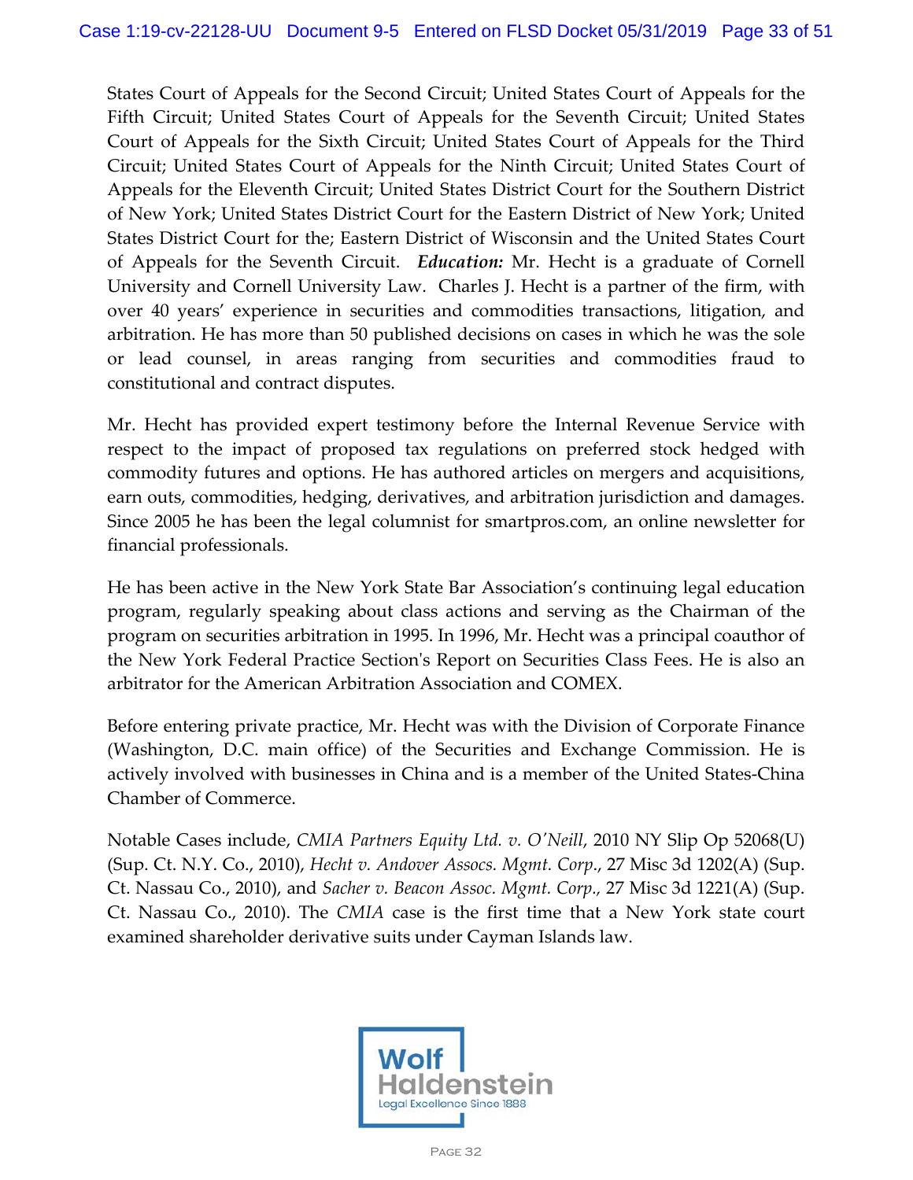States Court of Appeals for the Second Circuit; United States Court of Appeals for the Fifth Circuit; United States Court of Appeals for the Seventh Circuit; United States Court of Appeals for the Sixth Circuit; United States Court of Appeals for the Third Circuit; United States Court of Appeals for the Ninth Circuit; United States Court of Appeals for the Eleventh Circuit; United States District Court for the Southern District of New York; United States District Court for the Eastern District of New York; United States District Court for the; Eastern District of Wisconsin and the United States Court of Appeals for the Seventh Circuit. ***Education:*** Mr. Hecht is a graduate of Cornell University and Cornell University Law. Charles J. Hecht is a partner of the firm, with over 40 years' experience in securities and commodities transactions, litigation, and arbitration. He has more than 50 published decisions on cases in which he was the sole or lead counsel, in areas ranging from securities and commodities fraud to constitutional and contract disputes.

Mr. Hecht has provided expert testimony before the Internal Revenue Service with respect to the impact of proposed tax regulations on preferred stock hedged with commodity futures and options. He has authored articles on mergers and acquisitions, earn outs, commodities, hedging, derivatives, and arbitration jurisdiction and damages. Since 2005 he has been the legal columnist for smartpros.com, an online newsletter for financial professionals.

He has been active in the New York State Bar Association's continuing legal education program, regularly speaking about class actions and serving as the Chairman of the program on securities arbitration in 1995. In 1996, Mr. Hecht was a principal coauthor of the New York Federal Practice Section's Report on Securities Class Fees. He is also an arbitrator for the American Arbitration Association and COMEX.

Before entering private practice, Mr. Hecht was with the Division of Corporate Finance (Washington, D.C. main office) of the Securities and Exchange Commission. He is actively involved with businesses in China and is a member of the United States-China Chamber of Commerce.

Notable Cases include, *CMIA Partners Equity Ltd. v. O'Neill*, 2010 NY Slip Op 52068(U) (Sup. Ct. N.Y. Co., 2010), *Hecht v. Andover Assocs. Mgmt. Corp.*, 27 Misc 3d 1202(A) (Sup. Ct. Nassau Co., 2010), and *Sacher v. Beacon Assoc. Mgmt. Corp.*, 27 Misc 3d 1221(A) (Sup. Ct. Nassau Co., 2010). The *CMIA* case is the first time that a New York state court examined shareholder derivative suits under Cayman Islands law.

Wolf Haldenstein
Legal Excellence Since 1888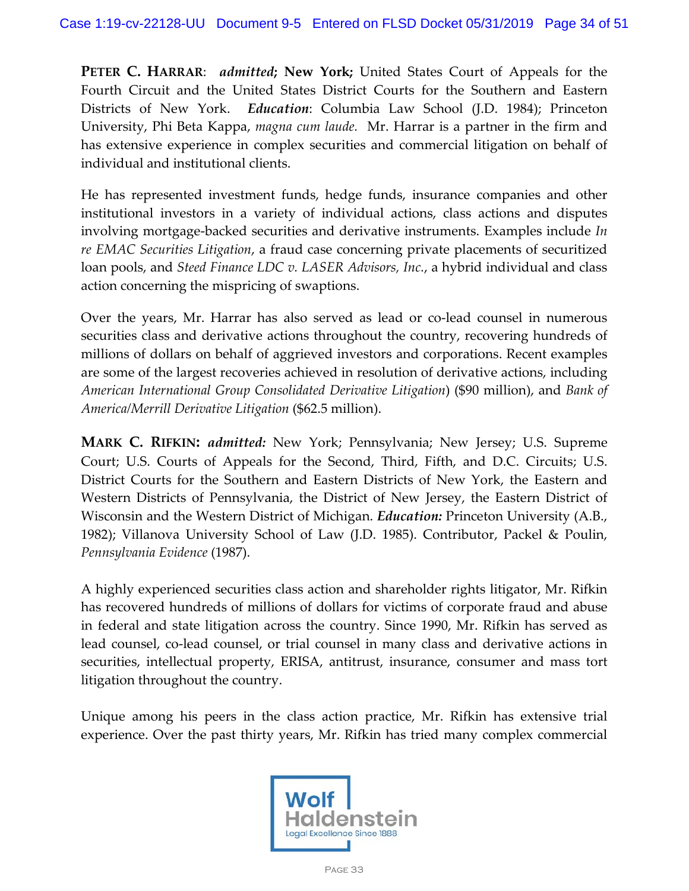**PETER C. HARRAR**: ***admitted*; New York;** United States Court of Appeals for the Fourth Circuit and the United States District Courts for the Southern and Eastern Districts of New York. ***Education***: Columbia Law School (J.D. 1984); Princeton University, Phi Beta Kappa, *magna cum laude.* Mr. Harrar is a partner in the firm and has extensive experience in complex securities and commercial litigation on behalf of individual and institutional clients.

He has represented investment funds, hedge funds, insurance companies and other institutional investors in a variety of individual actions, class actions and disputes involving mortgage-backed securities and derivative instruments. Examples include *In re EMAC Securities Litigation*, a fraud case concerning private placements of securitized loan pools, and *Steed Finance LDC v. LASER Advisors, Inc.*, a hybrid individual and class action concerning the mispricing of swaptions.

Over the years, Mr. Harrar has also served as lead or co-lead counsel in numerous securities class and derivative actions throughout the country, recovering hundreds of millions of dollars on behalf of aggrieved investors and corporations. Recent examples are some of the largest recoveries achieved in resolution of derivative actions, including *American International Group Consolidated Derivative Litigation*) ($90 million), and *Bank of America/Merrill Derivative Litigation* ($62.5 million).

**MARK C. RIFKIN:** ***admitted:*** New York; Pennsylvania; New Jersey; U.S. Supreme Court; U.S. Courts of Appeals for the Second, Third, Fifth, and D.C. Circuits; U.S. District Courts for the Southern and Eastern Districts of New York, the Eastern and Western Districts of Pennsylvania, the District of New Jersey, the Eastern District of Wisconsin and the Western District of Michigan. ***Education:*** Princeton University (A.B., 1982); Villanova University School of Law (J.D. 1985). Contributor, Packel & Poulin, *Pennsylvania Evidence* (1987).

A highly experienced securities class action and shareholder rights litigator, Mr. Rifkin has recovered hundreds of millions of dollars for victims of corporate fraud and abuse in federal and state litigation across the country. Since 1990, Mr. Rifkin has served as lead counsel, co-lead counsel, or trial counsel in many class and derivative actions in securities, intellectual property, ERISA, antitrust, insurance, consumer and mass tort litigation throughout the country.

Unique among his peers in the class action practice, Mr. Rifkin has extensive trial experience. Over the past thirty years, Mr. Rifkin has tried many complex commercial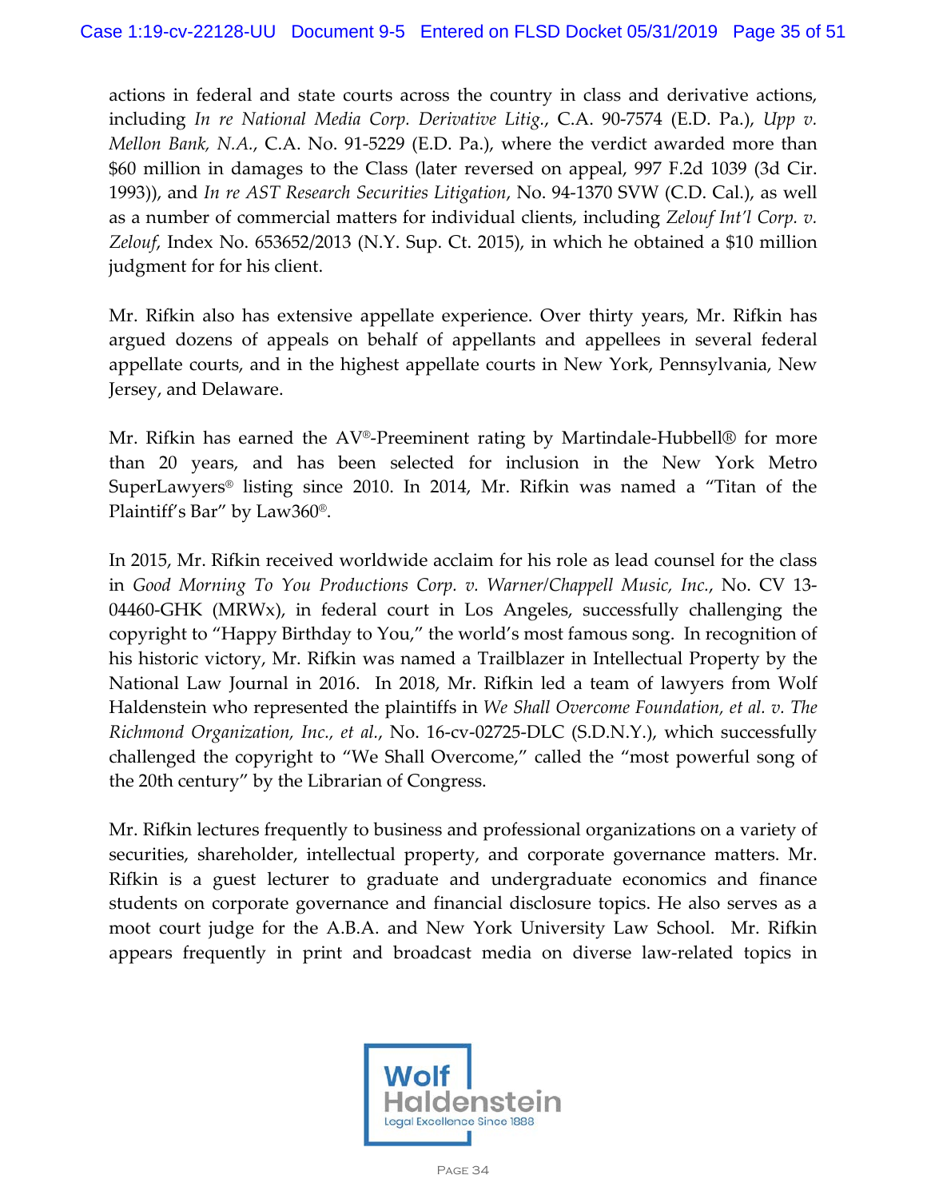actions in federal and state courts across the country in class and derivative actions, including *In re National Media Corp. Derivative Litig.*, C.A. 90-7574 (E.D. Pa.), *Upp v. Mellon Bank, N.A.*, C.A. No. 91-5229 (E.D. Pa.), where the verdict awarded more than $60 million in damages to the Class (later reversed on appeal, 997 F.2d 1039 (3d Cir. 1993)), and *In re AST Research Securities Litigation*, No. 94-1370 SVW (C.D. Cal.), as well as a number of commercial matters for individual clients, including *Zelouf Int'l Corp. v. Zelouf*, Index No. 653652/2013 (N.Y. Sup. Ct. 2015), in which he obtained a $10 million judgment for for his client.

Mr. Rifkin also has extensive appellate experience. Over thirty years, Mr. Rifkin has argued dozens of appeals on behalf of appellants and appellees in several federal appellate courts, and in the highest appellate courts in New York, Pennsylvania, New Jersey, and Delaware.

Mr. Rifkin has earned the AV®-Preeminent rating by Martindale-Hubbell® for more than 20 years, and has been selected for inclusion in the New York Metro SuperLawyers® listing since 2010. In 2014, Mr. Rifkin was named a "Titan of the Plaintiff's Bar" by Law360®.

In 2015, Mr. Rifkin received worldwide acclaim for his role as lead counsel for the class in *Good Morning To You Productions Corp. v. Warner/Chappell Music, Inc.*, No. CV 13-04460-GHK (MRWx), in federal court in Los Angeles, successfully challenging the copyright to "Happy Birthday to You," the world's most famous song. In recognition of his historic victory, Mr. Rifkin was named a Trailblazer in Intellectual Property by the National Law Journal in 2016. In 2018, Mr. Rifkin led a team of lawyers from Wolf Haldenstein who represented the plaintiffs in *We Shall Overcome Foundation, et al. v. The Richmond Organization, Inc., et al.*, No. 16-cv-02725-DLC (S.D.N.Y.), which successfully challenged the copyright to "We Shall Overcome," called the "most powerful song of the 20th century" by the Librarian of Congress.

Mr. Rifkin lectures frequently to business and professional organizations on a variety of securities, shareholder, intellectual property, and corporate governance matters. Mr. Rifkin is a guest lecturer to graduate and undergraduate economics and finance students on corporate governance and financial disclosure topics. He also serves as a moot court judge for the A.B.A. and New York University Law School. Mr. Rifkin appears frequently in print and broadcast media on diverse law-related topics in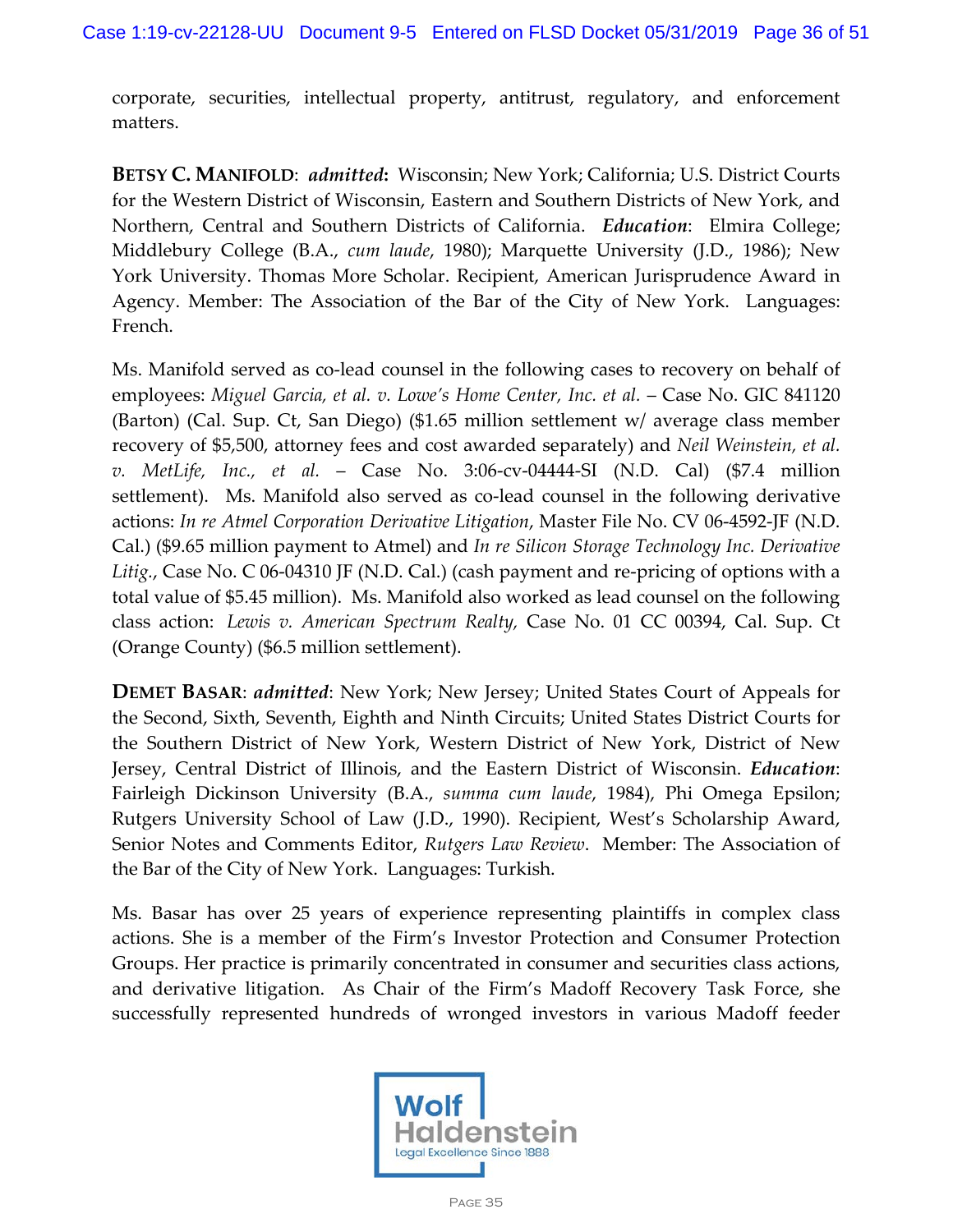corporate, securities, intellectual property, antitrust, regulatory, and enforcement matters.

**BETSY C. MANIFOLD**: ***admitted*****:** Wisconsin; New York; California; U.S. District Courts for the Western District of Wisconsin, Eastern and Southern Districts of New York, and Northern, Central and Southern Districts of California. ***Education***: Elmira College; Middlebury College (B.A., *cum laude*, 1980); Marquette University (J.D., 1986); New York University. Thomas More Scholar. Recipient, American Jurisprudence Award in Agency. Member: The Association of the Bar of the City of New York. Languages: French.

Ms. Manifold served as co-lead counsel in the following cases to recovery on behalf of employees: *Miguel Garcia, et al. v. Lowe's Home Center, Inc. et al.* – Case No. GIC 841120 (Barton) (Cal. Sup. Ct, San Diego) ($1.65 million settlement w/ average class member recovery of $5,500, attorney fees and cost awarded separately) and *Neil Weinstein, et al. v. MetLife, Inc., et al.* – Case No. 3:06-cv-04444-SI (N.D. Cal) ($7.4 million settlement). Ms. Manifold also served as co-lead counsel in the following derivative actions: *In re Atmel Corporation Derivative Litigation*, Master File No. CV 06-4592-JF (N.D. Cal.) ($9.65 million payment to Atmel) and *In re Silicon Storage Technology Inc. Derivative Litig.*, Case No. C 06-04310 JF (N.D. Cal.) (cash payment and re-pricing of options with a total value of $5.45 million). Ms. Manifold also worked as lead counsel on the following class action: *Lewis v. American Spectrum Realty,* Case No. 01 CC 00394, Cal. Sup. Ct (Orange County) ($6.5 million settlement).

**DEMET BASAR**: ***admitted***: New York; New Jersey; United States Court of Appeals for the Second, Sixth, Seventh, Eighth and Ninth Circuits; United States District Courts for the Southern District of New York, Western District of New York, District of New Jersey, Central District of Illinois, and the Eastern District of Wisconsin. ***Education***: Fairleigh Dickinson University (B.A., *summa cum laude*, 1984), Phi Omega Epsilon; Rutgers University School of Law (J.D., 1990). Recipient, West's Scholarship Award, Senior Notes and Comments Editor, *Rutgers Law Review*. Member: The Association of the Bar of the City of New York. Languages: Turkish.

Ms. Basar has over 25 years of experience representing plaintiffs in complex class actions. She is a member of the Firm's Investor Protection and Consumer Protection Groups. Her practice is primarily concentrated in consumer and securities class actions, and derivative litigation. As Chair of the Firm's Madoff Recovery Task Force, she successfully represented hundreds of wronged investors in various Madoff feeder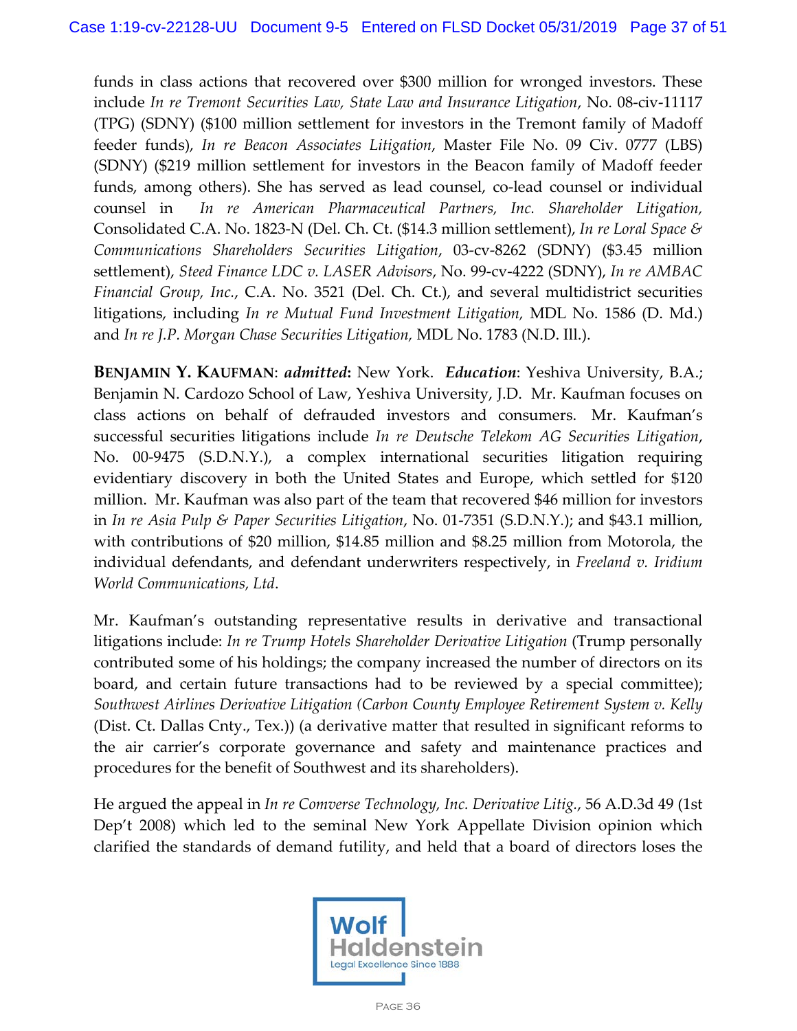funds in class actions that recovered over $300 million for wronged investors. These include *In re Tremont Securities Law, State Law and Insurance Litigation*, No. 08-civ-11117 (TPG) (SDNY) ($100 million settlement for investors in the Tremont family of Madoff feeder funds), *In re Beacon Associates Litigation*, Master File No. 09 Civ. 0777 (LBS) (SDNY) ($219 million settlement for investors in the Beacon family of Madoff feeder funds, among others). She has served as lead counsel, co-lead counsel or individual counsel in *In re American Pharmaceutical Partners, Inc. Shareholder Litigation,* Consolidated C.A. No. 1823-N (Del. Ch. Ct. ($14.3 million settlement), *In re Loral Space & Communications Shareholders Securities Litigation*, 03-cv-8262 (SDNY) ($3.45 million settlement), *Steed Finance LDC v. LASER Advisors*, No. 99-cv-4222 (SDNY), *In re AMBAC Financial Group, Inc.*, C.A. No. 3521 (Del. Ch. Ct.), and several multidistrict securities litigations, including *In re Mutual Fund Investment Litigation,* MDL No. 1586 (D. Md.) and *In re J.P. Morgan Chase Securities Litigation*, MDL No. 1783 (N.D. Ill.).

**BENJAMIN Y. KAUFMAN**: ***admitted*****:** New York. ***Education***: Yeshiva University, B.A.; Benjamin N. Cardozo School of Law, Yeshiva University, J.D. Mr. Kaufman focuses on class actions on behalf of defrauded investors and consumers. Mr. Kaufman's successful securities litigations include *In re Deutsche Telekom AG Securities Litigation*, No. 00-9475 (S.D.N.Y.), a complex international securities litigation requiring evidentiary discovery in both the United States and Europe, which settled for $120 million. Mr. Kaufman was also part of the team that recovered $46 million for investors in *In re Asia Pulp & Paper Securities Litigation*, No. 01-7351 (S.D.N.Y.); and $43.1 million, with contributions of $20 million, $14.85 million and $8.25 million from Motorola, the individual defendants, and defendant underwriters respectively, in *Freeland v. Iridium World Communications, Ltd*.

Mr. Kaufman's outstanding representative results in derivative and transactional litigations include: *In re Trump Hotels Shareholder Derivative Litigation* (Trump personally contributed some of his holdings; the company increased the number of directors on its board, and certain future transactions had to be reviewed by a special committee); *Southwest Airlines Derivative Litigation (Carbon County Employee Retirement System v. Kelly* (Dist. Ct. Dallas Cnty., Tex.)) (a derivative matter that resulted in significant reforms to the air carrier's corporate governance and safety and maintenance practices and procedures for the benefit of Southwest and its shareholders).

He argued the appeal in *In re Comverse Technology, Inc. Derivative Litig.*, 56 A.D.3d 49 (1st Dep't 2008) which led to the seminal New York Appellate Division opinion which clarified the standards of demand futility, and held that a board of directors loses the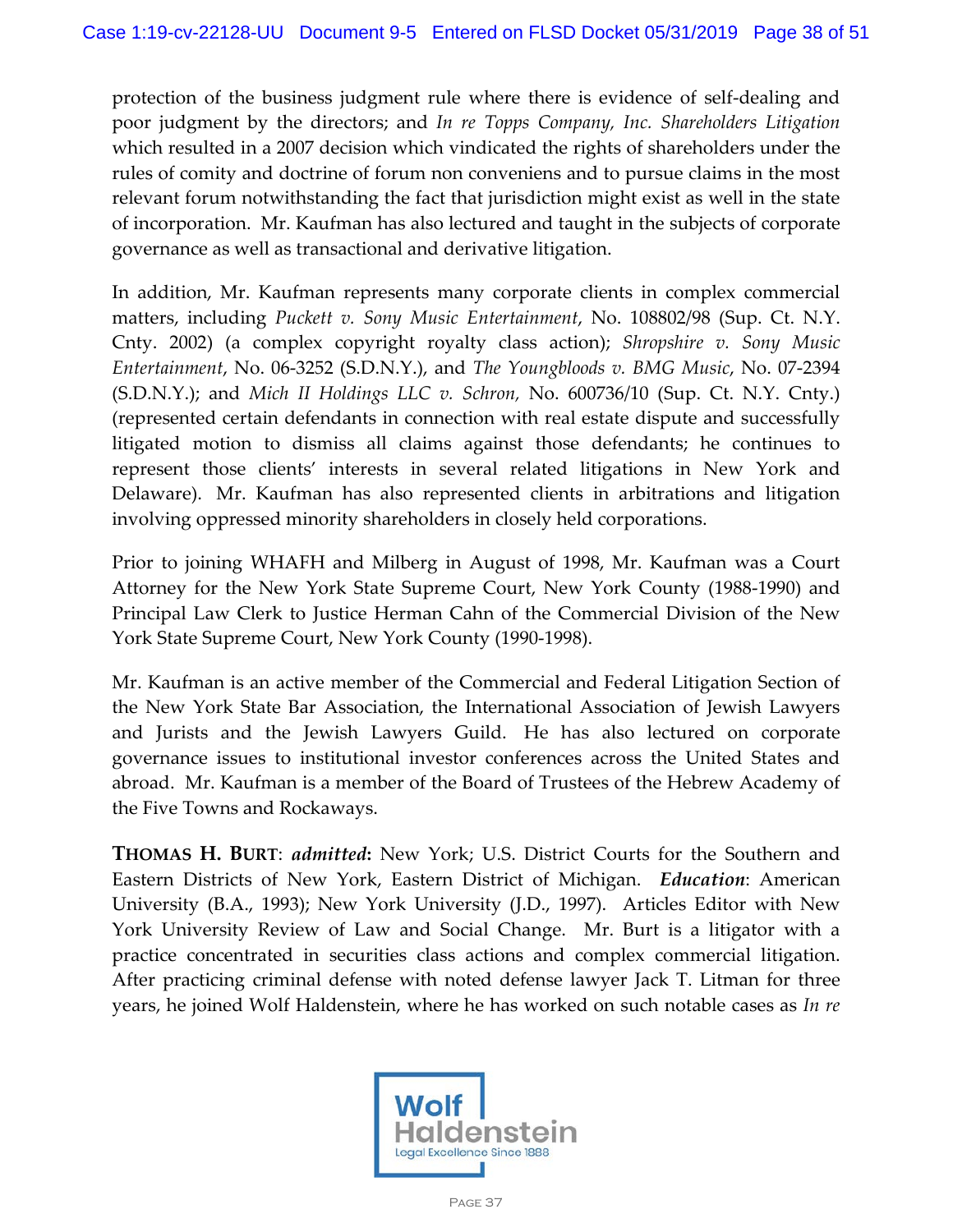protection of the business judgment rule where there is evidence of self-dealing and poor judgment by the directors; and *In re Topps Company, Inc. Shareholders Litigation* which resulted in a 2007 decision which vindicated the rights of shareholders under the rules of comity and doctrine of forum non conveniens and to pursue claims in the most relevant forum notwithstanding the fact that jurisdiction might exist as well in the state of incorporation. Mr. Kaufman has also lectured and taught in the subjects of corporate governance as well as transactional and derivative litigation.

In addition, Mr. Kaufman represents many corporate clients in complex commercial matters, including *Puckett v. Sony Music Entertainment*, No. 108802/98 (Sup. Ct. N.Y. Cnty. 2002) (a complex copyright royalty class action); *Shropshire v. Sony Music Entertainment*, No. 06-3252 (S.D.N.Y.), and *The Youngbloods v. BMG Music*, No. 07-2394 (S.D.N.Y.); and *Mich II Holdings LLC v. Schron,* No. 600736/10 (Sup. Ct. N.Y. Cnty.) (represented certain defendants in connection with real estate dispute and successfully litigated motion to dismiss all claims against those defendants; he continues to represent those clients' interests in several related litigations in New York and Delaware). Mr. Kaufman has also represented clients in arbitrations and litigation involving oppressed minority shareholders in closely held corporations.

Prior to joining WHAFH and Milberg in August of 1998, Mr. Kaufman was a Court Attorney for the New York State Supreme Court, New York County (1988-1990) and Principal Law Clerk to Justice Herman Cahn of the Commercial Division of the New York State Supreme Court, New York County (1990-1998).

Mr. Kaufman is an active member of the Commercial and Federal Litigation Section of the New York State Bar Association, the International Association of Jewish Lawyers and Jurists and the Jewish Lawyers Guild. He has also lectured on corporate governance issues to institutional investor conferences across the United States and abroad. Mr. Kaufman is a member of the Board of Trustees of the Hebrew Academy of the Five Towns and Rockaways.

**THOMAS H. BURT**: ***admitted*:** New York; U.S. District Courts for the Southern and Eastern Districts of New York, Eastern District of Michigan. ***Education***: American University (B.A., 1993); New York University (J.D., 1997). Articles Editor with New York University Review of Law and Social Change. Mr. Burt is a litigator with a practice concentrated in securities class actions and complex commercial litigation. After practicing criminal defense with noted defense lawyer Jack T. Litman for three years, he joined Wolf Haldenstein, where he has worked on such notable cases as *In re*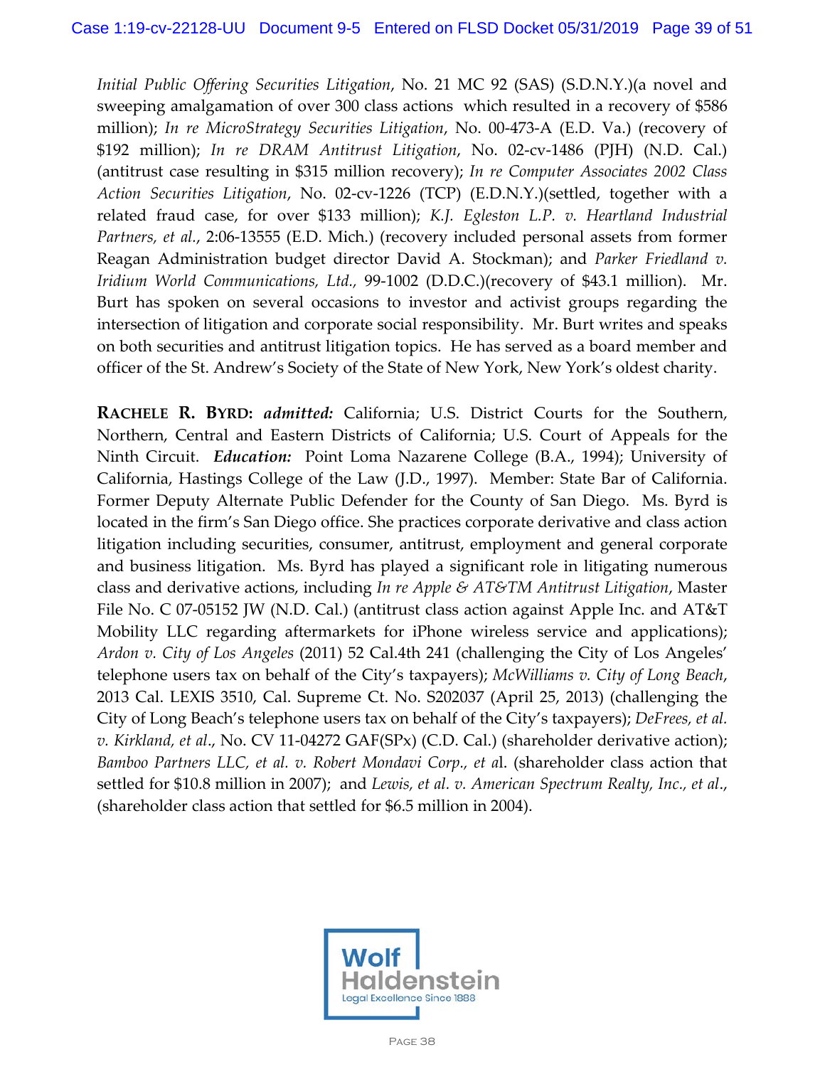*Initial Public Offering Securities Litigation*, No. 21 MC 92 (SAS) (S.D.N.Y.)(a novel and sweeping amalgamation of over 300 class actions which resulted in a recovery of $586 million); *In re MicroStrategy Securities Litigation*, No. 00-473-A (E.D. Va.) (recovery of $192 million); *In re DRAM Antitrust Litigation*, No. 02-cv-1486 (PJH) (N.D. Cal.) (antitrust case resulting in $315 million recovery); *In re Computer Associates 2002 Class Action Securities Litigation*, No. 02-cv-1226 (TCP) (E.D.N.Y.)(settled, together with a related fraud case, for over $133 million); *K.J. Egleston L.P. v. Heartland Industrial Partners, et al.*, 2:06-13555 (E.D. Mich.) (recovery included personal assets from former Reagan Administration budget director David A. Stockman); and *Parker Friedland v. Iridium World Communications, Ltd.,* 99-1002 (D.D.C.)(recovery of $43.1 million). Mr. Burt has spoken on several occasions to investor and activist groups regarding the intersection of litigation and corporate social responsibility. Mr. Burt writes and speaks on both securities and antitrust litigation topics. He has served as a board member and officer of the St. Andrew's Society of the State of New York, New York's oldest charity.

**RACHELE R. BYRD:** ***admitted:*** California; U.S. District Courts for the Southern, Northern, Central and Eastern Districts of California; U.S. Court of Appeals for the Ninth Circuit. ***Education:*** Point Loma Nazarene College (B.A., 1994); University of California, Hastings College of the Law (J.D., 1997). Member: State Bar of California. Former Deputy Alternate Public Defender for the County of San Diego. Ms. Byrd is located in the firm's San Diego office. She practices corporate derivative and class action litigation including securities, consumer, antitrust, employment and general corporate and business litigation. Ms. Byrd has played a significant role in litigating numerous class and derivative actions, including *In re Apple & AT&TM Antitrust Litigation*, Master File No. C 07-05152 JW (N.D. Cal.) (antitrust class action against Apple Inc. and AT&T Mobility LLC regarding aftermarkets for iPhone wireless service and applications); *Ardon v. City of Los Angeles* (2011) 52 Cal.4th 241 (challenging the City of Los Angeles' telephone users tax on behalf of the City's taxpayers); *McWilliams v. City of Long Beach*, 2013 Cal. LEXIS 3510, Cal. Supreme Ct. No. S202037 (April 25, 2013) (challenging the City of Long Beach's telephone users tax on behalf of the City's taxpayers); *DeFrees, et al. v. Kirkland, et al*., No. CV 11-04272 GAF(SPx) (C.D. Cal.) (shareholder derivative action); *Bamboo Partners LLC, et al. v. Robert Mondavi Corp., et a*l. (shareholder class action that settled for $10.8 million in 2007); and *Lewis, et al. v. American Spectrum Realty, Inc., et al*., (shareholder class action that settled for $6.5 million in 2004).

Wolf Haldenstein
Legal Excellence Since 1888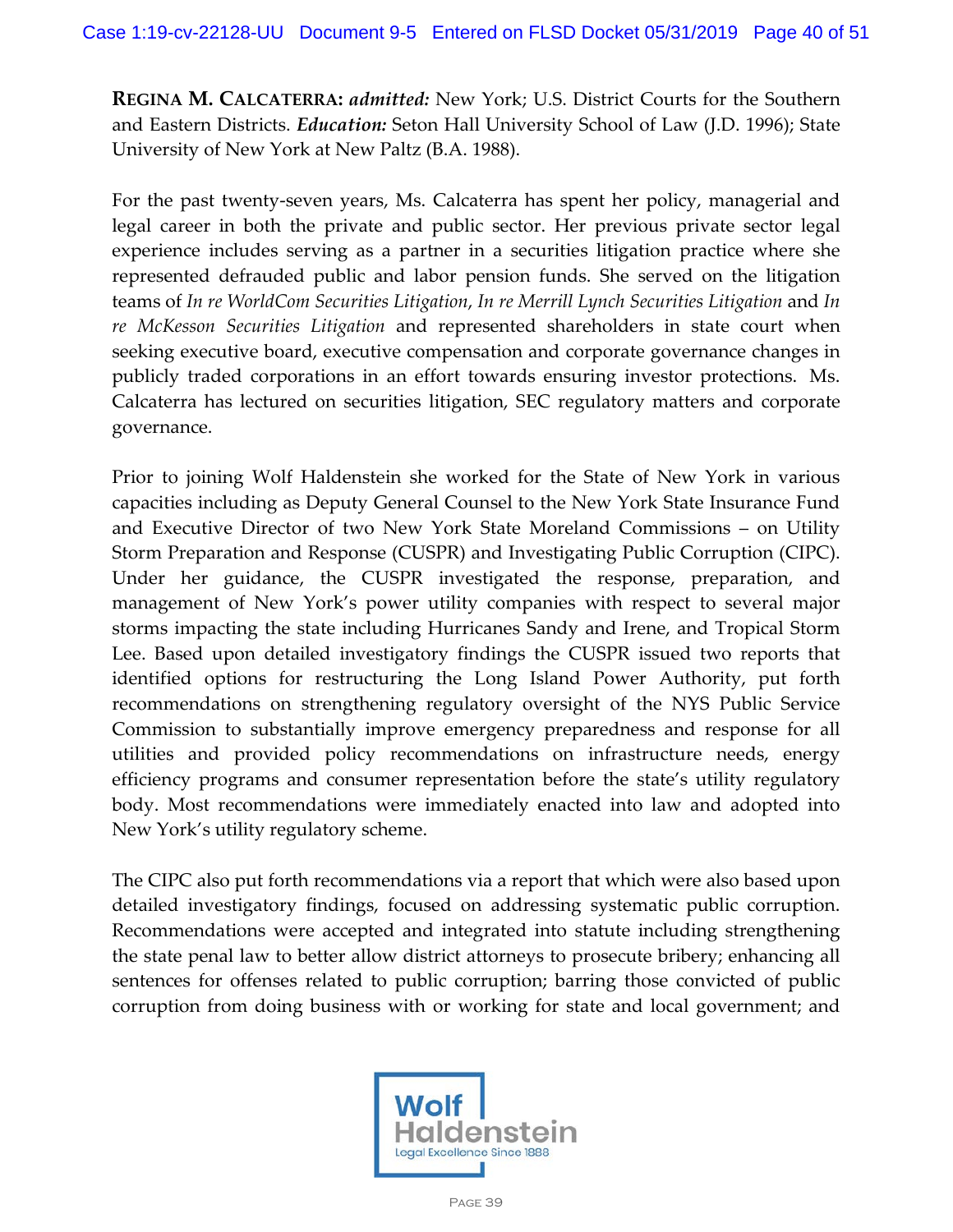**REGINA M. CALCATERRA:** ***admitted:*** New York; U.S. District Courts for the Southern and Eastern Districts. ***Education:*** Seton Hall University School of Law (J.D. 1996); State University of New York at New Paltz (B.A. 1988).

For the past twenty-seven years, Ms. Calcaterra has spent her policy, managerial and legal career in both the private and public sector. Her previous private sector legal experience includes serving as a partner in a securities litigation practice where she represented defrauded public and labor pension funds. She served on the litigation teams of *In re WorldCom Securities Litigation*, *In re Merrill Lynch Securities Litigation* and *In re McKesson Securities Litigation* and represented shareholders in state court when seeking executive board, executive compensation and corporate governance changes in publicly traded corporations in an effort towards ensuring investor protections. Ms. Calcaterra has lectured on securities litigation, SEC regulatory matters and corporate governance.

Prior to joining Wolf Haldenstein she worked for the State of New York in various capacities including as Deputy General Counsel to the New York State Insurance Fund and Executive Director of two New York State Moreland Commissions – on Utility Storm Preparation and Response (CUSPR) and Investigating Public Corruption (CIPC). Under her guidance, the CUSPR investigated the response, preparation, and management of New York's power utility companies with respect to several major storms impacting the state including Hurricanes Sandy and Irene, and Tropical Storm Lee. Based upon detailed investigatory findings the CUSPR issued two reports that identified options for restructuring the Long Island Power Authority, put forth recommendations on strengthening regulatory oversight of the NYS Public Service Commission to substantially improve emergency preparedness and response for all utilities and provided policy recommendations on infrastructure needs, energy efficiency programs and consumer representation before the state's utility regulatory body. Most recommendations were immediately enacted into law and adopted into New York's utility regulatory scheme.

The CIPC also put forth recommendations via a report that which were also based upon detailed investigatory findings, focused on addressing systematic public corruption. Recommendations were accepted and integrated into statute including strengthening the state penal law to better allow district attorneys to prosecute bribery; enhancing all sentences for offenses related to public corruption; barring those convicted of public corruption from doing business with or working for state and local government; and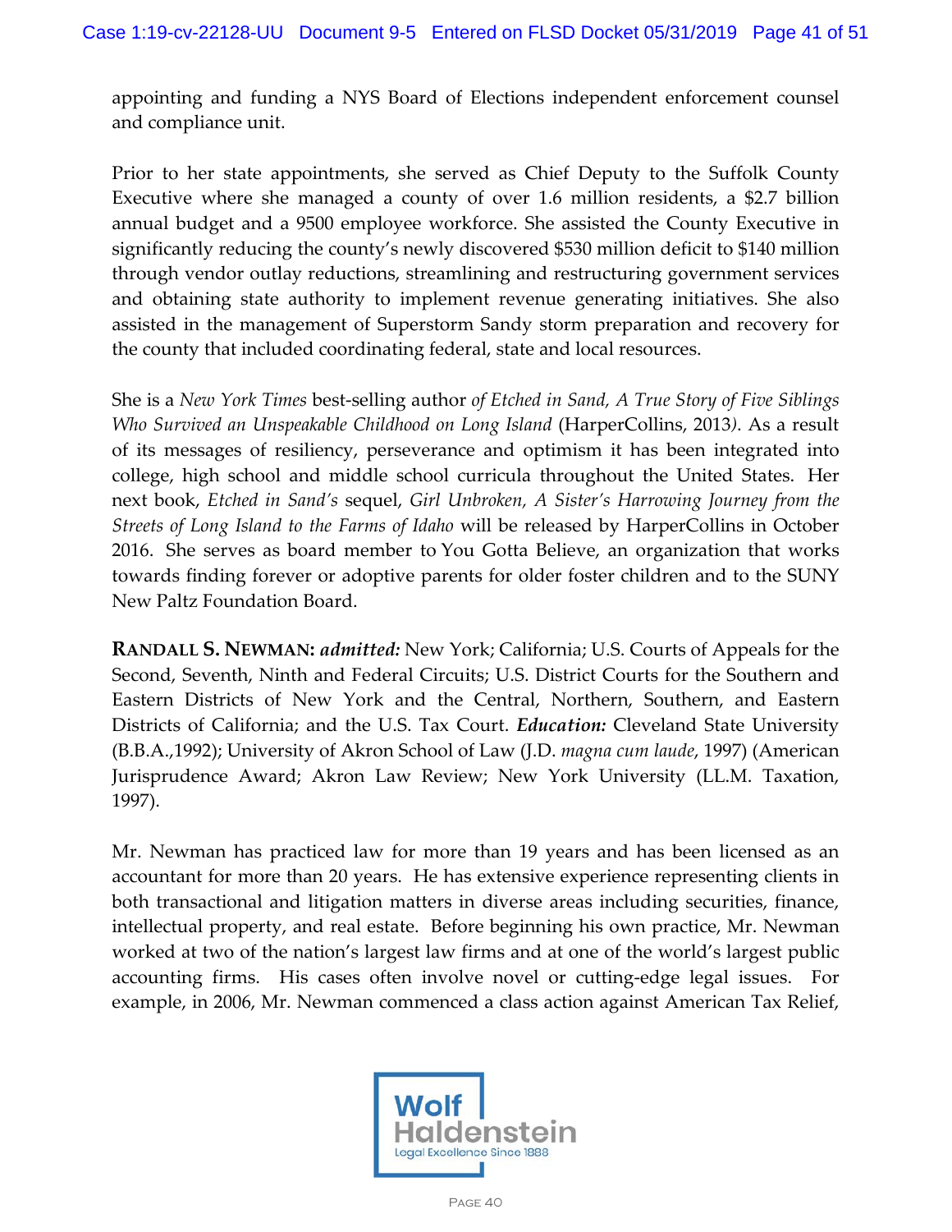appointing and funding a NYS Board of Elections independent enforcement counsel and compliance unit.

Prior to her state appointments, she served as Chief Deputy to the Suffolk County Executive where she managed a county of over 1.6 million residents, a $2.7 billion annual budget and a 9500 employee workforce. She assisted the County Executive in significantly reducing the county's newly discovered $530 million deficit to $140 million through vendor outlay reductions, streamlining and restructuring government services and obtaining state authority to implement revenue generating initiatives. She also assisted in the management of Superstorm Sandy storm preparation and recovery for the county that included coordinating federal, state and local resources.

She is a *New York Times* best-selling author *of Etched in Sand, A True Story of Five Siblings Who Survived an Unspeakable Childhood on Long Island* (HarperCollins, 2013*)*. As a result of its messages of resiliency, perseverance and optimism it has been integrated into college, high school and middle school curricula throughout the United States. Her next book, *Etched in Sand's* sequel, *Girl Unbroken, A Sister's Harrowing Journey from the Streets of Long Island to the Farms of Idaho* will be released by HarperCollins in October 2016. She serves as board member to You Gotta Believe, an organization that works towards finding forever or adoptive parents for older foster children and to the SUNY New Paltz Foundation Board.

**RANDALL S. NEWMAN:** ***admitted:*** New York; California; U.S. Courts of Appeals for the Second, Seventh, Ninth and Federal Circuits; U.S. District Courts for the Southern and Eastern Districts of New York and the Central, Northern, Southern, and Eastern Districts of California; and the U.S. Tax Court. ***Education:*** Cleveland State University (B.B.A.,1992); University of Akron School of Law (J.D. *magna cum laude*, 1997) (American Jurisprudence Award; Akron Law Review; New York University (LL.M. Taxation, 1997).

Mr. Newman has practiced law for more than 19 years and has been licensed as an accountant for more than 20 years. He has extensive experience representing clients in both transactional and litigation matters in diverse areas including securities, finance, intellectual property, and real estate. Before beginning his own practice, Mr. Newman worked at two of the nation's largest law firms and at one of the world's largest public accounting firms. His cases often involve novel or cutting-edge legal issues. For example, in 2006, Mr. Newman commenced a class action against American Tax Relief,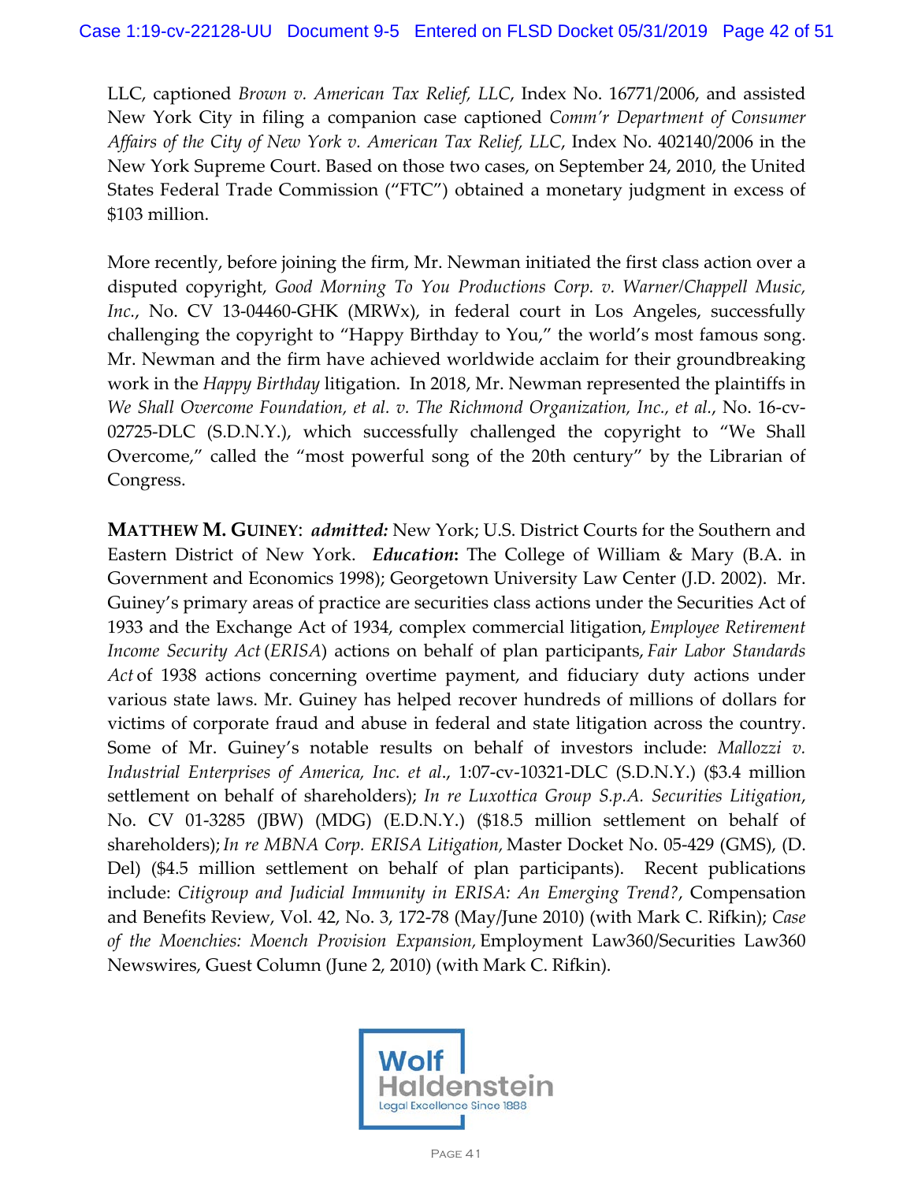LLC, captioned *Brown v. American Tax Relief, LLC*, Index No. 16771/2006, and assisted New York City in filing a companion case captioned *Comm'r Department of Consumer Affairs of the City of New York v. American Tax Relief, LLC*, Index No. 402140/2006 in the New York Supreme Court. Based on those two cases, on September 24, 2010, the United States Federal Trade Commission ("FTC") obtained a monetary judgment in excess of $103 million.

More recently, before joining the firm, Mr. Newman initiated the first class action over a disputed copyright, *Good Morning To You Productions Corp. v. Warner/Chappell Music, Inc.*, No. CV 13-04460-GHK (MRWx), in federal court in Los Angeles, successfully challenging the copyright to "Happy Birthday to You," the world's most famous song. Mr. Newman and the firm have achieved worldwide acclaim for their groundbreaking work in the *Happy Birthday* litigation. In 2018, Mr. Newman represented the plaintiffs in *We Shall Overcome Foundation, et al. v. The Richmond Organization, Inc., et al.*, No. 16-cv-02725-DLC (S.D.N.Y.), which successfully challenged the copyright to "We Shall Overcome," called the "most powerful song of the 20th century" by the Librarian of Congress.

**MATTHEW M. GUINEY**: ***admitted:*** New York; U.S. District Courts for the Southern and Eastern District of New York. ***Education*:** The College of William & Mary (B.A. in Government and Economics 1998); Georgetown University Law Center (J.D. 2002). Mr. Guiney's primary areas of practice are securities class actions under the Securities Act of 1933 and the Exchange Act of 1934, complex commercial litigation, *Employee Retirement Income Security Act* (*ERISA*) actions on behalf of plan participants, *Fair Labor Standards Act* of 1938 actions concerning overtime payment, and fiduciary duty actions under various state laws. Mr. Guiney has helped recover hundreds of millions of dollars for victims of corporate fraud and abuse in federal and state litigation across the country. Some of Mr. Guiney's notable results on behalf of investors include: *Mallozzi v. Industrial Enterprises of America, Inc. et al.*, 1:07-cv-10321-DLC (S.D.N.Y.) ($3.4 million settlement on behalf of shareholders); *In re Luxottica Group S.p.A. Securities Litigation*, No. CV 01-3285 (JBW) (MDG) (E.D.N.Y.) ($18.5 million settlement on behalf of shareholders); *In re MBNA Corp. ERISA Litigation,* Master Docket No. 05-429 (GMS), (D. Del) ($4.5 million settlement on behalf of plan participants). Recent publications include: *Citigroup and Judicial Immunity in ERISA: An Emerging Trend?*, Compensation and Benefits Review, Vol. 42, No. 3, 172-78 (May/June 2010) (with Mark C. Rifkin); *Case of the Moenchies: Moench Provision Expansion,* Employment Law360/Securities Law360 Newswires, Guest Column (June 2, 2010) (with Mark C. Rifkin).

Wolf Haldenstein
Legal Excellence Since 1888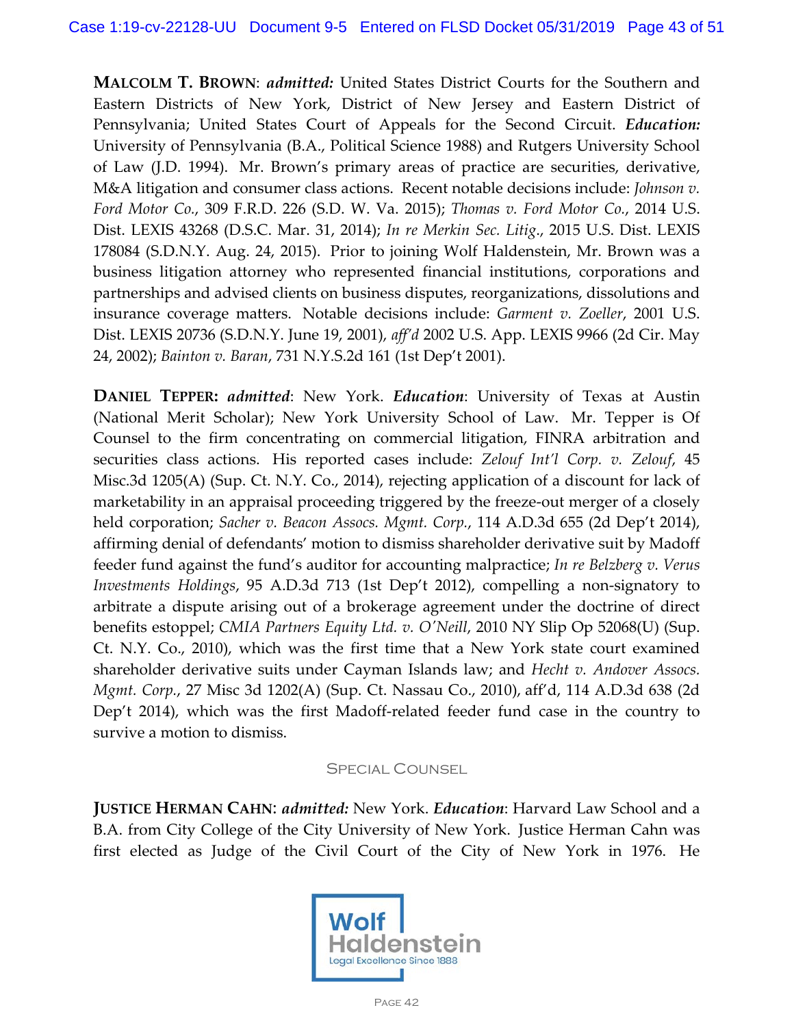**MALCOLM T. BROWN**: ***admitted:*** United States District Courts for the Southern and Eastern Districts of New York, District of New Jersey and Eastern District of Pennsylvania; United States Court of Appeals for the Second Circuit. ***Education:*** University of Pennsylvania (B.A., Political Science 1988) and Rutgers University School of Law (J.D. 1994). Mr. Brown's primary areas of practice are securities, derivative, M&A litigation and consumer class actions. Recent notable decisions include: *Johnson v. Ford Motor Co.*, 309 F.R.D. 226 (S.D. W. Va. 2015); *Thomas v. Ford Motor Co.*, 2014 U.S. Dist. LEXIS 43268 (D.S.C. Mar. 31, 2014); *In re Merkin Sec. Litig.*, 2015 U.S. Dist. LEXIS 178084 (S.D.N.Y. Aug. 24, 2015). Prior to joining Wolf Haldenstein, Mr. Brown was a business litigation attorney who represented financial institutions, corporations and partnerships and advised clients on business disputes, reorganizations, dissolutions and insurance coverage matters. Notable decisions include: *Garment v. Zoeller*, 2001 U.S. Dist. LEXIS 20736 (S.D.N.Y. June 19, 2001), *aff'd* 2002 U.S. App. LEXIS 9966 (2d Cir. May 24, 2002); *Bainton v. Baran*, 731 N.Y.S.2d 161 (1st Dep't 2001).

**DANIEL TEPPER:** ***admitted***: New York. ***Education***: University of Texas at Austin (National Merit Scholar); New York University School of Law. Mr. Tepper is Of Counsel to the firm concentrating on commercial litigation, FINRA arbitration and securities class actions. His reported cases include: *Zelouf Int'l Corp. v. Zelouf*, 45 Misc.3d 1205(A) (Sup. Ct. N.Y. Co., 2014), rejecting application of a discount for lack of marketability in an appraisal proceeding triggered by the freeze-out merger of a closely held corporation; *Sacher v. Beacon Assocs. Mgmt. Corp.*, 114 A.D.3d 655 (2d Dep't 2014), affirming denial of defendants' motion to dismiss shareholder derivative suit by Madoff feeder fund against the fund's auditor for accounting malpractice; *In re Belzberg v. Verus Investments Holdings*, 95 A.D.3d 713 (1st Dep't 2012), compelling a non-signatory to arbitrate a dispute arising out of a brokerage agreement under the doctrine of direct benefits estoppel; *CMIA Partners Equity Ltd. v. O'Neill*, 2010 NY Slip Op 52068(U) (Sup. Ct. N.Y. Co., 2010), which was the first time that a New York state court examined shareholder derivative suits under Cayman Islands law; and *Hecht v. Andover Assocs. Mgmt. Corp.*, 27 Misc 3d 1202(A) (Sup. Ct. Nassau Co., 2010), aff'd, 114 A.D.3d 638 (2d Dep't 2014), which was the first Madoff-related feeder fund case in the country to survive a motion to dismiss.

## SPECIAL COUNSEL

**JUSTICE HERMAN CAHN**: ***admitted:*** New York. ***Education***: Harvard Law School and a B.A. from City College of the City University of New York. Justice Herman Cahn was first elected as Judge of the Civil Court of the City of New York in 1976. He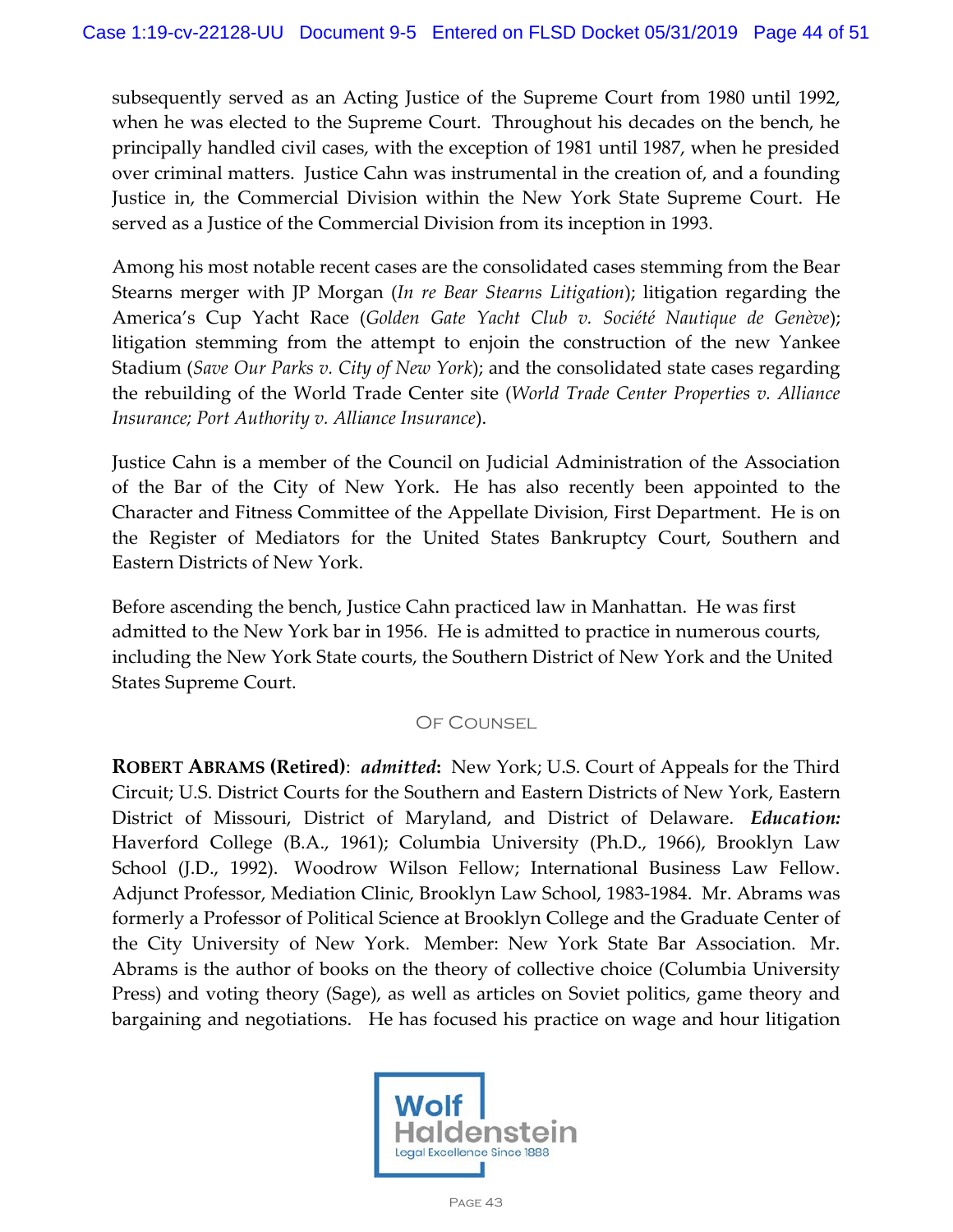subsequently served as an Acting Justice of the Supreme Court from 1980 until 1992, when he was elected to the Supreme Court. Throughout his decades on the bench, he principally handled civil cases, with the exception of 1981 until 1987, when he presided over criminal matters. Justice Cahn was instrumental in the creation of, and a founding Justice in, the Commercial Division within the New York State Supreme Court. He served as a Justice of the Commercial Division from its inception in 1993.

Among his most notable recent cases are the consolidated cases stemming from the Bear Stearns merger with JP Morgan (*In re Bear Stearns Litigation*); litigation regarding the America's Cup Yacht Race (*Golden Gate Yacht Club v. Société Nautique de Genève*); litigation stemming from the attempt to enjoin the construction of the new Yankee Stadium (*Save Our Parks v. City of New York*); and the consolidated state cases regarding the rebuilding of the World Trade Center site (*World Trade Center Properties v. Alliance Insurance; Port Authority v. Alliance Insurance*).

Justice Cahn is a member of the Council on Judicial Administration of the Association of the Bar of the City of New York. He has also recently been appointed to the Character and Fitness Committee of the Appellate Division, First Department. He is on the Register of Mediators for the United States Bankruptcy Court, Southern and Eastern Districts of New York.

Before ascending the bench, Justice Cahn practiced law in Manhattan. He was first admitted to the New York bar in 1956. He is admitted to practice in numerous courts, including the New York State courts, the Southern District of New York and the United States Supreme Court.

## Of Counsel

**Robert Abrams (Retired)**: ***admitted*:** New York; U.S. Court of Appeals for the Third Circuit; U.S. District Courts for the Southern and Eastern Districts of New York, Eastern District of Missouri, District of Maryland, and District of Delaware. ***Education:*** Haverford College (B.A., 1961); Columbia University (Ph.D., 1966), Brooklyn Law School (J.D., 1992). Woodrow Wilson Fellow; International Business Law Fellow. Adjunct Professor, Mediation Clinic, Brooklyn Law School, 1983-1984. Mr. Abrams was formerly a Professor of Political Science at Brooklyn College and the Graduate Center of the City University of New York. Member: New York State Bar Association. Mr. Abrams is the author of books on the theory of collective choice (Columbia University Press) and voting theory (Sage), as well as articles on Soviet politics, game theory and bargaining and negotiations. He has focused his practice on wage and hour litigation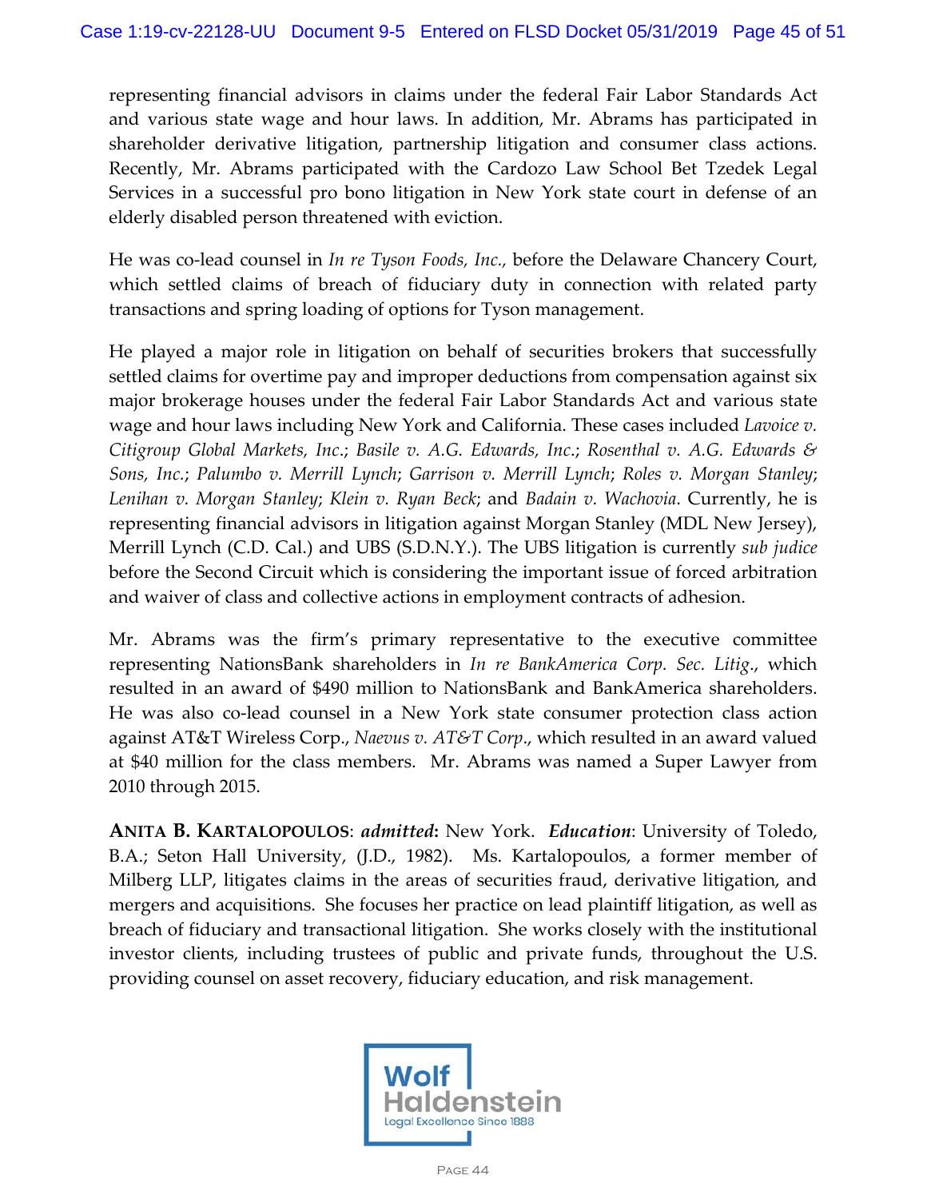representing financial advisors in claims under the federal Fair Labor Standards Act and various state wage and hour laws. In addition, Mr. Abrams has participated in shareholder derivative litigation, partnership litigation and consumer class actions. Recently, Mr. Abrams participated with the Cardozo Law School Bet Tzedek Legal Services in a successful pro bono litigation in New York state court in defense of an elderly disabled person threatened with eviction.

He was co-lead counsel in *In re Tyson Foods, Inc.,* before the Delaware Chancery Court, which settled claims of breach of fiduciary duty in connection with related party transactions and spring loading of options for Tyson management.

He played a major role in litigation on behalf of securities brokers that successfully settled claims for overtime pay and improper deductions from compensation against six major brokerage houses under the federal Fair Labor Standards Act and various state wage and hour laws including New York and California. These cases included *Lavoice v. Citigroup Global Markets, Inc.*; *Basile v. A.G. Edwards, Inc.*; *Rosenthal v. A.G. Edwards & Sons, Inc.*; *Palumbo v. Merrill Lynch*; *Garrison v. Merrill Lynch*; *Roles v. Morgan Stanley*; *Lenihan v. Morgan Stanley*; *Klein v. Ryan Beck*; and *Badain v. Wachovia*. Currently, he is representing financial advisors in litigation against Morgan Stanley (MDL New Jersey), Merrill Lynch (C.D. Cal.) and UBS (S.D.N.Y.). The UBS litigation is currently *sub judice* before the Second Circuit which is considering the important issue of forced arbitration and waiver of class and collective actions in employment contracts of adhesion.

Mr. Abrams was the firm's primary representative to the executive committee representing NationsBank shareholders in *In re BankAmerica Corp. Sec. Litig*., which resulted in an award of $490 million to NationsBank and BankAmerica shareholders. He was also co-lead counsel in a New York state consumer protection class action against AT&T Wireless Corp., *Naevus v. AT&T Corp*., which resulted in an award valued at $40 million for the class members. Mr. Abrams was named a Super Lawyer from 2010 through 2015.

**ANITA B. KARTALOPOULOS**: ***admitted*:** New York. ***Education***: University of Toledo, B.A.; Seton Hall University, (J.D., 1982). Ms. Kartalopoulos, a former member of Milberg LLP, litigates claims in the areas of securities fraud, derivative litigation, and mergers and acquisitions. She focuses her practice on lead plaintiff litigation, as well as breach of fiduciary and transactional litigation. She works closely with the institutional investor clients, including trustees of public and private funds, throughout the U.S. providing counsel on asset recovery, fiduciary education, and risk management.

Wolf Haldenstein
Legal Excellence Since 1888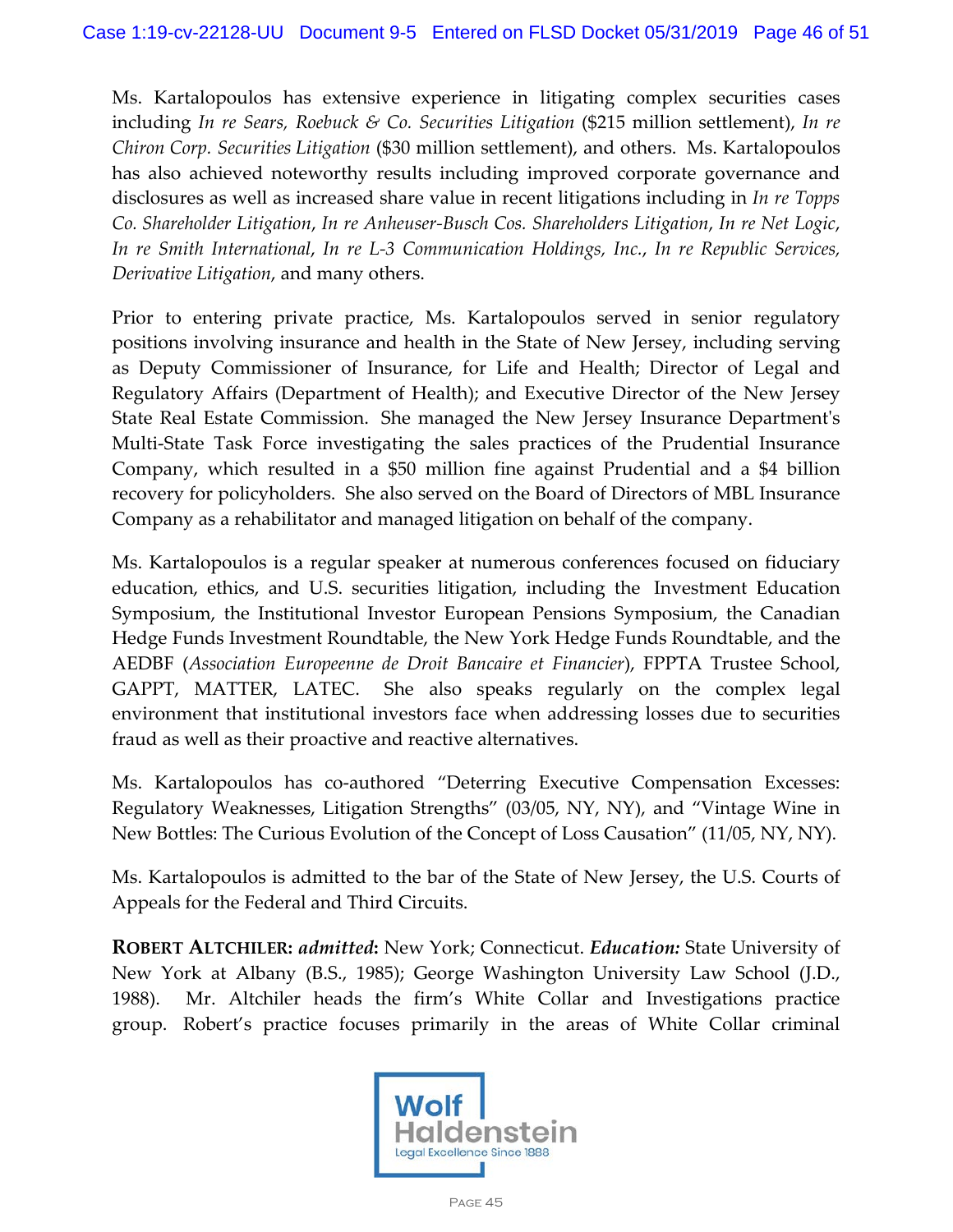Ms. Kartalopoulos has extensive experience in litigating complex securities cases including *In re Sears, Roebuck & Co. Securities Litigation* ($215 million settlement), *In re Chiron Corp. Securities Litigation* ($30 million settlement), and others. Ms. Kartalopoulos has also achieved noteworthy results including improved corporate governance and disclosures as well as increased share value in recent litigations including in *In re Topps Co. Shareholder Litigation*, *In re Anheuser-Busch Cos. Shareholders Litigation*, *In re Net Logic*, *In re Smith International*, *In re L-3 Communication Holdings, Inc.*, *In re Republic Services, Derivative Litigation*, and many others.

Prior to entering private practice, Ms. Kartalopoulos served in senior regulatory positions involving insurance and health in the State of New Jersey, including serving as Deputy Commissioner of Insurance, for Life and Health; Director of Legal and Regulatory Affairs (Department of Health); and Executive Director of the New Jersey State Real Estate Commission. She managed the New Jersey Insurance Department's Multi-State Task Force investigating the sales practices of the Prudential Insurance Company, which resulted in a $50 million fine against Prudential and a $4 billion recovery for policyholders. She also served on the Board of Directors of MBL Insurance Company as a rehabilitator and managed litigation on behalf of the company.

Ms. Kartalopoulos is a regular speaker at numerous conferences focused on fiduciary education, ethics, and U.S. securities litigation, including the Investment Education Symposium, the Institutional Investor European Pensions Symposium, the Canadian Hedge Funds Investment Roundtable, the New York Hedge Funds Roundtable, and the AEDBF (*Association Europeenne de Droit Bancaire et Financier*), FPPTA Trustee School, GAPPT, MATTER, LATEC. She also speaks regularly on the complex legal environment that institutional investors face when addressing losses due to securities fraud as well as their proactive and reactive alternatives.

Ms. Kartalopoulos has co-authored "Deterring Executive Compensation Excesses: Regulatory Weaknesses, Litigation Strengths" (03/05, NY, NY), and "Vintage Wine in New Bottles: The Curious Evolution of the Concept of Loss Causation" (11/05, NY, NY).

Ms. Kartalopoulos is admitted to the bar of the State of New Jersey, the U.S. Courts of Appeals for the Federal and Third Circuits.

**ROBERT ALTCHILER:** ***admitted*:** New York; Connecticut. ***Education:*** State University of New York at Albany (B.S., 1985); George Washington University Law School (J.D., 1988). Mr. Altchiler heads the firm's White Collar and Investigations practice group. Robert's practice focuses primarily in the areas of White Collar criminal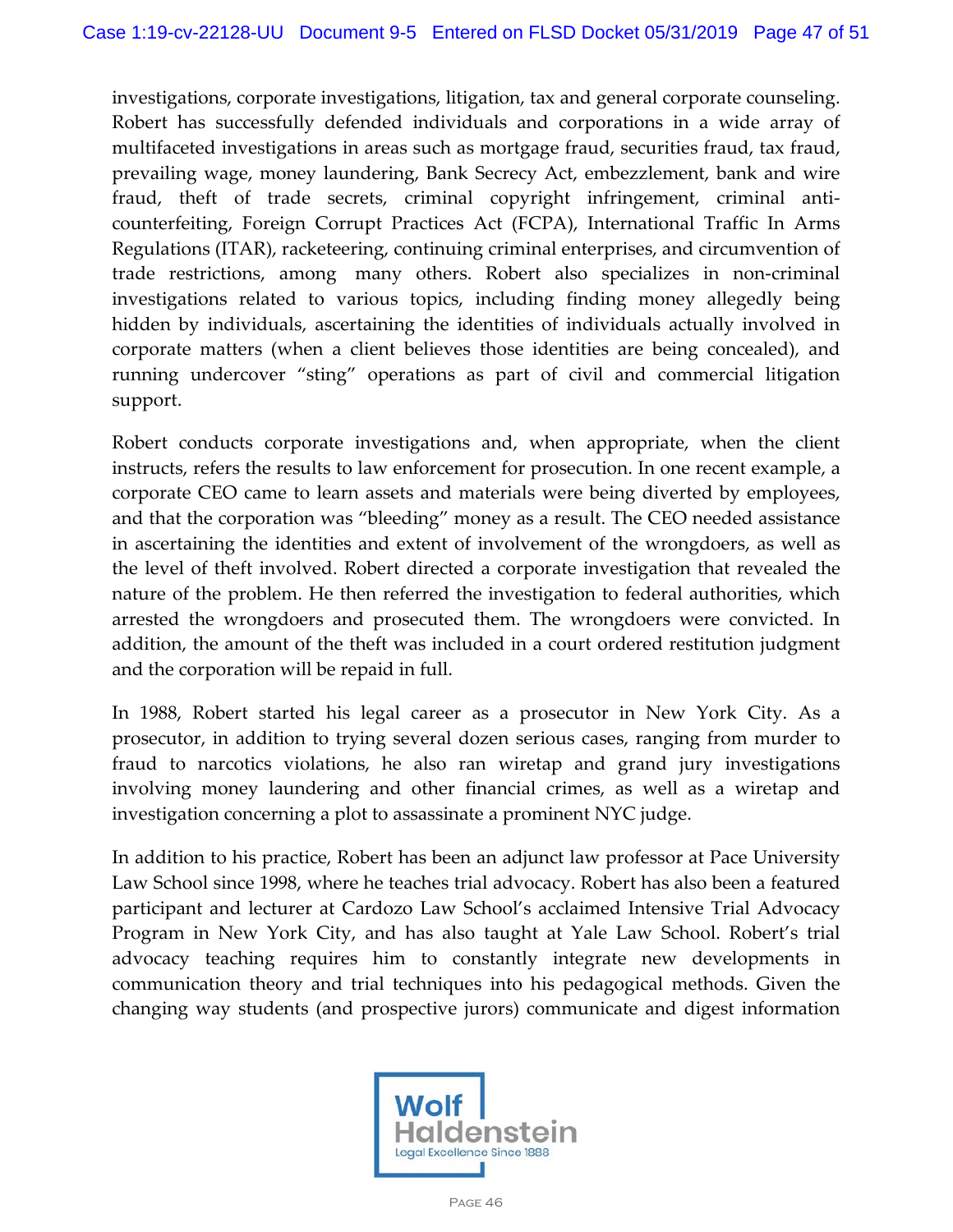investigations, corporate investigations, litigation, tax and general corporate counseling. Robert has successfully defended individuals and corporations in a wide array of multifaceted investigations in areas such as mortgage fraud, securities fraud, tax fraud, prevailing wage, money laundering, Bank Secrecy Act, embezzlement, bank and wire fraud, theft of trade secrets, criminal copyright infringement, criminal anti-counterfeiting, Foreign Corrupt Practices Act (FCPA), International Traffic In Arms Regulations (ITAR), racketeering, continuing criminal enterprises, and circumvention of trade restrictions, among many others. Robert also specializes in non-criminal investigations related to various topics, including finding money allegedly being hidden by individuals, ascertaining the identities of individuals actually involved in corporate matters (when a client believes those identities are being concealed), and running undercover "sting" operations as part of civil and commercial litigation support.

Robert conducts corporate investigations and, when appropriate, when the client instructs, refers the results to law enforcement for prosecution. In one recent example, a corporate CEO came to learn assets and materials were being diverted by employees, and that the corporation was "bleeding" money as a result. The CEO needed assistance in ascertaining the identities and extent of involvement of the wrongdoers, as well as the level of theft involved. Robert directed a corporate investigation that revealed the nature of the problem. He then referred the investigation to federal authorities, which arrested the wrongdoers and prosecuted them. The wrongdoers were convicted. In addition, the amount of the theft was included in a court ordered restitution judgment and the corporation will be repaid in full.

In 1988, Robert started his legal career as a prosecutor in New York City. As a prosecutor, in addition to trying several dozen serious cases, ranging from murder to fraud to narcotics violations, he also ran wiretap and grand jury investigations involving money laundering and other financial crimes, as well as a wiretap and investigation concerning a plot to assassinate a prominent NYC judge.

In addition to his practice, Robert has been an adjunct law professor at Pace University Law School since 1998, where he teaches trial advocacy. Robert has also been a featured participant and lecturer at Cardozo Law School's acclaimed Intensive Trial Advocacy Program in New York City, and has also taught at Yale Law School. Robert's trial advocacy teaching requires him to constantly integrate new developments in communication theory and trial techniques into his pedagogical methods. Given the changing way students (and prospective jurors) communicate and digest information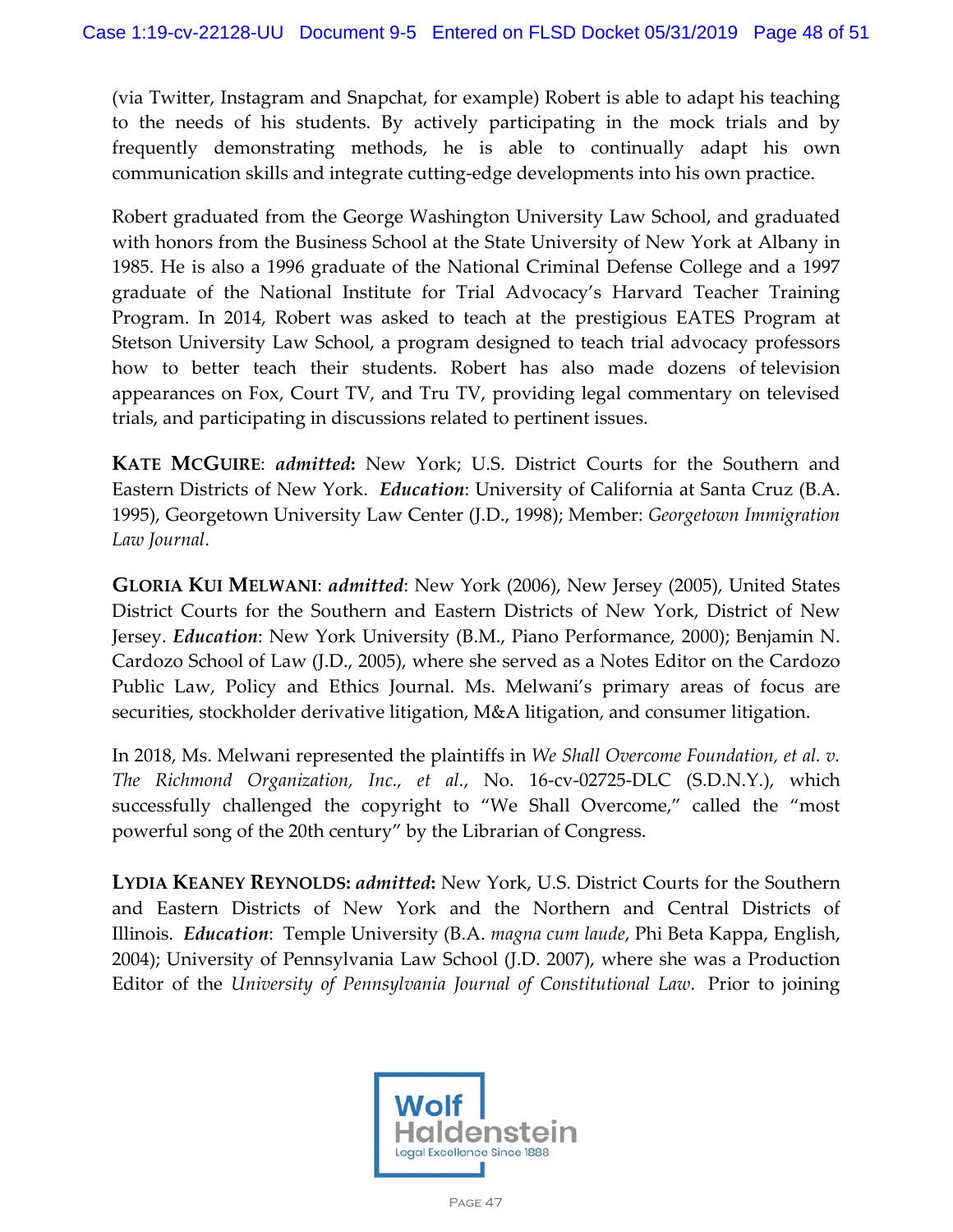(via Twitter, Instagram and Snapchat, for example) Robert is able to adapt his teaching to the needs of his students. By actively participating in the mock trials and by frequently demonstrating methods, he is able to continually adapt his own communication skills and integrate cutting-edge developments into his own practice.

Robert graduated from the George Washington University Law School, and graduated with honors from the Business School at the State University of New York at Albany in 1985. He is also a 1996 graduate of the National Criminal Defense College and a 1997 graduate of the National Institute for Trial Advocacy's Harvard Teacher Training Program. In 2014, Robert was asked to teach at the prestigious EATES Program at Stetson University Law School, a program designed to teach trial advocacy professors how to better teach their students. Robert has also made dozens of television appearances on Fox, Court TV, and Tru TV, providing legal commentary on televised trials, and participating in discussions related to pertinent issues.

**KATE MCGUIRE**: ***admitted*****:** New York; U.S. District Courts for the Southern and Eastern Districts of New York. ***Education***: University of California at Santa Cruz (B.A. 1995), Georgetown University Law Center (J.D., 1998); Member: *Georgetown Immigration Law Journal*.

**GLORIA KUI MELWANI**: ***admitted***: New York (2006), New Jersey (2005), United States District Courts for the Southern and Eastern Districts of New York, District of New Jersey. ***Education***: New York University (B.M., Piano Performance, 2000); Benjamin N. Cardozo School of Law (J.D., 2005), where she served as a Notes Editor on the Cardozo Public Law, Policy and Ethics Journal. Ms. Melwani's primary areas of focus are securities, stockholder derivative litigation, M&A litigation, and consumer litigation.

In 2018, Ms. Melwani represented the plaintiffs in *We Shall Overcome Foundation, et al. v. The Richmond Organization, Inc., et al.*, No. 16-cv-02725-DLC (S.D.N.Y.), which successfully challenged the copyright to "We Shall Overcome," called the "most powerful song of the 20th century" by the Librarian of Congress.

**LYDIA KEANEY REYNOLDS:** ***admitted*****:** New York, U.S. District Courts for the Southern and Eastern Districts of New York and the Northern and Central Districts of Illinois. ***Education***: Temple University (B.A. *magna cum laude*, Phi Beta Kappa, English, 2004); University of Pennsylvania Law School (J.D. 2007), where she was a Production Editor of the *University of Pennsylvania Journal of Constitutional Law*. Prior to joining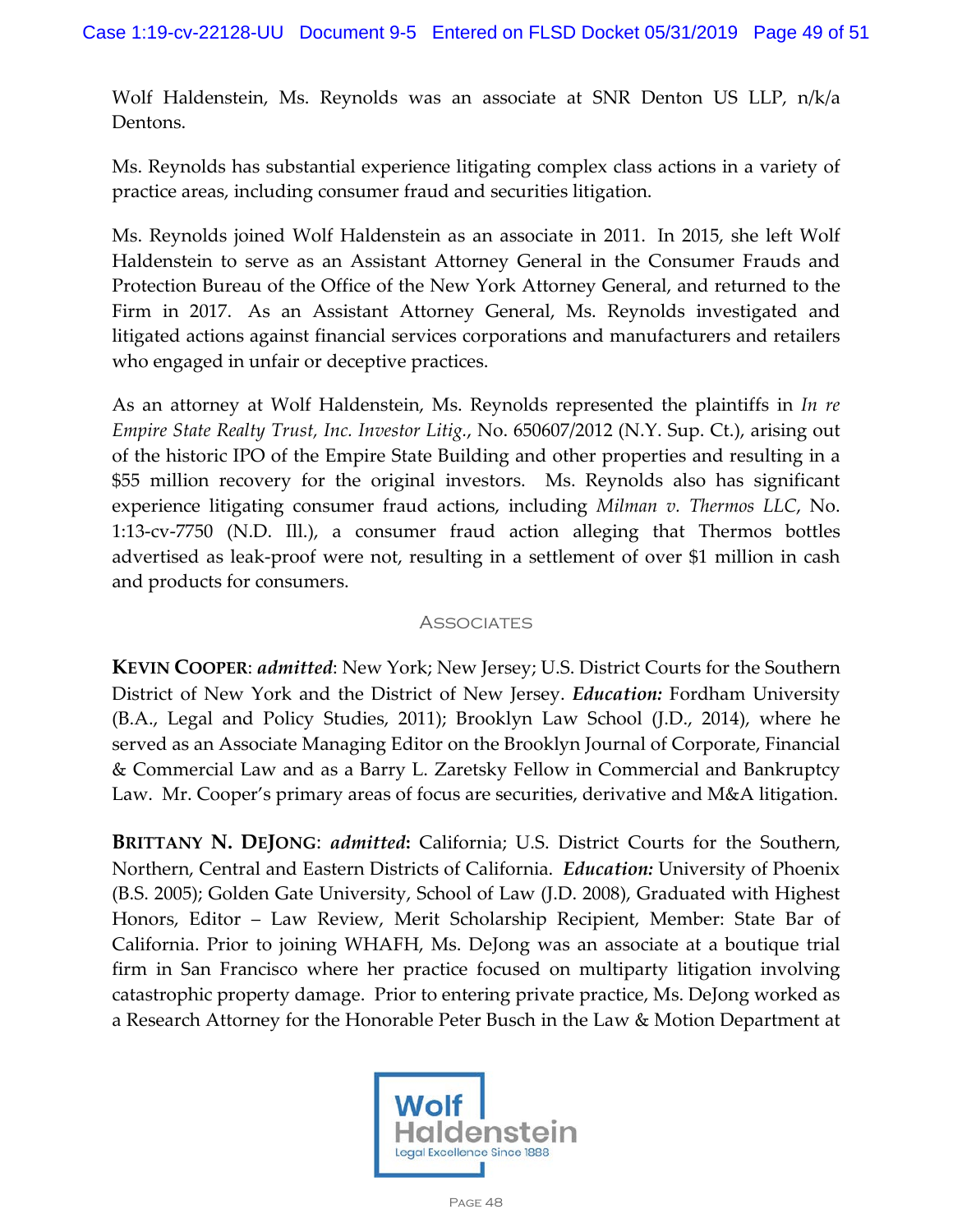Wolf Haldenstein, Ms. Reynolds was an associate at SNR Denton US LLP, n/k/a Dentons.

Ms. Reynolds has substantial experience litigating complex class actions in a variety of practice areas, including consumer fraud and securities litigation.

Ms. Reynolds joined Wolf Haldenstein as an associate in 2011. In 2015, she left Wolf Haldenstein to serve as an Assistant Attorney General in the Consumer Frauds and Protection Bureau of the Office of the New York Attorney General, and returned to the Firm in 2017. As an Assistant Attorney General, Ms. Reynolds investigated and litigated actions against financial services corporations and manufacturers and retailers who engaged in unfair or deceptive practices.

As an attorney at Wolf Haldenstein, Ms. Reynolds represented the plaintiffs in *In re Empire State Realty Trust, Inc. Investor Litig.*, No. 650607/2012 (N.Y. Sup. Ct.), arising out of the historic IPO of the Empire State Building and other properties and resulting in a $55 million recovery for the original investors. Ms. Reynolds also has significant experience litigating consumer fraud actions, including *Milman v. Thermos LLC*, No. 1:13-cv-7750 (N.D. Ill.), a consumer fraud action alleging that Thermos bottles advertised as leak-proof were not, resulting in a settlement of over $1 million in cash and products for consumers.

## Associates

**KEVIN COOPER**: ***admitted***: New York; New Jersey; U.S. District Courts for the Southern District of New York and the District of New Jersey. ***Education:*** Fordham University (B.A., Legal and Policy Studies, 2011); Brooklyn Law School (J.D., 2014), where he served as an Associate Managing Editor on the Brooklyn Journal of Corporate, Financial & Commercial Law and as a Barry L. Zaretsky Fellow in Commercial and Bankruptcy Law. Mr. Cooper's primary areas of focus are securities, derivative and M&A litigation.

**BRITTANY N. DEJONG**: ***admitted*:** California; U.S. District Courts for the Southern, Northern, Central and Eastern Districts of California. ***Education:*** University of Phoenix (B.S. 2005); Golden Gate University, School of Law (J.D. 2008), Graduated with Highest Honors, Editor – Law Review, Merit Scholarship Recipient, Member: State Bar of California. Prior to joining WHAFH, Ms. DeJong was an associate at a boutique trial firm in San Francisco where her practice focused on multiparty litigation involving catastrophic property damage. Prior to entering private practice, Ms. DeJong worked as a Research Attorney for the Honorable Peter Busch in the Law & Motion Department at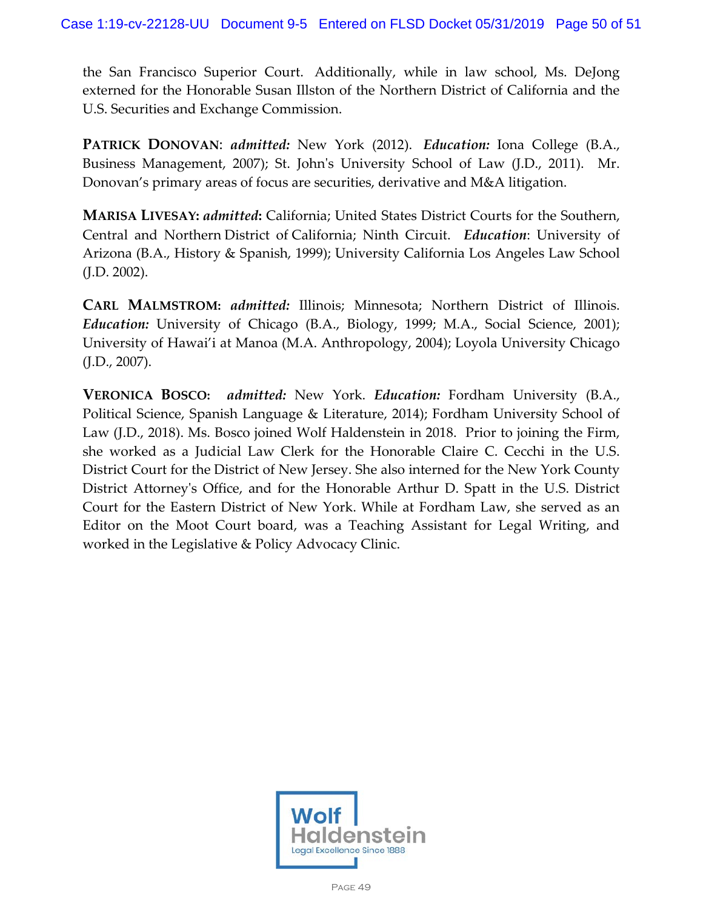the San Francisco Superior Court. Additionally, while in law school, Ms. DeJong externed for the Honorable Susan Illston of the Northern District of California and the U.S. Securities and Exchange Commission.

**PATRICK DONOVAN**: ***admitted:*** New York (2012). ***Education:*** Iona College (B.A., Business Management, 2007); St. John's University School of Law (J.D., 2011). Mr. Donovan's primary areas of focus are securities, derivative and M&A litigation.

**MARISA LIVESAY:** ***admitted*****:** California; United States District Courts for the Southern, Central and Northern District of California; Ninth Circuit. ***Education***: University of Arizona (B.A., History & Spanish, 1999); University California Los Angeles Law School (J.D. 2002).

**CARL MALMSTROM:** ***admitted:*** Illinois; Minnesota; Northern District of Illinois. ***Education:*** University of Chicago (B.A., Biology, 1999; M.A., Social Science, 2001); University of Hawai'i at Manoa (M.A. Anthropology, 2004); Loyola University Chicago (J.D., 2007).

**VERONICA BOSCO:** ***admitted:*** New York. ***Education:*** Fordham University (B.A., Political Science, Spanish Language & Literature, 2014); Fordham University School of Law (J.D., 2018). Ms. Bosco joined Wolf Haldenstein in 2018. Prior to joining the Firm, she worked as a Judicial Law Clerk for the Honorable Claire C. Cecchi in the U.S. District Court for the District of New Jersey. She also interned for the New York County District Attorney's Office, and for the Honorable Arthur D. Spatt in the U.S. District Court for the Eastern District of New York. While at Fordham Law, she served as an Editor on the Moot Court board, was a Teaching Assistant for Legal Writing, and worked in the Legislative & Policy Advocacy Clinic.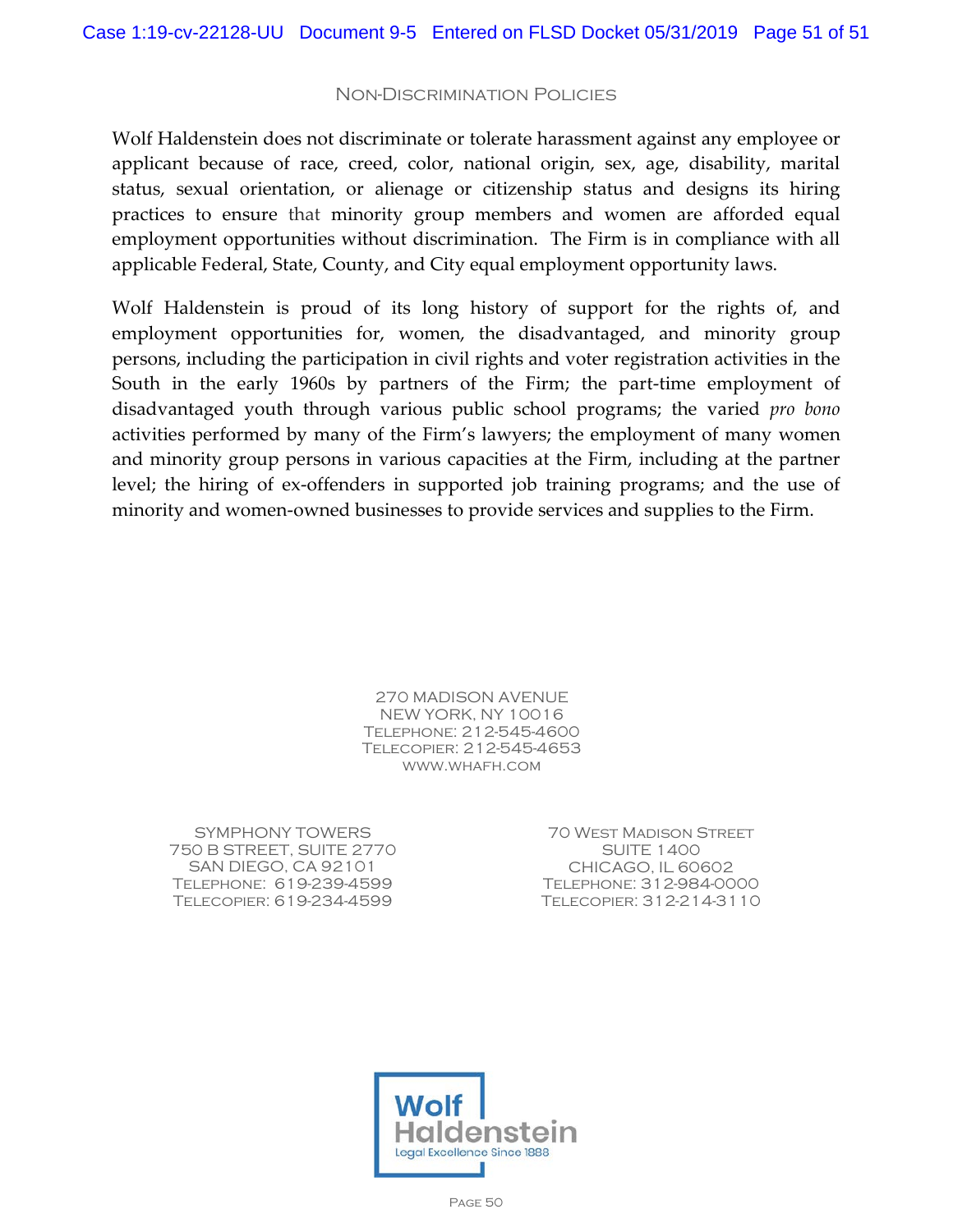## Non-Discrimination Policies

Wolf Haldenstein does not discriminate or tolerate harassment against any employee or applicant because of race, creed, color, national origin, sex, age, disability, marital status, sexual orientation, or alienage or citizenship status and designs its hiring practices to ensure that minority group members and women are afforded equal employment opportunities without discrimination. The Firm is in compliance with all applicable Federal, State, County, and City equal employment opportunity laws.

Wolf Haldenstein is proud of its long history of support for the rights of, and employment opportunities for, women, the disadvantaged, and minority group persons, including the participation in civil rights and voter registration activities in the South in the early 1960s by partners of the Firm; the part-time employment of disadvantaged youth through various public school programs; the varied *pro bono* activities performed by many of the Firm's lawyers; the employment of many women and minority group persons in various capacities at the Firm, including at the partner level; the hiring of ex-offenders in supported job training programs; and the use of minority and women-owned businesses to provide services and supplies to the Firm.

270 MADISON AVENUE
NEW YORK, NY 10016
TELEPHONE: 212-545-4600
TELECOPIER: 212-545-4653
WWW.WHAFH.COM

SYMPHONY TOWERS
750 B STREET, SUITE 2770
SAN DIEGO, CA 92101
TELEPHONE: 619-239-4599
TELECOPIER: 619-234-4599

70 WEST MADISON STREET
SUITE 1400
CHICAGO, IL 60602
TELEPHONE: 312-984-0000
TELECOPIER: 312-214-3110

Wolf Haldenstein
Legal Excellence Since 1888